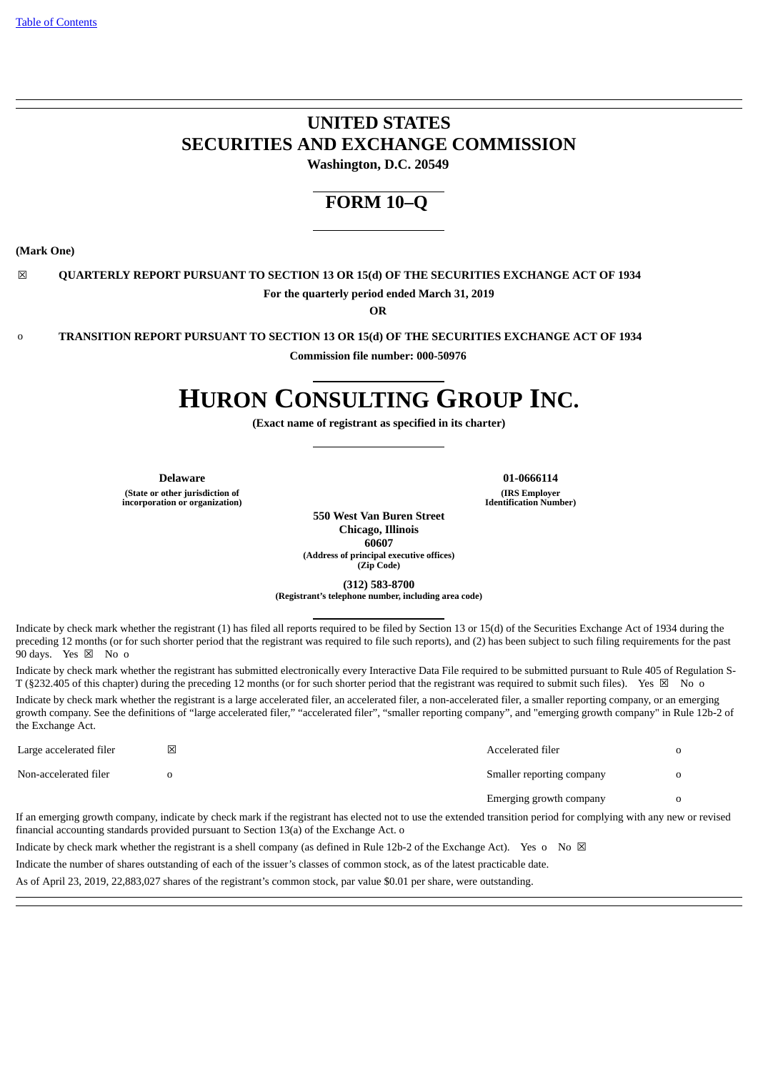# UNITED STATES
# SECURITIES AND EXCHANGE COMMISSION

**Washington, D.C. 20549**

## FORM 10–Q

**(Mark One)**

☒ **QUARTERLY REPORT PURSUANT TO SECTION 13 OR 15(d) OF THE SECURITIES EXCHANGE ACT OF 1934**

**For the quarterly period ended March 31, 2019**

**OR**

o **TRANSITION REPORT PURSUANT TO SECTION 13 OR 15(d) OF THE SECURITIES EXCHANGE ACT OF 1934**

**Commission file number: 000-50976**

# HURON CONSULTING GROUP INC.

**(Exact name of registrant as specified in its charter)**

| **Delaware** | **01-0666114** |
|---|---|
| **(State or other jurisdiction of incorporation or organization)** | **(IRS Employer Identification Number)** |

**550 West Van Buren Street**
**Chicago, Illinois**
**60607**
**(Address of principal executive offices)**
**(Zip Code)**

**(312) 583-8700**
**(Registrant's telephone number, including area code)**

Indicate by check mark whether the registrant (1) has filed all reports required to be filed by Section 13 or 15(d) of the Securities Exchange Act of 1934 during the preceding 12 months (or for such shorter period that the registrant was required to file such reports), and (2) has been subject to such filing requirements for the past 90 days. Yes ☒ No o

Indicate by check mark whether the registrant has submitted electronically every Interactive Data File required to be submitted pursuant to Rule 405 of Regulation S-T (§232.405 of this chapter) during the preceding 12 months (or for such shorter period that the registrant was required to submit such files). Yes ☒ No o

Indicate by check mark whether the registrant is a large accelerated filer, an accelerated filer, a non-accelerated filer, a smaller reporting company, or an emerging growth company. See the definitions of "large accelerated filer," "accelerated filer", "smaller reporting company", and "emerging growth company" in Rule 12b-2 of the Exchange Act.

| | | | |
|---|---|---|---|
| Large accelerated filer | ☒ | Accelerated filer | o |
| Non-accelerated filer | o | Smaller reporting company | o |
| | | Emerging growth company | o |

If an emerging growth company, indicate by check mark if the registrant has elected not to use the extended transition period for complying with any new or revised financial accounting standards provided pursuant to Section 13(a) of the Exchange Act. o

Indicate by check mark whether the registrant is a shell company (as defined in Rule 12b-2 of the Exchange Act). Yes o No ☒

Indicate the number of shares outstanding of each of the issuer's classes of common stock, as of the latest practicable date.

As of April 23, 2019, 22,883,027 shares of the registrant's common stock, par value $0.01 per share, were outstanding.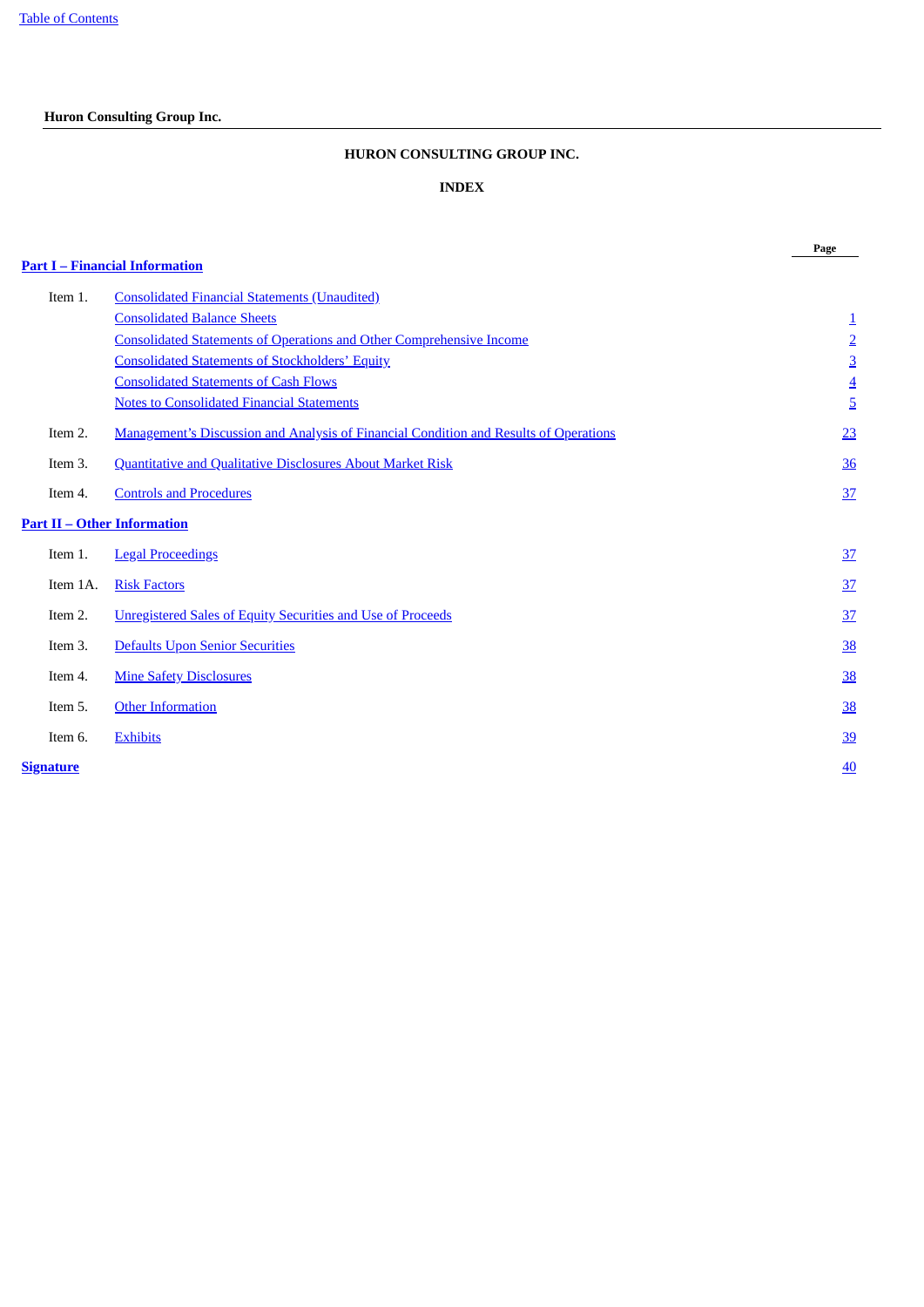# HURON CONSULTING GROUP INC.

## INDEX

| | | Page |
|---|---|---|
| **Part I – Financial Information** | | |
| Item 1. | Consolidated Financial Statements (Unaudited) | |
| | Consolidated Balance Sheets | 1 |
| | Consolidated Statements of Operations and Other Comprehensive Income | 2 |
| | Consolidated Statements of Stockholders’ Equity | 3 |
| | Consolidated Statements of Cash Flows | 4 |
| | Notes to Consolidated Financial Statements | 5 |
| Item 2. | Management’s Discussion and Analysis of Financial Condition and Results of Operations | 23 |
| Item 3. | Quantitative and Qualitative Disclosures About Market Risk | 36 |
| Item 4. | Controls and Procedures | 37 |
| **Part II – Other Information** | | |
| Item 1. | Legal Proceedings | 37 |
| Item 1A. | Risk Factors | 37 |
| Item 2. | Unregistered Sales of Equity Securities and Use of Proceeds | 37 |
| Item 3. | Defaults Upon Senior Securities | 38 |
| Item 4. | Mine Safety Disclosures | 38 |
| Item 5. | Other Information | 38 |
| Item 6. | Exhibits | 39 |
| **Signature** | | 40 |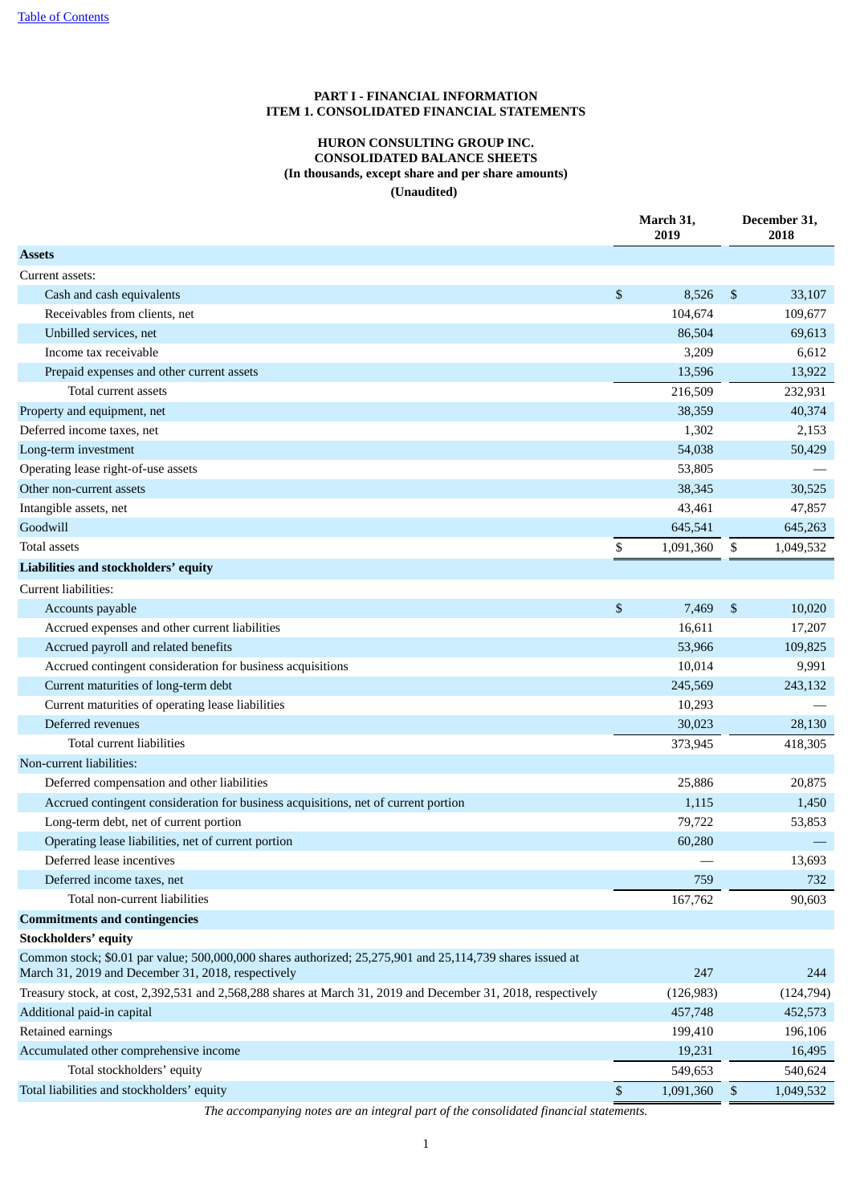[Table of Contents](#)

**PART I - FINANCIAL INFORMATION**
**ITEM 1. CONSOLIDATED FINANCIAL STATEMENTS**

**HURON CONSULTING GROUP INC.**
**CONSOLIDATED BALANCE SHEETS**
**(In thousands, except share and per share amounts)**
**(Unaudited)**

| | March 31, 2019 | December 31, 2018 |
|---|---|---|
| **Assets** | | |
| Current assets: | | |
| Cash and cash equivalents | $ 8,526 | $ 33,107 |
| Receivables from clients, net | 104,674 | 109,677 |
| Unbilled services, net | 86,504 | 69,613 |
| Income tax receivable | 3,209 | 6,612 |
| Prepaid expenses and other current assets | 13,596 | 13,922 |
| Total current assets | 216,509 | 232,931 |
| Property and equipment, net | 38,359 | 40,374 |
| Deferred income taxes, net | 1,302 | 2,153 |
| Long-term investment | 54,038 | 50,429 |
| Operating lease right-of-use assets | 53,805 | — |
| Other non-current assets | 38,345 | 30,525 |
| Intangible assets, net | 43,461 | 47,857 |
| Goodwill | 645,541 | 645,263 |
| Total assets | $ 1,091,360 | $ 1,049,532 |
| **Liabilities and stockholders' equity** | | |
| Current liabilities: | | |
| Accounts payable | $ 7,469 | $ 10,020 |
| Accrued expenses and other current liabilities | 16,611 | 17,207 |
| Accrued payroll and related benefits | 53,966 | 109,825 |
| Accrued contingent consideration for business acquisitions | 10,014 | 9,991 |
| Current maturities of long-term debt | 245,569 | 243,132 |
| Current maturities of operating lease liabilities | 10,293 | — |
| Deferred revenues | 30,023 | 28,130 |
| Total current liabilities | 373,945 | 418,305 |
| Non-current liabilities: | | |
| Deferred compensation and other liabilities | 25,886 | 20,875 |
| Accrued contingent consideration for business acquisitions, net of current portion | 1,115 | 1,450 |
| Long-term debt, net of current portion | 79,722 | 53,853 |
| Operating lease liabilities, net of current portion | 60,280 | — |
| Deferred lease incentives | — | 13,693 |
| Deferred income taxes, net | 759 | 732 |
| Total non-current liabilities | 167,762 | 90,603 |
| **Commitments and contingencies** | | |
| **Stockholders' equity** | | |
| Common stock; $0.01 par value; 500,000,000 shares authorized; 25,275,901 and 25,114,739 shares issued at March 31, 2019 and December 31, 2018, respectively | 247 | 244 |
| Treasury stock, at cost, 2,392,531 and 2,568,288 shares at March 31, 2019 and December 31, 2018, respectively | (126,983) | (124,794) |
| Additional paid-in capital | 457,748 | 452,573 |
| Retained earnings | 199,410 | 196,106 |
| Accumulated other comprehensive income | 19,231 | 16,495 |
| Total stockholders' equity | 549,653 | 540,624 |
| Total liabilities and stockholders' equity | $ 1,091,360 | $ 1,049,532 |

*The accompanying notes are an integral part of the consolidated financial statements.*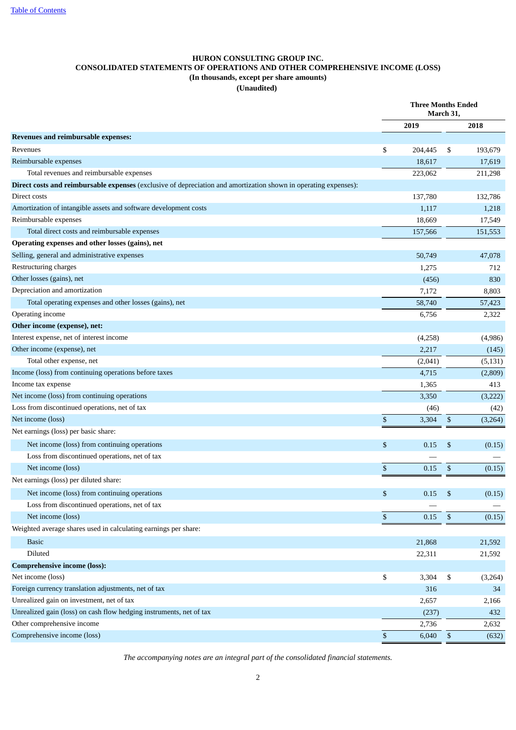**HURON CONSULTING GROUP INC.**
**CONSOLIDATED STATEMENTS OF OPERATIONS AND OTHER COMPREHENSIVE INCOME (LOSS)**
**(In thousands, except per share amounts)**
**(Unaudited)**

| | Three Months Ended March 31, | |
|---|---|---|
| | 2019 | 2018 |
| **Revenues and reimbursable expenses:** | | |
| Revenues | $ 204,445 | $ 193,679 |
| Reimbursable expenses | 18,617 | 17,619 |
| Total revenues and reimbursable expenses | 223,062 | 211,298 |
| **Direct costs and reimbursable expenses** (exclusive of depreciation and amortization shown in operating expenses): | | |
| Direct costs | 137,780 | 132,786 |
| Amortization of intangible assets and software development costs | 1,117 | 1,218 |
| Reimbursable expenses | 18,669 | 17,549 |
| Total direct costs and reimbursable expenses | 157,566 | 151,553 |
| **Operating expenses and other losses (gains), net** | | |
| Selling, general and administrative expenses | 50,749 | 47,078 |
| Restructuring charges | 1,275 | 712 |
| Other losses (gains), net | (456) | 830 |
| Depreciation and amortization | 7,172 | 8,803 |
| Total operating expenses and other losses (gains), net | 58,740 | 57,423 |
| Operating income | 6,756 | 2,322 |
| **Other income (expense), net:** | | |
| Interest expense, net of interest income | (4,258) | (4,986) |
| Other income (expense), net | 2,217 | (145) |
| Total other expense, net | (2,041) | (5,131) |
| Income (loss) from continuing operations before taxes | 4,715 | (2,809) |
| Income tax expense | 1,365 | 413 |
| Net income (loss) from continuing operations | 3,350 | (3,222) |
| Loss from discontinued operations, net of tax | (46) | (42) |
| Net income (loss) | $ 3,304 | $ (3,264) |
| Net earnings (loss) per basic share: | | |
| Net income (loss) from continuing operations | $ 0.15 | $ (0.15) |
| Loss from discontinued operations, net of tax | — | — |
| Net income (loss) | $ 0.15 | $ (0.15) |
| Net earnings (loss) per diluted share: | | |
| Net income (loss) from continuing operations | $ 0.15 | $ (0.15) |
| Loss from discontinued operations, net of tax | — | — |
| Net income (loss) | $ 0.15 | $ (0.15) |
| Weighted average shares used in calculating earnings per share: | | |
| Basic | 21,868 | 21,592 |
| Diluted | 22,311 | 21,592 |
| **Comprehensive income (loss):** | | |
| Net income (loss) | $ 3,304 | $ (3,264) |
| Foreign currency translation adjustments, net of tax | 316 | 34 |
| Unrealized gain on investment, net of tax | 2,657 | 2,166 |
| Unrealized gain (loss) on cash flow hedging instruments, net of tax | (237) | 432 |
| Other comprehensive income | 2,736 | 2,632 |
| Comprehensive income (loss) | $ 6,040 | $ (632) |

*The accompanying notes are an integral part of the consolidated financial statements.*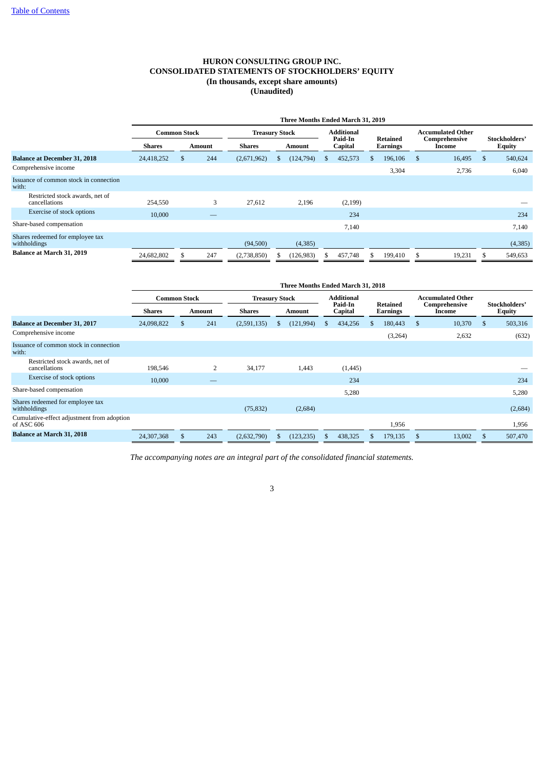# HURON CONSULTING GROUP INC.
# CONSOLIDATED STATEMENTS OF STOCKHOLDERS' EQUITY
## (In thousands, except share amounts)
## (Unaudited)

| | Three Months Ended March 31, 2019 | | | | | | | |
|---|---|---|---|---|---|---|---|---|
| | Common Stock | | Treasury Stock | | Additional Paid-In Capital | Retained Earnings | Accumulated Other Comprehensive Income | Stockholders' Equity |
| | Shares | Amount | Shares | Amount | | | | |
| **Balance at December 31, 2018** | 24,418,252 | $ 244 | (2,671,962) | $ (124,794) | $ 452,573 | $ 196,106 | $ 16,495 | $ 540,624 |
| Comprehensive income | | | | | | 3,304 | 2,736 | 6,040 |
| Issuance of common stock in connection with: | | | | | | | | |
| Restricted stock awards, net of cancellations | 254,550 | 3 | 27,612 | 2,196 | (2,199) | | | — |
| Exercise of stock options | 10,000 | — | | | 234 | | | 234 |
| Share-based compensation | | | | | 7,140 | | | 7,140 |
| Shares redeemed for employee tax withholdings | | | (94,500) | (4,385) | | | | (4,385) |
| **Balance at March 31, 2019** | 24,682,802 | $ 247 | (2,738,850) | $ (126,983) | $ 457,748 | $ 199,410 | $ 19,231 | $ 549,653 |

| | Three Months Ended March 31, 2018 | | | | | | | |
|---|---|---|---|---|---|---|---|---|
| | Common Stock | | Treasury Stock | | Additional Paid-In Capital | Retained Earnings | Accumulated Other Comprehensive Income | Stockholders' Equity |
| | Shares | Amount | Shares | Amount | | | | |
| **Balance at December 31, 2017** | 24,098,822 | $ 241 | (2,591,135) | $ (121,994) | $ 434,256 | $ 180,443 | $ 10,370 | $ 503,316 |
| Comprehensive income | | | | | | (3,264) | 2,632 | (632) |
| Issuance of common stock in connection with: | | | | | | | | |
| Restricted stock awards, net of cancellations | 198,546 | 2 | 34,177 | 1,443 | (1,445) | | | — |
| Exercise of stock options | 10,000 | — | | | 234 | | | 234 |
| Share-based compensation | | | | | 5,280 | | | 5,280 |
| Shares redeemed for employee tax withholdings | | | (75,832) | (2,684) | | | | (2,684) |
| Cumulative-effect adjustment from adoption of ASC 606 | | | | | | 1,956 | | 1,956 |
| **Balance at March 31, 2018** | 24,307,368 | $ 243 | (2,632,790) | $ (123,235) | $ 438,325 | $ 179,135 | $ 13,002 | $ 507,470 |

*The accompanying notes are an integral part of the consolidated financial statements.*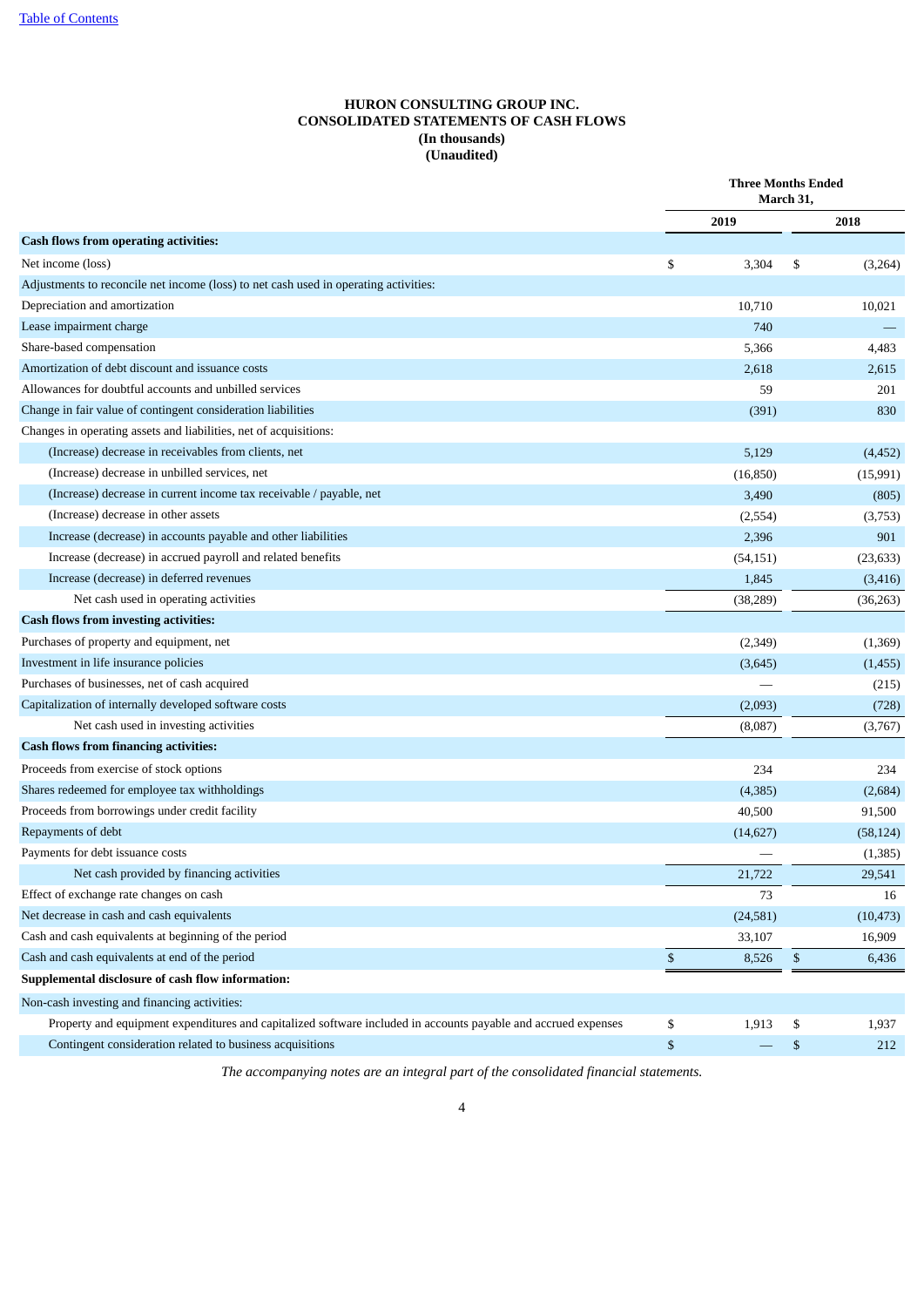# HURON CONSULTING GROUP INC.
## CONSOLIDATED STATEMENTS OF CASH FLOWS
### (In thousands)
### (Unaudited)

| | Three Months Ended March 31, | |
|---|---|---|
| | 2019 | 2018 |
| **Cash flows from operating activities:** | | |
| Net income (loss) | $ 3,304 | $ (3,264) |
| Adjustments to reconcile net income (loss) to net cash used in operating activities: | | |
| Depreciation and amortization | 10,710 | 10,021 |
| Lease impairment charge | 740 | — |
| Share-based compensation | 5,366 | 4,483 |
| Amortization of debt discount and issuance costs | 2,618 | 2,615 |
| Allowances for doubtful accounts and unbilled services | 59 | 201 |
| Change in fair value of contingent consideration liabilities | (391) | 830 |
| Changes in operating assets and liabilities, net of acquisitions: | | |
| (Increase) decrease in receivables from clients, net | 5,129 | (4,452) |
| (Increase) decrease in unbilled services, net | (16,850) | (15,991) |
| (Increase) decrease in current income tax receivable / payable, net | 3,490 | (805) |
| (Increase) decrease in other assets | (2,554) | (3,753) |
| Increase (decrease) in accounts payable and other liabilities | 2,396 | 901 |
| Increase (decrease) in accrued payroll and related benefits | (54,151) | (23,633) |
| Increase (decrease) in deferred revenues | 1,845 | (3,416) |
| Net cash used in operating activities | (38,289) | (36,263) |
| **Cash flows from investing activities:** | | |
| Purchases of property and equipment, net | (2,349) | (1,369) |
| Investment in life insurance policies | (3,645) | (1,455) |
| Purchases of businesses, net of cash acquired | — | (215) |
| Capitalization of internally developed software costs | (2,093) | (728) |
| Net cash used in investing activities | (8,087) | (3,767) |
| **Cash flows from financing activities:** | | |
| Proceeds from exercise of stock options | 234 | 234 |
| Shares redeemed for employee tax withholdings | (4,385) | (2,684) |
| Proceeds from borrowings under credit facility | 40,500 | 91,500 |
| Repayments of debt | (14,627) | (58,124) |
| Payments for debt issuance costs | — | (1,385) |
| Net cash provided by financing activities | 21,722 | 29,541 |
| Effect of exchange rate changes on cash | 73 | 16 |
| Net decrease in cash and cash equivalents | (24,581) | (10,473) |
| Cash and cash equivalents at beginning of the period | 33,107 | 16,909 |
| Cash and cash equivalents at end of the period | $ 8,526 | $ 6,436 |
| **Supplemental disclosure of cash flow information:** | | |
| Non-cash investing and financing activities: | | |
| Property and equipment expenditures and capitalized software included in accounts payable and accrued expenses | $ 1,913 | $ 1,937 |
| Contingent consideration related to business acquisitions | $ — | $ 212 |

*The accompanying notes are an integral part of the consolidated financial statements.*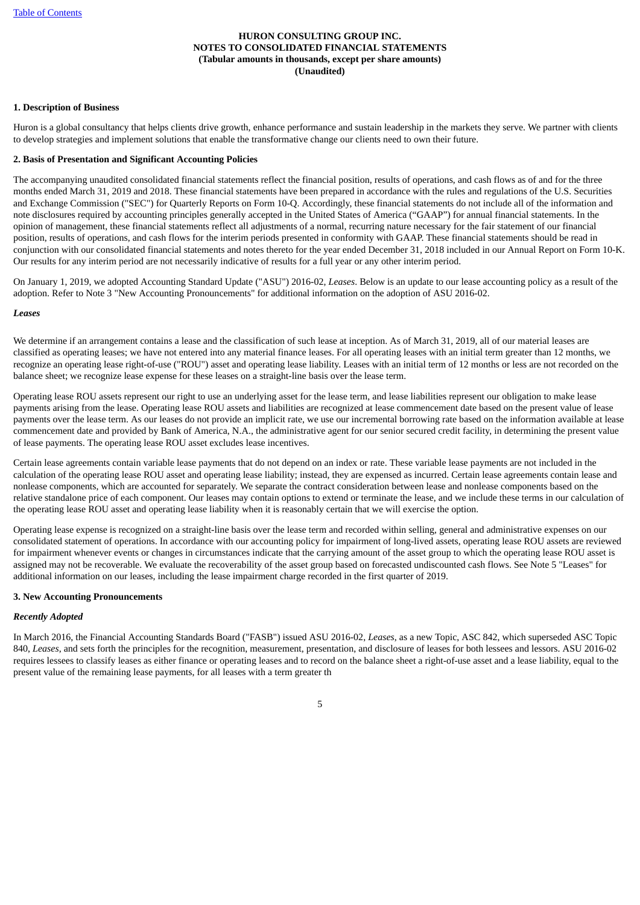**HURON CONSULTING GROUP INC.**
**NOTES TO CONSOLIDATED FINANCIAL STATEMENTS**
**(Tabular amounts in thousands, except per share amounts)**
**(Unaudited)**

**1. Description of Business**

Huron is a global consultancy that helps clients drive growth, enhance performance and sustain leadership in the markets they serve. We partner with clients to develop strategies and implement solutions that enable the transformative change our clients need to own their future.

**2. Basis of Presentation and Significant Accounting Policies**

The accompanying unaudited consolidated financial statements reflect the financial position, results of operations, and cash flows as of and for the three months ended March 31, 2019 and 2018. These financial statements have been prepared in accordance with the rules and regulations of the U.S. Securities and Exchange Commission ("SEC") for Quarterly Reports on Form 10-Q. Accordingly, these financial statements do not include all of the information and note disclosures required by accounting principles generally accepted in the United States of America ("GAAP") for annual financial statements. In the opinion of management, these financial statements reflect all adjustments of a normal, recurring nature necessary for the fair statement of our financial position, results of operations, and cash flows for the interim periods presented in conformity with GAAP. These financial statements should be read in conjunction with our consolidated financial statements and notes thereto for the year ended December 31, 2018 included in our Annual Report on Form 10-K. Our results for any interim period are not necessarily indicative of results for a full year or any other interim period.

On January 1, 2019, we adopted Accounting Standard Update ("ASU") 2016-02, *Leases*. Below is an update to our lease accounting policy as a result of the adoption. Refer to Note 3 "New Accounting Pronouncements" for additional information on the adoption of ASU 2016-02.

***Leases***

We determine if an arrangement contains a lease and the classification of such lease at inception. As of March 31, 2019, all of our material leases are classified as operating leases; we have not entered into any material finance leases. For all operating leases with an initial term greater than 12 months, we recognize an operating lease right-of-use ("ROU") asset and operating lease liability. Leases with an initial term of 12 months or less are not recorded on the balance sheet; we recognize lease expense for these leases on a straight-line basis over the lease term.

Operating lease ROU assets represent our right to use an underlying asset for the lease term, and lease liabilities represent our obligation to make lease payments arising from the lease. Operating lease ROU assets and liabilities are recognized at lease commencement date based on the present value of lease payments over the lease term. As our leases do not provide an implicit rate, we use our incremental borrowing rate based on the information available at lease commencement date and provided by Bank of America, N.A., the administrative agent for our senior secured credit facility, in determining the present value of lease payments. The operating lease ROU asset excludes lease incentives.

Certain lease agreements contain variable lease payments that do not depend on an index or rate. These variable lease payments are not included in the calculation of the operating lease ROU asset and operating lease liability; instead, they are expensed as incurred. Certain lease agreements contain lease and nonlease components, which are accounted for separately. We separate the contract consideration between lease and nonlease components based on the relative standalone price of each component. Our leases may contain options to extend or terminate the lease, and we include these terms in our calculation of the operating lease ROU asset and operating lease liability when it is reasonably certain that we will exercise the option.

Operating lease expense is recognized on a straight-line basis over the lease term and recorded within selling, general and administrative expenses on our consolidated statement of operations. In accordance with our accounting policy for impairment of long-lived assets, operating lease ROU assets are reviewed for impairment whenever events or changes in circumstances indicate that the carrying amount of the asset group to which the operating lease ROU asset is assigned may not be recoverable. We evaluate the recoverability of the asset group based on forecasted undiscounted cash flows. See Note 5 "Leases" for additional information on our leases, including the lease impairment charge recorded in the first quarter of 2019.

**3. New Accounting Pronouncements**

***Recently Adopted***

In March 2016, the Financial Accounting Standards Board ("FASB") issued ASU 2016-02, *Leases*, as a new Topic, ASC 842, which superseded ASC Topic 840, *Leases*, and sets forth the principles for the recognition, measurement, presentation, and disclosure of leases for both lessees and lessors. ASU 2016-02 requires lessees to classify leases as either finance or operating leases and to record on the balance sheet a right-of-use asset and a lease liability, equal to the present value of the remaining lease payments, for all leases with a term greater th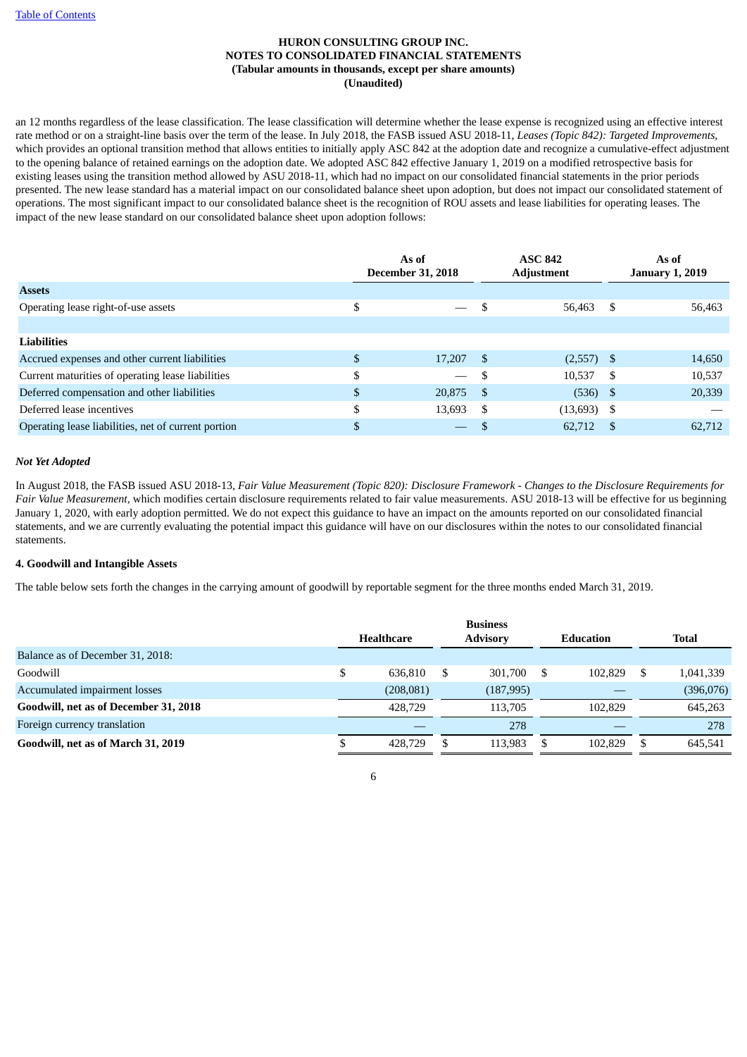**HURON CONSULTING GROUP INC.**
**NOTES TO CONSOLIDATED FINANCIAL STATEMENTS**
**(Tabular amounts in thousands, except per share amounts)**
**(Unaudited)**

an 12 months regardless of the lease classification. The lease classification will determine whether the lease expense is recognized using an effective interest rate method or on a straight-line basis over the term of the lease. In July 2018, the FASB issued ASU 2018-11, *Leases (Topic 842): Targeted Improvements*, which provides an optional transition method that allows entities to initially apply ASC 842 at the adoption date and recognize a cumulative-effect adjustment to the opening balance of retained earnings on the adoption date. We adopted ASC 842 effective January 1, 2019 on a modified retrospective basis for existing leases using the transition method allowed by ASU 2018-11, which had no impact on our consolidated financial statements in the prior periods presented. The new lease standard has a material impact on our consolidated balance sheet upon adoption, but does not impact our consolidated statement of operations. The most significant impact to our consolidated balance sheet is the recognition of ROU assets and lease liabilities for operating leases. The impact of the new lease standard on our consolidated balance sheet upon adoption follows:

| | As of December 31, 2018 | ASC 842 Adjustment | As of January 1, 2019 |
|---|---|---|---|
| **Assets** | | | |
| Operating lease right-of-use assets | $ — | $ 56,463 | $ 56,463 |
| | | | |
| **Liabilities** | | | |
| Accrued expenses and other current liabilities | $ 17,207 | $ (2,557) | $ 14,650 |
| Current maturities of operating lease liabilities | $ — | $ 10,537 | $ 10,537 |
| Deferred compensation and other liabilities | $ 20,875 | $ (536) | $ 20,339 |
| Deferred lease incentives | $ 13,693 | $ (13,693) | $ — |
| Operating lease liabilities, net of current portion | $ — | $ 62,712 | $ 62,712 |

***Not Yet Adopted***

In August 2018, the FASB issued ASU 2018-13, *Fair Value Measurement (Topic 820): Disclosure Framework - Changes to the Disclosure Requirements for Fair Value Measurement*, which modifies certain disclosure requirements related to fair value measurements. ASU 2018-13 will be effective for us beginning January 1, 2020, with early adoption permitted. We do not expect this guidance to have an impact on the amounts reported on our consolidated financial statements, and we are currently evaluating the potential impact this guidance will have on our disclosures within the notes to our consolidated financial statements.

**4. Goodwill and Intangible Assets**

The table below sets forth the changes in the carrying amount of goodwill by reportable segment for the three months ended March 31, 2019.

| | Healthcare | Business Advisory | Education | Total |
|---|---|---|---|---|
| Balance as of December 31, 2018: | | | | |
| Goodwill | $ 636,810 | $ 301,700 | $ 102,829 | $ 1,041,339 |
| Accumulated impairment losses | (208,081) | (187,995) | — | (396,076) |
| **Goodwill, net as of December 31, 2018** | 428,729 | 113,705 | 102,829 | 645,263 |
| Foreign currency translation | — | 278 | — | 278 |
| **Goodwill, net as of March 31, 2019** | $ 428,729 | $ 113,983 | $ 102,829 | $ 645,541 |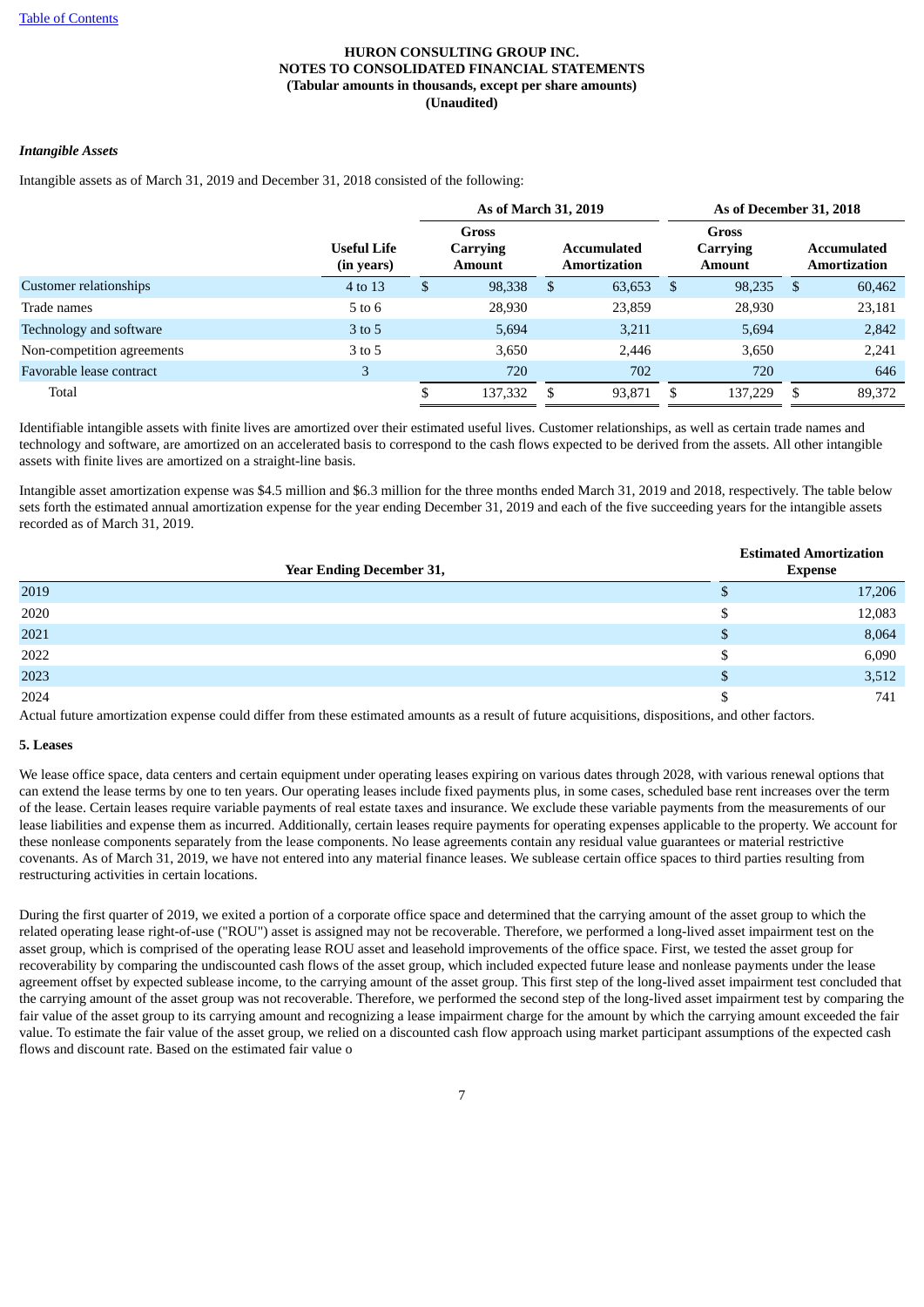*Intangible Assets*

Intangible assets as of March 31, 2019 and December 31, 2018 consisted of the following:

| | | As of March 31, 2019 | | As of December 31, 2018 | |
|---|---|---|---|---|---|
| | Useful Life (in years) | Gross Carrying Amount | Accumulated Amortization | Gross Carrying Amount | Accumulated Amortization |
| Customer relationships | 4 to 13 | $ 98,338 | $ 63,653 | $ 98,235 | $ 60,462 |
| Trade names | 5 to 6 | 28,930 | 23,859 | 28,930 | 23,181 |
| Technology and software | 3 to 5 | 5,694 | 3,211 | 5,694 | 2,842 |
| Non-competition agreements | 3 to 5 | 3,650 | 2,446 | 3,650 | 2,241 |
| Favorable lease contract | 3 | 720 | 702 | 720 | 646 |
| Total | | $ 137,332 | $ 93,871 | $ 137,229 | $ 89,372 |

Identifiable intangible assets with finite lives are amortized over their estimated useful lives. Customer relationships, as well as certain trade names and technology and software, are amortized on an accelerated basis to correspond to the cash flows expected to be derived from the assets. All other intangible assets with finite lives are amortized on a straight-line basis.

Intangible asset amortization expense was $4.5 million and $6.3 million for the three months ended March 31, 2019 and 2018, respectively. The table below sets forth the estimated annual amortization expense for the year ending December 31, 2019 and each of the five succeeding years for the intangible assets recorded as of March 31, 2019.

| Year Ending December 31, | Estimated Amortization Expense |
|---|---|
| 2019 | $ 17,206 |
| 2020 | $ 12,083 |
| 2021 | $ 8,064 |
| 2022 | $ 6,090 |
| 2023 | $ 3,512 |
| 2024 | $ 741 |

Actual future amortization expense could differ from these estimated amounts as a result of future acquisitions, dispositions, and other factors.

**5. Leases**

We lease office space, data centers and certain equipment under operating leases expiring on various dates through 2028, with various renewal options that can extend the lease terms by one to ten years. Our operating leases include fixed payments plus, in some cases, scheduled base rent increases over the term of the lease. Certain leases require variable payments of real estate taxes and insurance. We exclude these variable payments from the measurements of our lease liabilities and expense them as incurred. Additionally, certain leases require payments for operating expenses applicable to the property. We account for these nonlease components separately from the lease components. No lease agreements contain any residual value guarantees or material restrictive covenants. As of March 31, 2019, we have not entered into any material finance leases. We sublease certain office spaces to third parties resulting from restructuring activities in certain locations.

During the first quarter of 2019, we exited a portion of a corporate office space and determined that the carrying amount of the asset group to which the related operating lease right-of-use ("ROU") asset is assigned may not be recoverable. Therefore, we performed a long-lived asset impairment test on the asset group, which is comprised of the operating lease ROU asset and leasehold improvements of the office space. First, we tested the asset group for recoverability by comparing the undiscounted cash flows of the asset group, which included expected future lease and nonlease payments under the lease agreement offset by expected sublease income, to the carrying amount of the asset group. This first step of the long-lived asset impairment test concluded that the carrying amount of the asset group was not recoverable. Therefore, we performed the second step of the long-lived asset impairment test by comparing the fair value of the asset group to its carrying amount and recognizing a lease impairment charge for the amount by which the carrying amount exceeded the fair value. To estimate the fair value of the asset group, we relied on a discounted cash flow approach using market participant assumptions of the expected cash flows and discount rate. Based on the estimated fair value o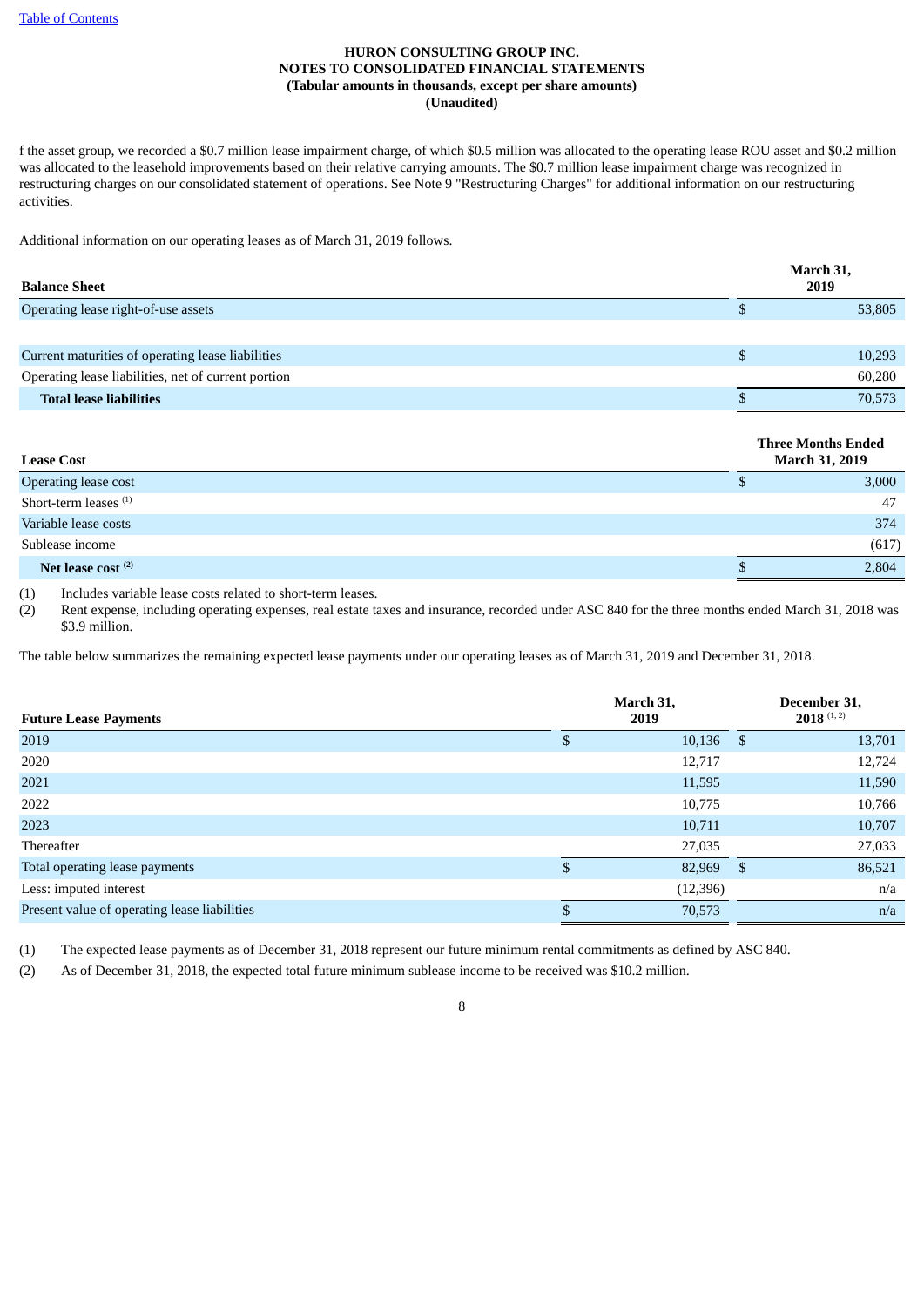**HURON CONSULTING GROUP INC.**
**NOTES TO CONSOLIDATED FINANCIAL STATEMENTS**
**(Tabular amounts in thousands, except per share amounts)**
**(Unaudited)**

f the asset group, we recorded a $0.7 million lease impairment charge, of which $0.5 million was allocated to the operating lease ROU asset and $0.2 million was allocated to the leasehold improvements based on their relative carrying amounts. The $0.7 million lease impairment charge was recognized in restructuring charges on our consolidated statement of operations. See Note 9 "Restructuring Charges" for additional information on our restructuring activities.

Additional information on our operating leases as of March 31, 2019 follows.

| Balance Sheet | March 31, 2019 |
|---|---|
| Operating lease right-of-use assets | $ 53,805 |
| | |
| Current maturities of operating lease liabilities | $ 10,293 |
| Operating lease liabilities, net of current portion | 60,280 |
| **Total lease liabilities** | $ 70,573 |

| Lease Cost | Three Months Ended March 31, 2019 |
|---|---|
| Operating lease cost | $ 3,000 |
| Short-term leases [(1)] | 47 |
| Variable lease costs | 374 |
| Sublease income | (617) |
| **Net lease cost [(2)]** | $ 2,804 |

(1) Includes variable lease costs related to short-term leases.
(2) Rent expense, including operating expenses, real estate taxes and insurance, recorded under ASC 840 for the three months ended March 31, 2018 was $3.9 million.

The table below summarizes the remaining expected lease payments under our operating leases as of March 31, 2019 and December 31, 2018.

| Future Lease Payments | March 31, 2019 | December 31, 2018 [(1, 2)] |
|---|---|---|
| 2019 | $ 10,136 | $ 13,701 |
| 2020 | 12,717 | 12,724 |
| 2021 | 11,595 | 11,590 |
| 2022 | 10,775 | 10,766 |
| 2023 | 10,711 | 10,707 |
| Thereafter | 27,035 | 27,033 |
| Total operating lease payments | $ 82,969 | $ 86,521 |
| Less: imputed interest | (12,396) | n/a |
| Present value of operating lease liabilities | $ 70,573 | n/a |

(1) The expected lease payments as of December 31, 2018 represent our future minimum rental commitments as defined by ASC 840.
(2) As of December 31, 2018, the expected total future minimum sublease income to be received was $10.2 million.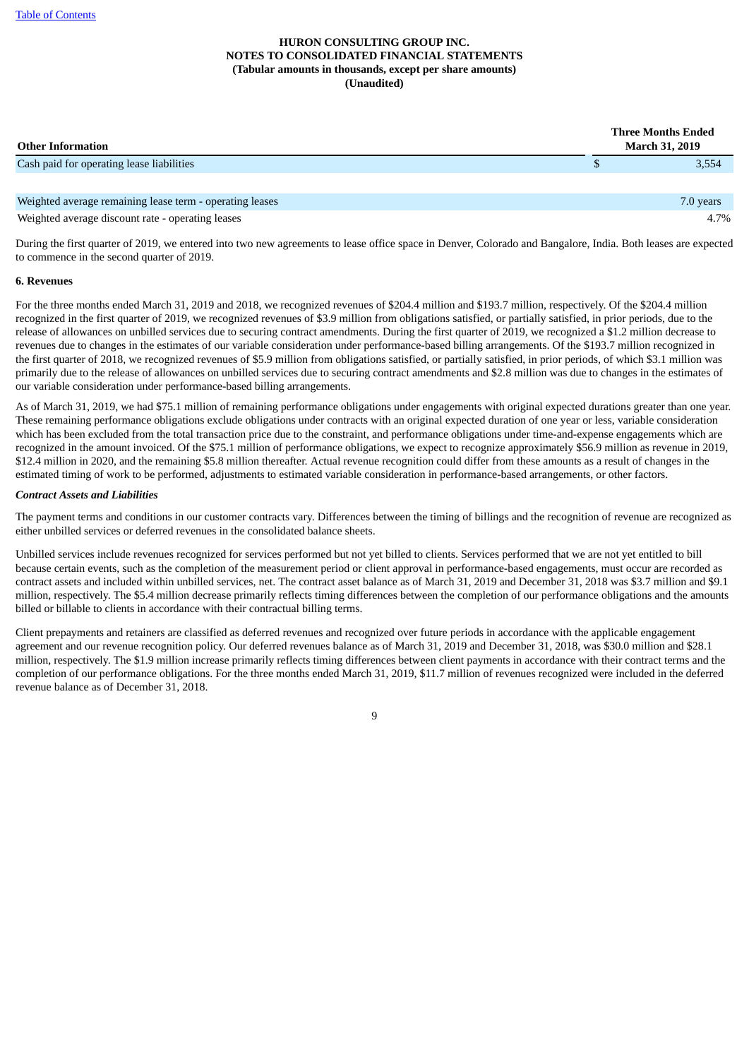| Other Information | Three Months Ended March 31, 2019 |
|---|---|
| Cash paid for operating lease liabilities | $ 3,554 |
| | |
| Weighted average remaining lease term - operating leases | 7.0 years |
| Weighted average discount rate - operating leases | 4.7% |

During the first quarter of 2019, we entered into two new agreements to lease office space in Denver, Colorado and Bangalore, India. Both leases are expected to commence in the second quarter of 2019.

**6. Revenues**

For the three months ended March 31, 2019 and 2018, we recognized revenues of $204.4 million and $193.7 million, respectively. Of the $204.4 million recognized in the first quarter of 2019, we recognized revenues of $3.9 million from obligations satisfied, or partially satisfied, in prior periods, due to the release of allowances on unbilled services due to securing contract amendments. During the first quarter of 2019, we recognized a $1.2 million decrease to revenues due to changes in the estimates of our variable consideration under performance-based billing arrangements. Of the $193.7 million recognized in the first quarter of 2018, we recognized revenues of $5.9 million from obligations satisfied, or partially satisfied, in prior periods, of which $3.1 million was primarily due to the release of allowances on unbilled services due to securing contract amendments and $2.8 million was due to changes in the estimates of our variable consideration under performance-based billing arrangements.

As of March 31, 2019, we had $75.1 million of remaining performance obligations under engagements with original expected durations greater than one year. These remaining performance obligations exclude obligations under contracts with an original expected duration of one year or less, variable consideration which has been excluded from the total transaction price due to the constraint, and performance obligations under time-and-expense engagements which are recognized in the amount invoiced. Of the $75.1 million of performance obligations, we expect to recognize approximately $56.9 million as revenue in 2019, $12.4 million in 2020, and the remaining $5.8 million thereafter. Actual revenue recognition could differ from these amounts as a result of changes in the estimated timing of work to be performed, adjustments to estimated variable consideration in performance-based arrangements, or other factors.

***Contract Assets and Liabilities***

The payment terms and conditions in our customer contracts vary. Differences between the timing of billings and the recognition of revenue are recognized as either unbilled services or deferred revenues in the consolidated balance sheets.

Unbilled services include revenues recognized for services performed but not yet billed to clients. Services performed that we are not yet entitled to bill because certain events, such as the completion of the measurement period or client approval in performance-based engagements, must occur are recorded as contract assets and included within unbilled services, net. The contract asset balance as of March 31, 2019 and December 31, 2018 was $3.7 million and $9.1 million, respectively. The $5.4 million decrease primarily reflects timing differences between the completion of our performance obligations and the amounts billed or billable to clients in accordance with their contractual billing terms.

Client prepayments and retainers are classified as deferred revenues and recognized over future periods in accordance with the applicable engagement agreement and our revenue recognition policy. Our deferred revenues balance as of March 31, 2019 and December 31, 2018, was $30.0 million and $28.1 million, respectively. The $1.9 million increase primarily reflects timing differences between client payments in accordance with their contract terms and the completion of our performance obligations. For the three months ended March 31, 2019, $11.7 million of revenues recognized were included in the deferred revenue balance as of December 31, 2018.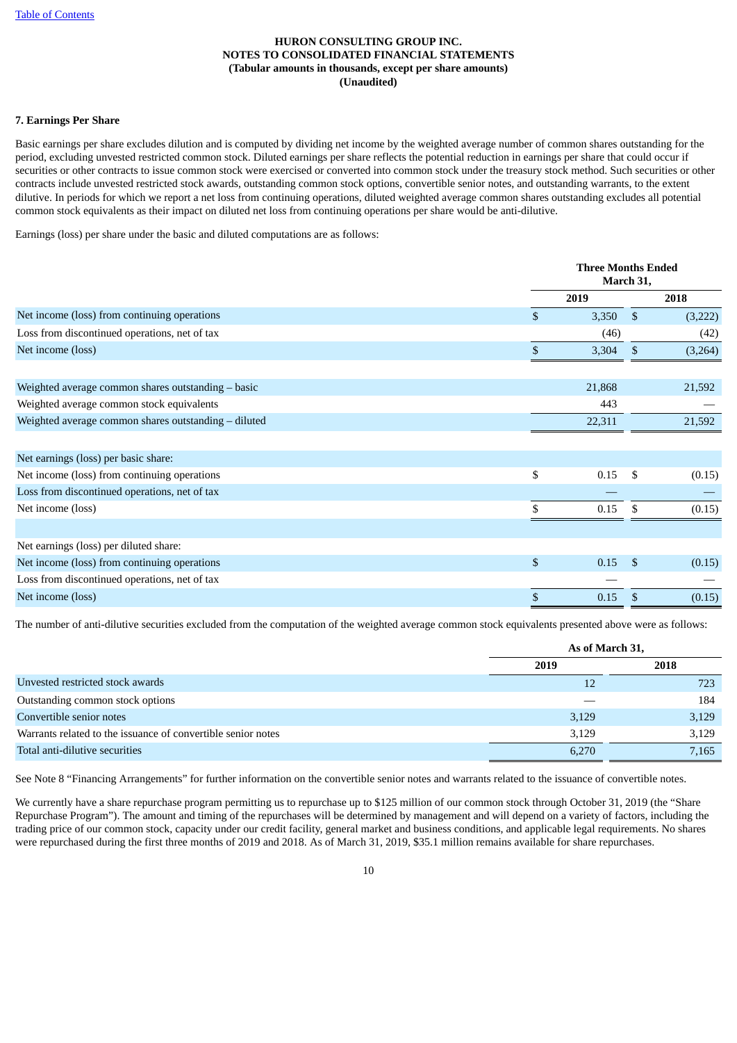**HURON CONSULTING GROUP INC.**
**NOTES TO CONSOLIDATED FINANCIAL STATEMENTS**
**(Tabular amounts in thousands, except per share amounts)**
**(Unaudited)**

### 7. Earnings Per Share

Basic earnings per share excludes dilution and is computed by dividing net income by the weighted average number of common shares outstanding for the period, excluding unvested restricted common stock. Diluted earnings per share reflects the potential reduction in earnings per share that could occur if securities or other contracts to issue common stock were exercised or converted into common stock under the treasury stock method. Such securities or other contracts include unvested restricted stock awards, outstanding common stock options, convertible senior notes, and outstanding warrants, to the extent dilutive. In periods for which we report a net loss from continuing operations, diluted weighted average common shares outstanding excludes all potential common stock equivalents as their impact on diluted net loss from continuing operations per share would be anti-dilutive.

Earnings (loss) per share under the basic and diluted computations are as follows:

| | Three Months Ended March 31, | |
|---|---|---|
| | 2019 | 2018 |
| Net income (loss) from continuing operations | $ 3,350 | $ (3,222) |
| Loss from discontinued operations, net of tax | (46) | (42) |
| Net income (loss) | $ 3,304 | $ (3,264) |
| | | |
| Weighted average common shares outstanding – basic | 21,868 | 21,592 |
| Weighted average common stock equivalents | 443 | — |
| Weighted average common shares outstanding – diluted | 22,311 | 21,592 |
| | | |
| Net earnings (loss) per basic share: | | |
| Net income (loss) from continuing operations | $ 0.15 | $ (0.15) |
| Loss from discontinued operations, net of tax | — | — |
| Net income (loss) | $ 0.15 | $ (0.15) |
| | | |
| Net earnings (loss) per diluted share: | | |
| Net income (loss) from continuing operations | $ 0.15 | $ (0.15) |
| Loss from discontinued operations, net of tax | — | — |
| Net income (loss) | $ 0.15 | $ (0.15) |

The number of anti-dilutive securities excluded from the computation of the weighted average common stock equivalents presented above were as follows:

| | As of March 31, | |
|---|---|---|
| | 2019 | 2018 |
| Unvested restricted stock awards | 12 | 723 |
| Outstanding common stock options | — | 184 |
| Convertible senior notes | 3,129 | 3,129 |
| Warrants related to the issuance of convertible senior notes | 3,129 | 3,129 |
| Total anti-dilutive securities | 6,270 | 7,165 |

See Note 8 "Financing Arrangements" for further information on the convertible senior notes and warrants related to the issuance of convertible notes.

We currently have a share repurchase program permitting us to repurchase up to $125 million of our common stock through October 31, 2019 (the "Share Repurchase Program"). The amount and timing of the repurchases will be determined by management and will depend on a variety of factors, including the trading price of our common stock, capacity under our credit facility, general market and business conditions, and applicable legal requirements. No shares were repurchased during the first three months of 2019 and 2018. As of March 31, 2019, $35.1 million remains available for share repurchases.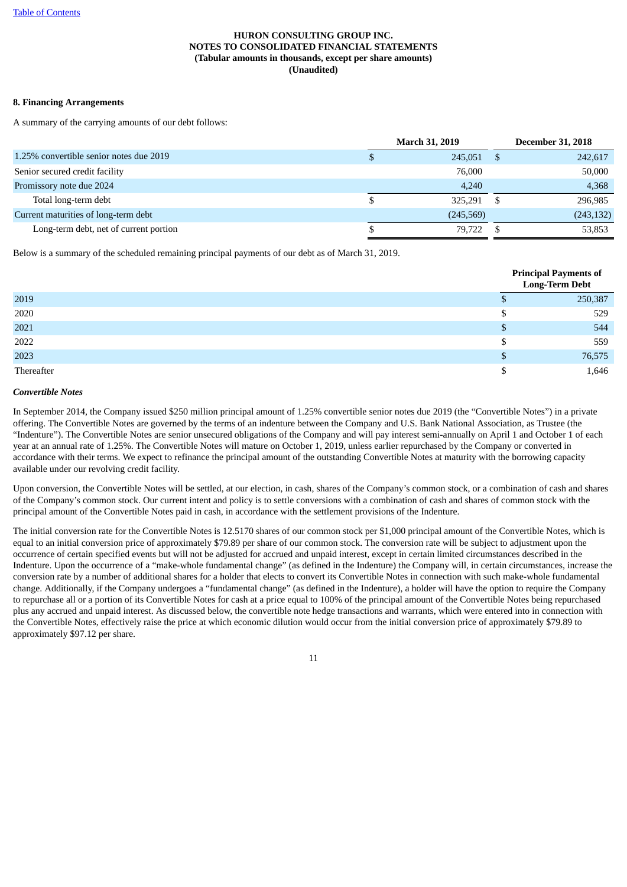**HURON CONSULTING GROUP INC.**
**NOTES TO CONSOLIDATED FINANCIAL STATEMENTS**
**(Tabular amounts in thousands, except per share amounts)**
**(Unaudited)**

**8. Financing Arrangements**

A summary of the carrying amounts of our debt follows:

| | March 31, 2019 | December 31, 2018 |
|---|---|---|
| 1.25% convertible senior notes due 2019 | $ 245,051 | $ 242,617 |
| Senior secured credit facility | 76,000 | 50,000 |
| Promissory note due 2024 | 4,240 | 4,368 |
| Total long-term debt | $ 325,291 | $ 296,985 |
| Current maturities of long-term debt | (245,569) | (243,132) |
| Long-term debt, net of current portion | $ 79,722 | $ 53,853 |

Below is a summary of the scheduled remaining principal payments of our debt as of March 31, 2019.

| | Principal Payments of Long-Term Debt |
|---|---|
| 2019 | $ 250,387 |
| 2020 | $ 529 |
| 2021 | $ 544 |
| 2022 | $ 559 |
| 2023 | $ 76,575 |
| Thereafter | $ 1,646 |

***Convertible Notes***

In September 2014, the Company issued $250 million principal amount of 1.25% convertible senior notes due 2019 (the "Convertible Notes") in a private offering. The Convertible Notes are governed by the terms of an indenture between the Company and U.S. Bank National Association, as Trustee (the "Indenture"). The Convertible Notes are senior unsecured obligations of the Company and will pay interest semi-annually on April 1 and October 1 of each year at an annual rate of 1.25%. The Convertible Notes will mature on October 1, 2019, unless earlier repurchased by the Company or converted in accordance with their terms. We expect to refinance the principal amount of the outstanding Convertible Notes at maturity with the borrowing capacity available under our revolving credit facility.

Upon conversion, the Convertible Notes will be settled, at our election, in cash, shares of the Company's common stock, or a combination of cash and shares of the Company's common stock. Our current intent and policy is to settle conversions with a combination of cash and shares of common stock with the principal amount of the Convertible Notes paid in cash, in accordance with the settlement provisions of the Indenture.

The initial conversion rate for the Convertible Notes is 12.5170 shares of our common stock per $1,000 principal amount of the Convertible Notes, which is equal to an initial conversion price of approximately $79.89 per share of our common stock. The conversion rate will be subject to adjustment upon the occurrence of certain specified events but will not be adjusted for accrued and unpaid interest, except in certain limited circumstances described in the Indenture. Upon the occurrence of a "make-whole fundamental change" (as defined in the Indenture) the Company will, in certain circumstances, increase the conversion rate by a number of additional shares for a holder that elects to convert its Convertible Notes in connection with such make-whole fundamental change. Additionally, if the Company undergoes a "fundamental change" (as defined in the Indenture), a holder will have the option to require the Company to repurchase all or a portion of its Convertible Notes for cash at a price equal to 100% of the principal amount of the Convertible Notes being repurchased plus any accrued and unpaid interest. As discussed below, the convertible note hedge transactions and warrants, which were entered into in connection with the Convertible Notes, effectively raise the price at which economic dilution would occur from the initial conversion price of approximately $79.89 to approximately $97.12 per share.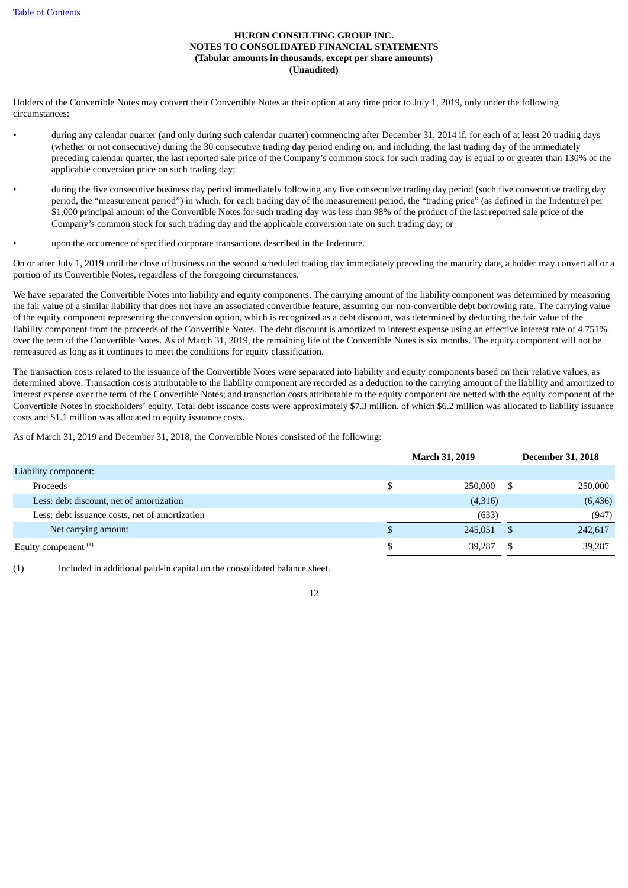Holders of the Convertible Notes may convert their Convertible Notes at their option at any time prior to July 1, 2019, only under the following circumstances:

- during any calendar quarter (and only during such calendar quarter) commencing after December 31, 2014 if, for each of at least 20 trading days (whether or not consecutive) during the 30 consecutive trading day period ending on, and including, the last trading day of the immediately preceding calendar quarter, the last reported sale price of the Company's common stock for such trading day is equal to or greater than 130% of the applicable conversion price on such trading day;
- during the five consecutive business day period immediately following any five consecutive trading day period (such five consecutive trading day period, the "measurement period") in which, for each trading day of the measurement period, the "trading price" (as defined in the Indenture) per $1,000 principal amount of the Convertible Notes for such trading day was less than 98% of the product of the last reported sale price of the Company's common stock for such trading day and the applicable conversion rate on such trading day; or
- upon the occurrence of specified corporate transactions described in the Indenture.

On or after July 1, 2019 until the close of business on the second scheduled trading day immediately preceding the maturity date, a holder may convert all or a portion of its Convertible Notes, regardless of the foregoing circumstances.

We have separated the Convertible Notes into liability and equity components. The carrying amount of the liability component was determined by measuring the fair value of a similar liability that does not have an associated convertible feature, assuming our non-convertible debt borrowing rate. The carrying value of the equity component representing the conversion option, which is recognized as a debt discount, was determined by deducting the fair value of the liability component from the proceeds of the Convertible Notes. The debt discount is amortized to interest expense using an effective interest rate of 4.751% over the term of the Convertible Notes. As of March 31, 2019, the remaining life of the Convertible Notes is six months. The equity component will not be remeasured as long as it continues to meet the conditions for equity classification.

The transaction costs related to the issuance of the Convertible Notes were separated into liability and equity components based on their relative values, as determined above. Transaction costs attributable to the liability component are recorded as a deduction to the carrying amount of the liability and amortized to interest expense over the term of the Convertible Notes; and transaction costs attributable to the equity component are netted with the equity component of the Convertible Notes in stockholders' equity. Total debt issuance costs were approximately $7.3 million, of which $6.2 million was allocated to liability issuance costs and $1.1 million was allocated to equity issuance costs.

As of March 31, 2019 and December 31, 2018, the Convertible Notes consisted of the following:

| | March 31, 2019 | December 31, 2018 |
|---|---|---|
| Liability component: | | |
| Proceeds | $ 250,000 | $ 250,000 |
| Less: debt discount, net of amortization | (4,316) | (6,436) |
| Less: debt issuance costs, net of amortization | (633) | (947) |
| Net carrying amount | $ 245,051 | $ 242,617 |
| Equity component [(1)] | $ 39,287 | $ 39,287 |

(1) Included in additional paid-in capital on the consolidated balance sheet.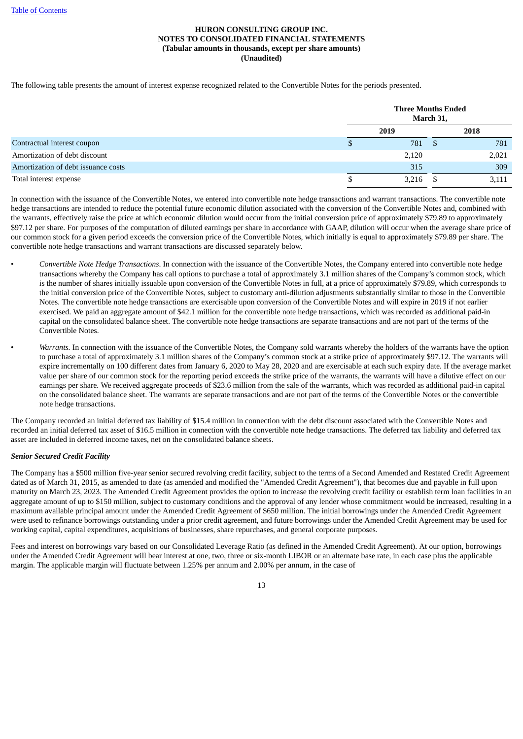The following table presents the amount of interest expense recognized related to the Convertible Notes for the periods presented.

| | Three Months Ended March 31, | |
|---|---|---|
| | 2019 | 2018 |
| Contractual interest coupon | $ 781 | $ 781 |
| Amortization of debt discount | 2,120 | 2,021 |
| Amortization of debt issuance costs | 315 | 309 |
| Total interest expense | $ 3,216 | $ 3,111 |

In connection with the issuance of the Convertible Notes, we entered into convertible note hedge transactions and warrant transactions. The convertible note hedge transactions are intended to reduce the potential future economic dilution associated with the conversion of the Convertible Notes and, combined with the warrants, effectively raise the price at which economic dilution would occur from the initial conversion price of approximately $79.89 to approximately $97.12 per share. For purposes of the computation of diluted earnings per share in accordance with GAAP, dilution will occur when the average share price of our common stock for a given period exceeds the conversion price of the Convertible Notes, which initially is equal to approximately $79.89 per share. The convertible note hedge transactions and warrant transactions are discussed separately below.

- *Convertible Note Hedge Transactions*. In connection with the issuance of the Convertible Notes, the Company entered into convertible note hedge transactions whereby the Company has call options to purchase a total of approximately 3.1 million shares of the Company's common stock, which is the number of shares initially issuable upon conversion of the Convertible Notes in full, at a price of approximately $79.89, which corresponds to the initial conversion price of the Convertible Notes, subject to customary anti-dilution adjustments substantially similar to those in the Convertible Notes. The convertible note hedge transactions are exercisable upon conversion of the Convertible Notes and will expire in 2019 if not earlier exercised. We paid an aggregate amount of $42.1 million for the convertible note hedge transactions, which was recorded as additional paid-in capital on the consolidated balance sheet. The convertible note hedge transactions are separate transactions and are not part of the terms of the Convertible Notes.

- *Warrants.* In connection with the issuance of the Convertible Notes, the Company sold warrants whereby the holders of the warrants have the option to purchase a total of approximately 3.1 million shares of the Company's common stock at a strike price of approximately $97.12. The warrants will expire incrementally on 100 different dates from January 6, 2020 to May 28, 2020 and are exercisable at each such expiry date. If the average market value per share of our common stock for the reporting period exceeds the strike price of the warrants, the warrants will have a dilutive effect on our earnings per share. We received aggregate proceeds of $23.6 million from the sale of the warrants, which was recorded as additional paid-in capital on the consolidated balance sheet. The warrants are separate transactions and are not part of the terms of the Convertible Notes or the convertible note hedge transactions.

The Company recorded an initial deferred tax liability of $15.4 million in connection with the debt discount associated with the Convertible Notes and recorded an initial deferred tax asset of $16.5 million in connection with the convertible note hedge transactions. The deferred tax liability and deferred tax asset are included in deferred income taxes, net on the consolidated balance sheets.

***Senior Secured Credit Facility***

The Company has a $500 million five-year senior secured revolving credit facility, subject to the terms of a Second Amended and Restated Credit Agreement dated as of March 31, 2015, as amended to date (as amended and modified the "Amended Credit Agreement"), that becomes due and payable in full upon maturity on March 23, 2023. The Amended Credit Agreement provides the option to increase the revolving credit facility or establish term loan facilities in an aggregate amount of up to $150 million, subject to customary conditions and the approval of any lender whose commitment would be increased, resulting in a maximum available principal amount under the Amended Credit Agreement of $650 million. The initial borrowings under the Amended Credit Agreement were used to refinance borrowings outstanding under a prior credit agreement, and future borrowings under the Amended Credit Agreement may be used for working capital, capital expenditures, acquisitions of businesses, share repurchases, and general corporate purposes.

Fees and interest on borrowings vary based on our Consolidated Leverage Ratio (as defined in the Amended Credit Agreement). At our option, borrowings under the Amended Credit Agreement will bear interest at one, two, three or six-month LIBOR or an alternate base rate, in each case plus the applicable margin. The applicable margin will fluctuate between 1.25% per annum and 2.00% per annum, in the case of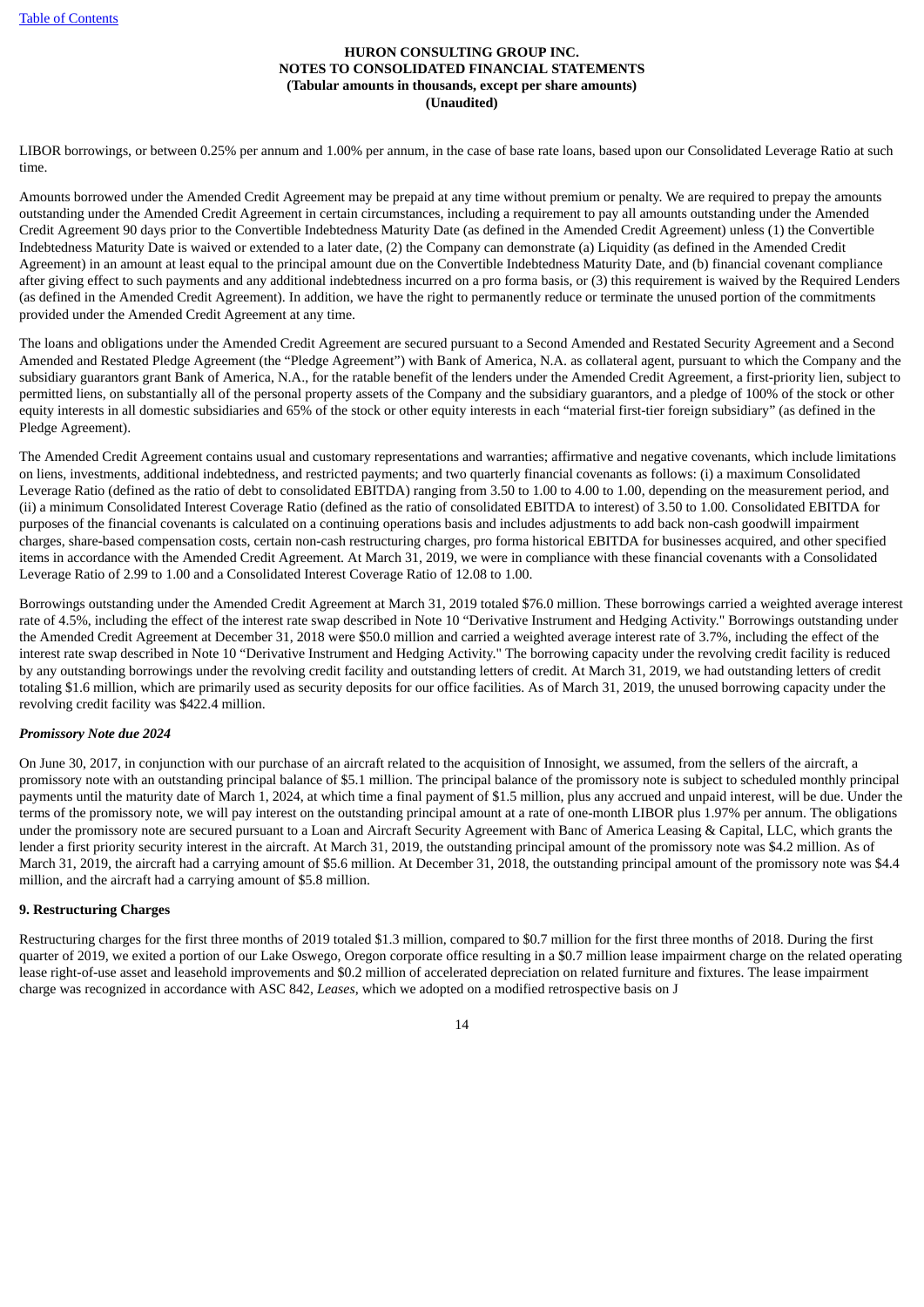LIBOR borrowings, or between 0.25% per annum and 1.00% per annum, in the case of base rate loans, based upon our Consolidated Leverage Ratio at such time.

Amounts borrowed under the Amended Credit Agreement may be prepaid at any time without premium or penalty. We are required to prepay the amounts outstanding under the Amended Credit Agreement in certain circumstances, including a requirement to pay all amounts outstanding under the Amended Credit Agreement 90 days prior to the Convertible Indebtedness Maturity Date (as defined in the Amended Credit Agreement) unless (1) the Convertible Indebtedness Maturity Date is waived or extended to a later date, (2) the Company can demonstrate (a) Liquidity (as defined in the Amended Credit Agreement) in an amount at least equal to the principal amount due on the Convertible Indebtedness Maturity Date, and (b) financial covenant compliance after giving effect to such payments and any additional indebtedness incurred on a pro forma basis, or (3) this requirement is waived by the Required Lenders (as defined in the Amended Credit Agreement). In addition, we have the right to permanently reduce or terminate the unused portion of the commitments provided under the Amended Credit Agreement at any time.

The loans and obligations under the Amended Credit Agreement are secured pursuant to a Second Amended and Restated Security Agreement and a Second Amended and Restated Pledge Agreement (the "Pledge Agreement") with Bank of America, N.A. as collateral agent, pursuant to which the Company and the subsidiary guarantors grant Bank of America, N.A., for the ratable benefit of the lenders under the Amended Credit Agreement, a first-priority lien, subject to permitted liens, on substantially all of the personal property assets of the Company and the subsidiary guarantors, and a pledge of 100% of the stock or other equity interests in all domestic subsidiaries and 65% of the stock or other equity interests in each "material first-tier foreign subsidiary" (as defined in the Pledge Agreement).

The Amended Credit Agreement contains usual and customary representations and warranties; affirmative and negative covenants, which include limitations on liens, investments, additional indebtedness, and restricted payments; and two quarterly financial covenants as follows: (i) a maximum Consolidated Leverage Ratio (defined as the ratio of debt to consolidated EBITDA) ranging from 3.50 to 1.00 to 4.00 to 1.00, depending on the measurement period, and (ii) a minimum Consolidated Interest Coverage Ratio (defined as the ratio of consolidated EBITDA to interest) of 3.50 to 1.00. Consolidated EBITDA for purposes of the financial covenants is calculated on a continuing operations basis and includes adjustments to add back non-cash goodwill impairment charges, share-based compensation costs, certain non-cash restructuring charges, pro forma historical EBITDA for businesses acquired, and other specified items in accordance with the Amended Credit Agreement. At March 31, 2019, we were in compliance with these financial covenants with a Consolidated Leverage Ratio of 2.99 to 1.00 and a Consolidated Interest Coverage Ratio of 12.08 to 1.00.

Borrowings outstanding under the Amended Credit Agreement at March 31, 2019 totaled $76.0 million. These borrowings carried a weighted average interest rate of 4.5%, including the effect of the interest rate swap described in Note 10 "Derivative Instrument and Hedging Activity." Borrowings outstanding under the Amended Credit Agreement at December 31, 2018 were $50.0 million and carried a weighted average interest rate of 3.7%, including the effect of the interest rate swap described in Note 10 "Derivative Instrument and Hedging Activity." The borrowing capacity under the revolving credit facility is reduced by any outstanding borrowings under the revolving credit facility and outstanding letters of credit. At March 31, 2019, we had outstanding letters of credit totaling $1.6 million, which are primarily used as security deposits for our office facilities. As of March 31, 2019, the unused borrowing capacity under the revolving credit facility was $422.4 million.

***Promissory Note due 2024***

On June 30, 2017, in conjunction with our purchase of an aircraft related to the acquisition of Innosight, we assumed, from the sellers of the aircraft, a promissory note with an outstanding principal balance of $5.1 million. The principal balance of the promissory note is subject to scheduled monthly principal payments until the maturity date of March 1, 2024, at which time a final payment of $1.5 million, plus any accrued and unpaid interest, will be due. Under the terms of the promissory note, we will pay interest on the outstanding principal amount at a rate of one-month LIBOR plus 1.97% per annum. The obligations under the promissory note are secured pursuant to a Loan and Aircraft Security Agreement with Banc of America Leasing & Capital, LLC, which grants the lender a first priority security interest in the aircraft. At March 31, 2019, the outstanding principal amount of the promissory note was $4.2 million. As of March 31, 2019, the aircraft had a carrying amount of $5.6 million. At December 31, 2018, the outstanding principal amount of the promissory note was $4.4 million, and the aircraft had a carrying amount of $5.8 million.

**9. Restructuring Charges**

Restructuring charges for the first three months of 2019 totaled $1.3 million, compared to $0.7 million for the first three months of 2018. During the first quarter of 2019, we exited a portion of our Lake Oswego, Oregon corporate office resulting in a $0.7 million lease impairment charge on the related operating lease right-of-use asset and leasehold improvements and $0.2 million of accelerated depreciation on related furniture and fixtures. The lease impairment charge was recognized in accordance with ASC 842, *Leases*, which we adopted on a modified retrospective basis on J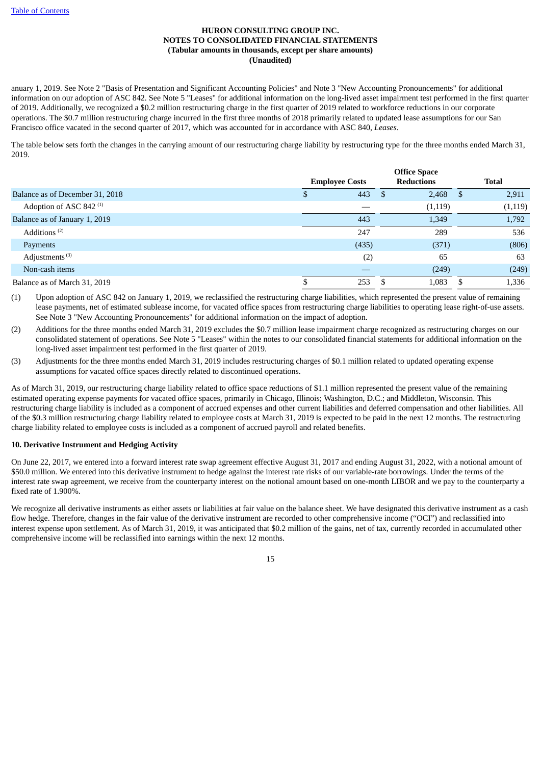anuary 1, 2019. See Note 2 "Basis of Presentation and Significant Accounting Policies" and Note 3 "New Accounting Pronouncements" for additional information on our adoption of ASC 842. See Note 5 "Leases" for additional information on the long-lived asset impairment test performed in the first quarter of 2019. Additionally, we recognized a $0.2 million restructuring charge in the first quarter of 2019 related to workforce reductions in our corporate operations. The $0.7 million restructuring charge incurred in the first three months of 2018 primarily related to updated lease assumptions for our San Francisco office vacated in the second quarter of 2017, which was accounted for in accordance with ASC 840, *Leases*.

The table below sets forth the changes in the carrying amount of our restructuring charge liability by restructuring type for the three months ended March 31, 2019.

| | Employee Costs | Office Space Reductions | Total |
|---|---|---|---|
| Balance as of December 31, 2018 | $ 443 | $ 2,468 | $ 2,911 |
| Adoption of ASC 842 [(1)] | — | (1,119) | (1,119) |
| Balance as of January 1, 2019 | 443 | 1,349 | 1,792 |
| Additions [(2)] | 247 | 289 | 536 |
| Payments | (435) | (371) | (806) |
| Adjustments [(3)] | (2) | 65 | 63 |
| Non-cash items | — | (249) | (249) |
| Balance as of March 31, 2019 | $ 253 | $ 1,083 | $ 1,336 |

(1) Upon adoption of ASC 842 on January 1, 2019, we reclassified the restructuring charge liabilities, which represented the present value of remaining lease payments, net of estimated sublease income, for vacated office spaces from restructuring charge liabilities to operating lease right-of-use assets. See Note 3 "New Accounting Pronouncements" for additional information on the impact of adoption.

(2) Additions for the three months ended March 31, 2019 excludes the $0.7 million lease impairment charge recognized as restructuring charges on our consolidated statement of operations. See Note 5 "Leases" within the notes to our consolidated financial statements for additional information on the long-lived asset impairment test performed in the first quarter of 2019.

(3) Adjustments for the three months ended March 31, 2019 includes restructuring charges of $0.1 million related to updated operating expense assumptions for vacated office spaces directly related to discontinued operations.

As of March 31, 2019, our restructuring charge liability related to office space reductions of $1.1 million represented the present value of the remaining estimated operating expense payments for vacated office spaces, primarily in Chicago, Illinois; Washington, D.C.; and Middleton, Wisconsin. This restructuring charge liability is included as a component of accrued expenses and other current liabilities and deferred compensation and other liabilities. All of the $0.3 million restructuring charge liability related to employee costs at March 31, 2019 is expected to be paid in the next 12 months. The restructuring charge liability related to employee costs is included as a component of accrued payroll and related benefits.

**10. Derivative Instrument and Hedging Activity**

On June 22, 2017, we entered into a forward interest rate swap agreement effective August 31, 2017 and ending August 31, 2022, with a notional amount of $50.0 million. We entered into this derivative instrument to hedge against the interest rate risks of our variable-rate borrowings. Under the terms of the interest rate swap agreement, we receive from the counterparty interest on the notional amount based on one-month LIBOR and we pay to the counterparty a fixed rate of 1.900%.

We recognize all derivative instruments as either assets or liabilities at fair value on the balance sheet. We have designated this derivative instrument as a cash flow hedge. Therefore, changes in the fair value of the derivative instrument are recorded to other comprehensive income ("OCI") and reclassified into interest expense upon settlement. As of March 31, 2019, it was anticipated that $0.2 million of the gains, net of tax, currently recorded in accumulated other comprehensive income will be reclassified into earnings within the next 12 months.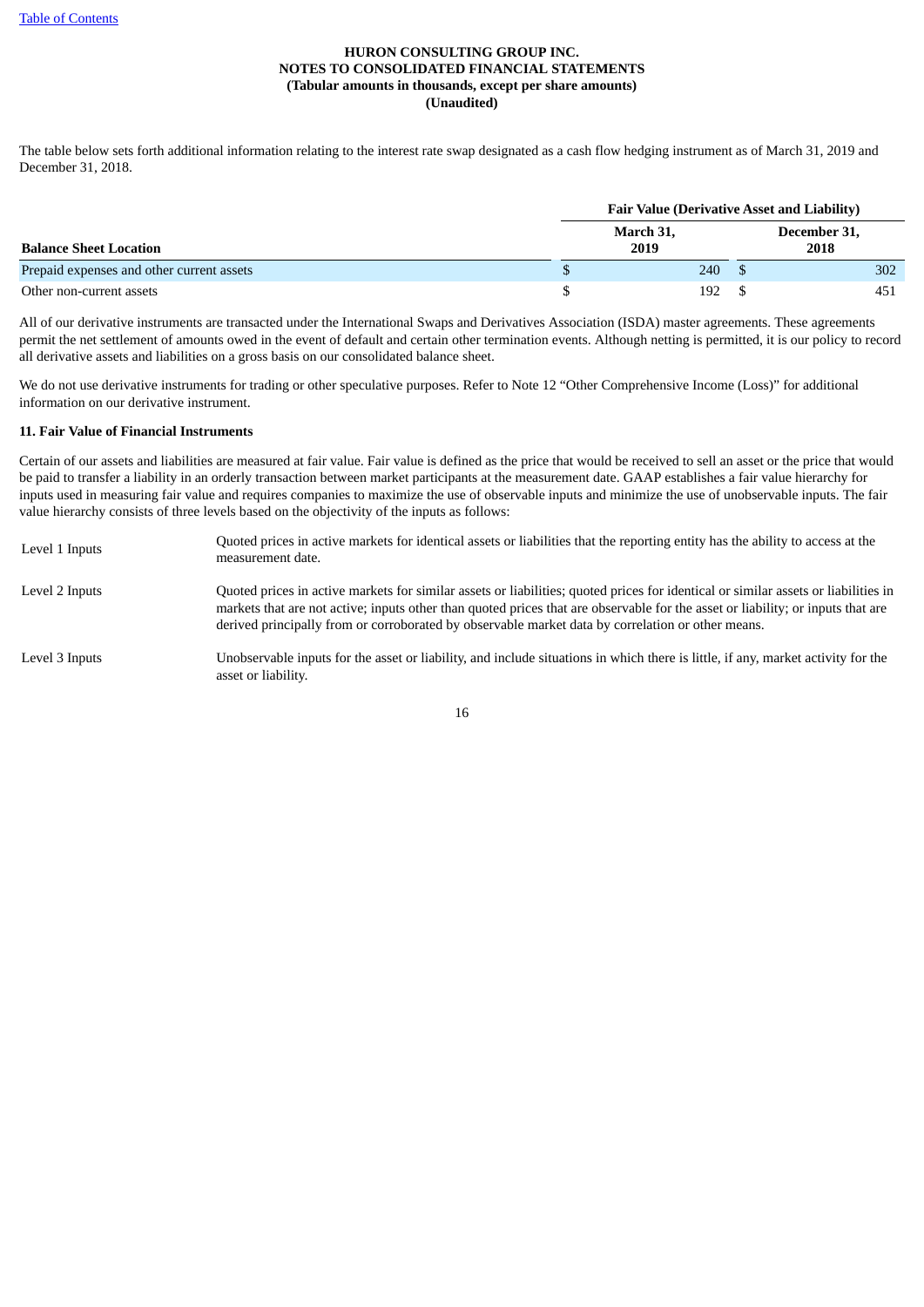The table below sets forth additional information relating to the interest rate swap designated as a cash flow hedging instrument as of March 31, 2019 and December 31, 2018.

| | Fair Value (Derivative Asset and Liability) | |
|---|---|---|
| **Balance Sheet Location** | **March 31, 2019** | **December 31, 2018** |
| Prepaid expenses and other current assets | $ 240 | $ 302 |
| Other non-current assets | $ 192 | $ 451 |

All of our derivative instruments are transacted under the International Swaps and Derivatives Association (ISDA) master agreements. These agreements permit the net settlement of amounts owed in the event of default and certain other termination events. Although netting is permitted, it is our policy to record all derivative assets and liabilities on a gross basis on our consolidated balance sheet.

We do not use derivative instruments for trading or other speculative purposes. Refer to Note 12 "Other Comprehensive Income (Loss)" for additional information on our derivative instrument.

**11. Fair Value of Financial Instruments**

Certain of our assets and liabilities are measured at fair value. Fair value is defined as the price that would be received to sell an asset or the price that would be paid to transfer a liability in an orderly transaction between market participants at the measurement date. GAAP establishes a fair value hierarchy for inputs used in measuring fair value and requires companies to maximize the use of observable inputs and minimize the use of unobservable inputs. The fair value hierarchy consists of three levels based on the objectivity of the inputs as follows:

| | |
|---|---|
| Level 1 Inputs | Quoted prices in active markets for identical assets or liabilities that the reporting entity has the ability to access at the measurement date. |
| Level 2 Inputs | Quoted prices in active markets for similar assets or liabilities; quoted prices for identical or similar assets or liabilities in markets that are not active; inputs other than quoted prices that are observable for the asset or liability; or inputs that are derived principally from or corroborated by observable market data by correlation or other means. |
| Level 3 Inputs | Unobservable inputs for the asset or liability, and include situations in which there is little, if any, market activity for the asset or liability. |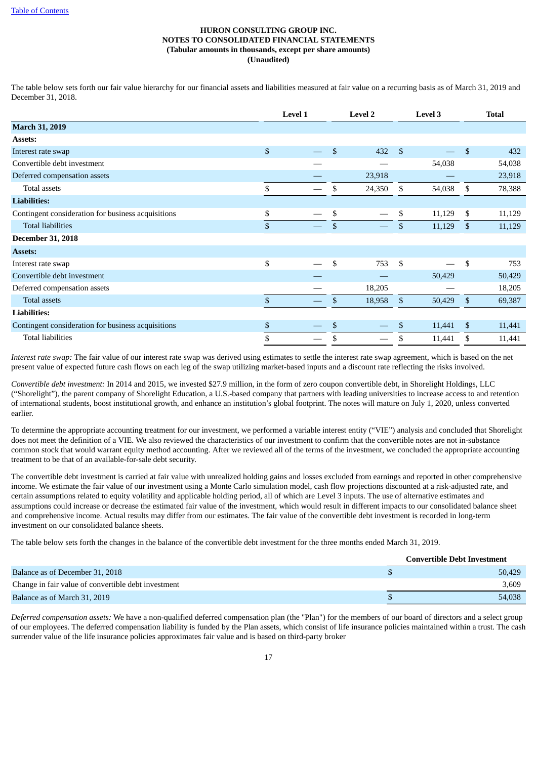**HURON CONSULTING GROUP INC.**
**NOTES TO CONSOLIDATED FINANCIAL STATEMENTS**
**(Tabular amounts in thousands, except per share amounts)**
**(Unaudited)**

The table below sets forth our fair value hierarchy for our financial assets and liabilities measured at fair value on a recurring basis as of March 31, 2019 and December 31, 2018.

| | Level 1 | Level 2 | Level 3 | Total |
|---|---|---|---|---|
| **March 31, 2019** | | | | |
| **Assets:** | | | | |
| Interest rate swap | $ — | $ 432 | $ — | $ 432 |
| Convertible debt investment | — | — | 54,038 | 54,038 |
| Deferred compensation assets | — | 23,918 | — | 23,918 |
| Total assets | $ — | $ 24,350 | $ 54,038 | $ 78,388 |
| **Liabilities:** | | | | |
| Contingent consideration for business acquisitions | $ — | $ — | $ 11,129 | $ 11,129 |
| Total liabilities | $ — | $ — | $ 11,129 | $ 11,129 |
| **December 31, 2018** | | | | |
| **Assets:** | | | | |
| Interest rate swap | $ — | $ 753 | $ — | $ 753 |
| Convertible debt investment | — | — | 50,429 | 50,429 |
| Deferred compensation assets | — | 18,205 | — | 18,205 |
| Total assets | $ — | $ 18,958 | $ 50,429 | $ 69,387 |
| **Liabilities:** | | | | |
| Contingent consideration for business acquisitions | $ — | $ — | $ 11,441 | $ 11,441 |
| Total liabilities | $ — | $ — | $ 11,441 | $ 11,441 |

*Interest rate swap:* The fair value of our interest rate swap was derived using estimates to settle the interest rate swap agreement, which is based on the net present value of expected future cash flows on each leg of the swap utilizing market-based inputs and a discount rate reflecting the risks involved.

*Convertible debt investment:* In 2014 and 2015, we invested $27.9 million, in the form of zero coupon convertible debt, in Shorelight Holdings, LLC ("Shorelight"), the parent company of Shorelight Education, a U.S.-based company that partners with leading universities to increase access to and retention of international students, boost institutional growth, and enhance an institution's global footprint. The notes will mature on July 1, 2020, unless converted earlier.

To determine the appropriate accounting treatment for our investment, we performed a variable interest entity ("VIE") analysis and concluded that Shorelight does not meet the definition of a VIE. We also reviewed the characteristics of our investment to confirm that the convertible notes are not in-substance common stock that would warrant equity method accounting. After we reviewed all of the terms of the investment, we concluded the appropriate accounting treatment to be that of an available-for-sale debt security.

The convertible debt investment is carried at fair value with unrealized holding gains and losses excluded from earnings and reported in other comprehensive income. We estimate the fair value of our investment using a Monte Carlo simulation model, cash flow projections discounted at a risk-adjusted rate, and certain assumptions related to equity volatility and applicable holding period, all of which are Level 3 inputs. The use of alternative estimates and assumptions could increase or decrease the estimated fair value of the investment, which would result in different impacts to our consolidated balance sheet and comprehensive income. Actual results may differ from our estimates. The fair value of the convertible debt investment is recorded in long-term investment on our consolidated balance sheets.

The table below sets forth the changes in the balance of the convertible debt investment for the three months ended March 31, 2019.

| | Convertible Debt Investment |
|---|---|
| Balance as of December 31, 2018 | $ 50,429 |
| Change in fair value of convertible debt investment | 3,609 |
| Balance as of March 31, 2019 | $ 54,038 |

*Deferred compensation assets:* We have a non-qualified deferred compensation plan (the "Plan") for the members of our board of directors and a select group of our employees. The deferred compensation liability is funded by the Plan assets, which consist of life insurance policies maintained within a trust. The cash surrender value of the life insurance policies approximates fair value and is based on third-party broker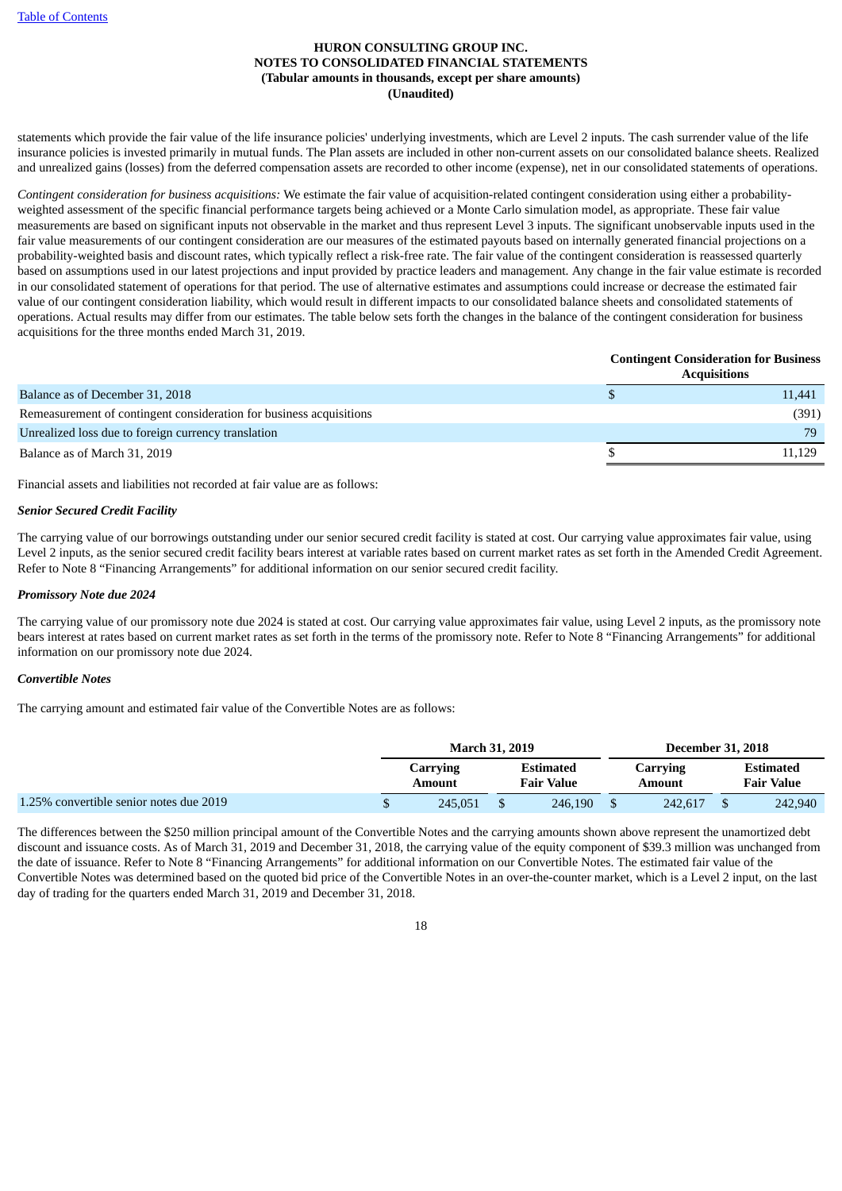statements which provide the fair value of the life insurance policies' underlying investments, which are Level 2 inputs. The cash surrender value of the life insurance policies is invested primarily in mutual funds. The Plan assets are included in other non-current assets on our consolidated balance sheets. Realized and unrealized gains (losses) from the deferred compensation assets are recorded to other income (expense), net in our consolidated statements of operations.

*Contingent consideration for business acquisitions:* We estimate the fair value of acquisition-related contingent consideration using either a probability-weighted assessment of the specific financial performance targets being achieved or a Monte Carlo simulation model, as appropriate. These fair value measurements are based on significant inputs not observable in the market and thus represent Level 3 inputs. The significant unobservable inputs used in the fair value measurements of our contingent consideration are our measures of the estimated payouts based on internally generated financial projections on a probability-weighted basis and discount rates, which typically reflect a risk-free rate. The fair value of the contingent consideration is reassessed quarterly based on assumptions used in our latest projections and input provided by practice leaders and management. Any change in the fair value estimate is recorded in our consolidated statement of operations for that period. The use of alternative estimates and assumptions could increase or decrease the estimated fair value of our contingent consideration liability, which would result in different impacts to our consolidated balance sheets and consolidated statements of operations. Actual results may differ from our estimates. The table below sets forth the changes in the balance of the contingent consideration for business acquisitions for the three months ended March 31, 2019.

| | Contingent Consideration for Business Acquisitions |
|---|---|
| Balance as of December 31, 2018 | $ 11,441 |
| Remeasurement of contingent consideration for business acquisitions | (391) |
| Unrealized loss due to foreign currency translation | 79 |
| Balance as of March 31, 2019 | $ 11,129 |

Financial assets and liabilities not recorded at fair value are as follows:

***Senior Secured Credit Facility***

The carrying value of our borrowings outstanding under our senior secured credit facility is stated at cost. Our carrying value approximates fair value, using Level 2 inputs, as the senior secured credit facility bears interest at variable rates based on current market rates as set forth in the Amended Credit Agreement. Refer to Note 8 "Financing Arrangements" for additional information on our senior secured credit facility.

***Promissory Note due 2024***

The carrying value of our promissory note due 2024 is stated at cost. Our carrying value approximates fair value, using Level 2 inputs, as the promissory note bears interest at rates based on current market rates as set forth in the terms of the promissory note. Refer to Note 8 "Financing Arrangements" for additional information on our promissory note due 2024.

***Convertible Notes***

The carrying amount and estimated fair value of the Convertible Notes are as follows:

| | March 31, 2019 | | December 31, 2018 | |
|---|---|---|---|---|
| | Carrying Amount | Estimated Fair Value | Carrying Amount | Estimated Fair Value |
| 1.25% convertible senior notes due 2019 | $ 245,051 | $ 246,190 | $ 242,617 | $ 242,940 |

The differences between the $250 million principal amount of the Convertible Notes and the carrying amounts shown above represent the unamortized debt discount and issuance costs. As of March 31, 2019 and December 31, 2018, the carrying value of the equity component of $39.3 million was unchanged from the date of issuance. Refer to Note 8 "Financing Arrangements" for additional information on our Convertible Notes. The estimated fair value of the Convertible Notes was determined based on the quoted bid price of the Convertible Notes in an over-the-counter market, which is a Level 2 input, on the last day of trading for the quarters ended March 31, 2019 and December 31, 2018.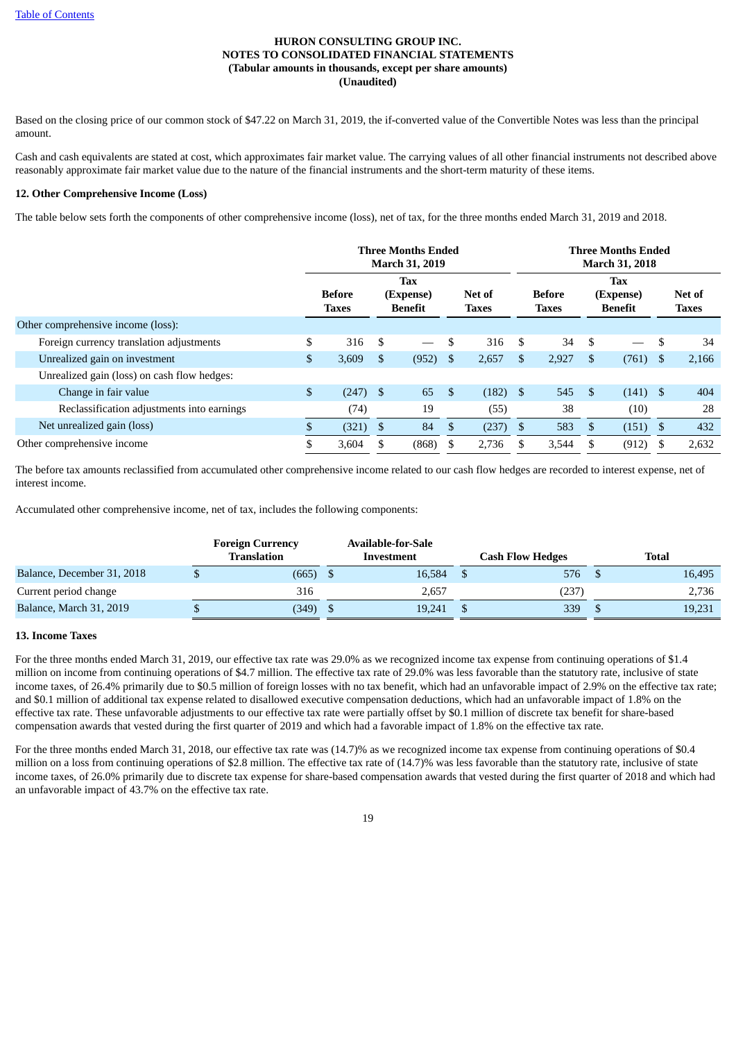Based on the closing price of our common stock of $47.22 on March 31, 2019, the if-converted value of the Convertible Notes was less than the principal amount.

Cash and cash equivalents are stated at cost, which approximates fair market value. The carrying values of all other financial instruments not described above reasonably approximate fair market value due to the nature of the financial instruments and the short-term maturity of these items.

**12. Other Comprehensive Income (Loss)**

The table below sets forth the components of other comprehensive income (loss), net of tax, for the three months ended March 31, 2019 and 2018.

| | Three Months Ended March 31, 2019 | | | Three Months Ended March 31, 2018 | | |
|---|---|---|---|---|---|---|
| | Before Taxes | Tax (Expense) Benefit | Net of Taxes | Before Taxes | Tax (Expense) Benefit | Net of Taxes |
| Other comprehensive income (loss): | | | | | | |
| Foreign currency translation adjustments | $ 316 | $ — | $ 316 | $ 34 | $ — | $ 34 |
| Unrealized gain on investment | $ 3,609 | $ (952) | $ 2,657 | $ 2,927 | $ (761) | $ 2,166 |
| Unrealized gain (loss) on cash flow hedges: | | | | | | |
| Change in fair value | $ (247) | $ 65 | $ (182) | $ 545 | $ (141) | $ 404 |
| Reclassification adjustments into earnings | (74) | 19 | (55) | 38 | (10) | 28 |
| Net unrealized gain (loss) | $ (321) | $ 84 | $ (237) | $ 583 | $ (151) | $ 432 |
| Other comprehensive income | $ 3,604 | $ (868) | $ 2,736 | $ 3,544 | $ (912) | $ 2,632 |

The before tax amounts reclassified from accumulated other comprehensive income related to our cash flow hedges are recorded to interest expense, net of interest income.

Accumulated other comprehensive income, net of tax, includes the following components:

| | Foreign Currency Translation | Available-for-Sale Investment | Cash Flow Hedges | Total |
|---|---|---|---|---|
| Balance, December 31, 2018 | $ (665) | $ 16,584 | $ 576 | $ 16,495 |
| Current period change | 316 | 2,657 | (237) | 2,736 |
| Balance, March 31, 2019 | $ (349) | $ 19,241 | $ 339 | $ 19,231 |

**13. Income Taxes**

For the three months ended March 31, 2019, our effective tax rate was 29.0% as we recognized income tax expense from continuing operations of $1.4 million on income from continuing operations of $4.7 million. The effective tax rate of 29.0% was less favorable than the statutory rate, inclusive of state income taxes, of 26.4% primarily due to $0.5 million of foreign losses with no tax benefit, which had an unfavorable impact of 2.9% on the effective tax rate; and $0.1 million of additional tax expense related to disallowed executive compensation deductions, which had an unfavorable impact of 1.8% on the effective tax rate. These unfavorable adjustments to our effective tax rate were partially offset by $0.1 million of discrete tax benefit for share-based compensation awards that vested during the first quarter of 2019 and which had a favorable impact of 1.8% on the effective tax rate.

For the three months ended March 31, 2018, our effective tax rate was (14.7)% as we recognized income tax expense from continuing operations of $0.4 million on a loss from continuing operations of $2.8 million. The effective tax rate of (14.7)% was less favorable than the statutory rate, inclusive of state income taxes, of 26.0% primarily due to discrete tax expense for share-based compensation awards that vested during the first quarter of 2018 and which had an unfavorable impact of 43.7% on the effective tax rate.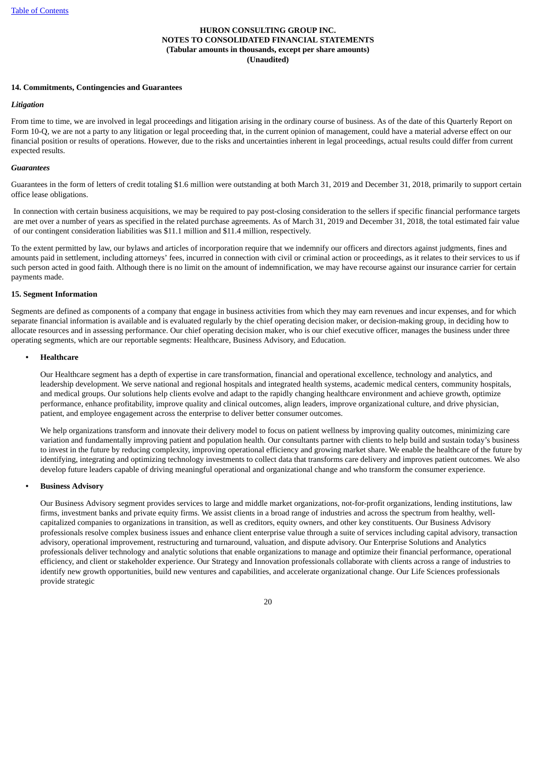**14. Commitments, Contingencies and Guarantees**

***Litigation***

From time to time, we are involved in legal proceedings and litigation arising in the ordinary course of business. As of the date of this Quarterly Report on Form 10-Q, we are not a party to any litigation or legal proceeding that, in the current opinion of management, could have a material adverse effect on our financial position or results of operations. However, due to the risks and uncertainties inherent in legal proceedings, actual results could differ from current expected results.

***Guarantees***

Guarantees in the form of letters of credit totaling $1.6 million were outstanding at both March 31, 2019 and December 31, 2018, primarily to support certain office lease obligations.

In connection with certain business acquisitions, we may be required to pay post-closing consideration to the sellers if specific financial performance targets are met over a number of years as specified in the related purchase agreements. As of March 31, 2019 and December 31, 2018, the total estimated fair value of our contingent consideration liabilities was $11.1 million and $11.4 million, respectively.

To the extent permitted by law, our bylaws and articles of incorporation require that we indemnify our officers and directors against judgments, fines and amounts paid in settlement, including attorneys' fees, incurred in connection with civil or criminal action or proceedings, as it relates to their services to us if such person acted in good faith. Although there is no limit on the amount of indemnification, we may have recourse against our insurance carrier for certain payments made.

**15. Segment Information**

Segments are defined as components of a company that engage in business activities from which they may earn revenues and incur expenses, and for which separate financial information is available and is evaluated regularly by the chief operating decision maker, or decision-making group, in deciding how to allocate resources and in assessing performance. Our chief operating decision maker, who is our chief executive officer, manages the business under three operating segments, which are our reportable segments: Healthcare, Business Advisory, and Education.

- **Healthcare**

  Our Healthcare segment has a depth of expertise in care transformation, financial and operational excellence, technology and analytics, and leadership development. We serve national and regional hospitals and integrated health systems, academic medical centers, community hospitals, and medical groups. Our solutions help clients evolve and adapt to the rapidly changing healthcare environment and achieve growth, optimize performance, enhance profitability, improve quality and clinical outcomes, align leaders, improve organizational culture, and drive physician, patient, and employee engagement across the enterprise to deliver better consumer outcomes.

  We help organizations transform and innovate their delivery model to focus on patient wellness by improving quality outcomes, minimizing care variation and fundamentally improving patient and population health. Our consultants partner with clients to help build and sustain today's business to invest in the future by reducing complexity, improving operational efficiency and growing market share. We enable the healthcare of the future by identifying, integrating and optimizing technology investments to collect data that transforms care delivery and improves patient outcomes. We also develop future leaders capable of driving meaningful operational and organizational change and who transform the consumer experience.

- **Business Advisory**

  Our Business Advisory segment provides services to large and middle market organizations, not-for-profit organizations, lending institutions, law firms, investment banks and private equity firms. We assist clients in a broad range of industries and across the spectrum from healthy, well-capitalized companies to organizations in transition, as well as creditors, equity owners, and other key constituents. Our Business Advisory professionals resolve complex business issues and enhance client enterprise value through a suite of services including capital advisory, transaction advisory, operational improvement, restructuring and turnaround, valuation, and dispute advisory. Our Enterprise Solutions and Analytics professionals deliver technology and analytic solutions that enable organizations to manage and optimize their financial performance, operational efficiency, and client or stakeholder experience. Our Strategy and Innovation professionals collaborate with clients across a range of industries to identify new growth opportunities, build new ventures and capabilities, and accelerate organizational change. Our Life Sciences professionals provide strategic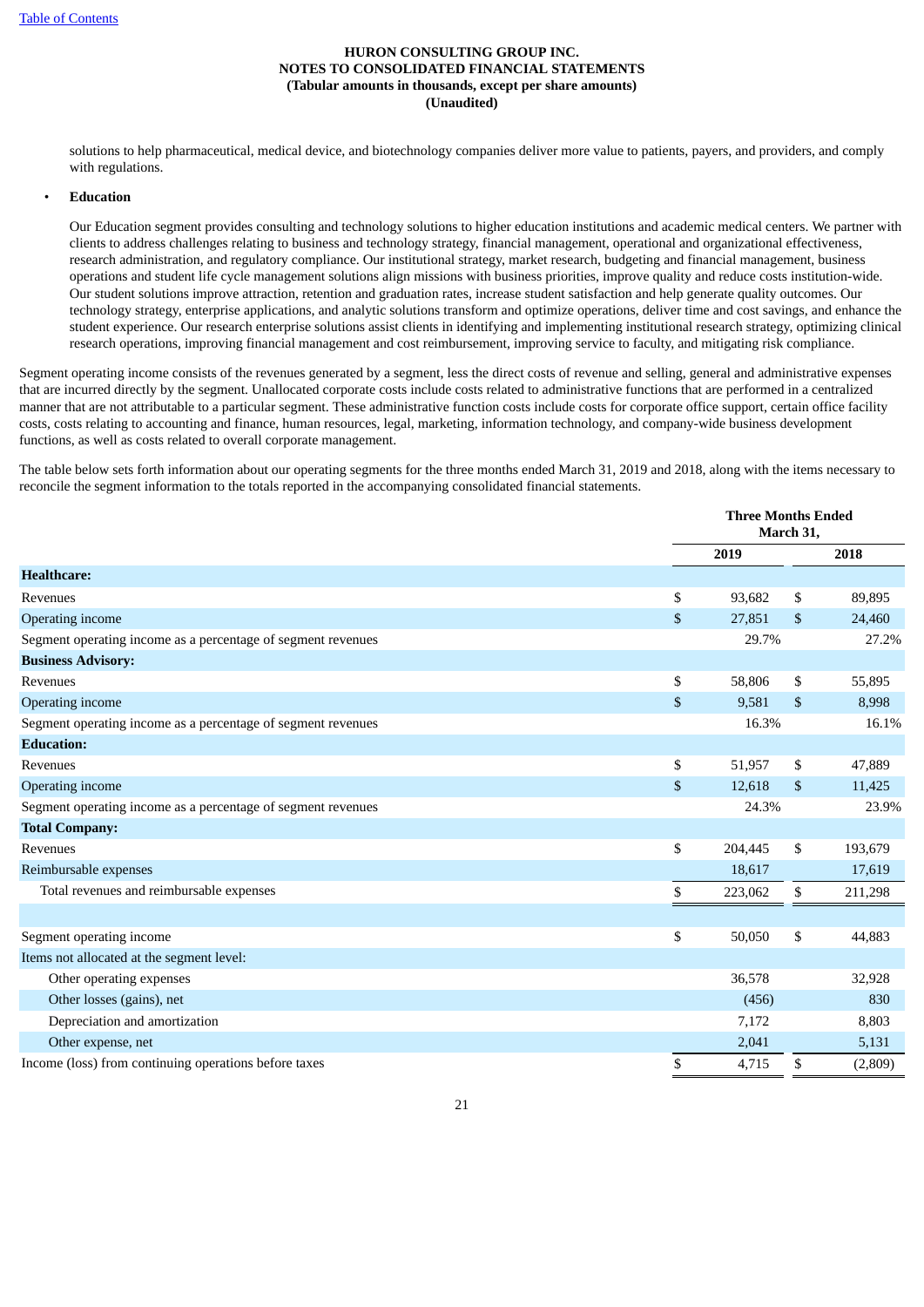solutions to help pharmaceutical, medical device, and biotechnology companies deliver more value to patients, payers, and providers, and comply with regulations.

- **Education**

  Our Education segment provides consulting and technology solutions to higher education institutions and academic medical centers. We partner with clients to address challenges relating to business and technology strategy, financial management, operational and organizational effectiveness, research administration, and regulatory compliance. Our institutional strategy, market research, budgeting and financial management, business operations and student life cycle management solutions align missions with business priorities, improve quality and reduce costs institution-wide. Our student solutions improve attraction, retention and graduation rates, increase student satisfaction and help generate quality outcomes. Our technology strategy, enterprise applications, and analytic solutions transform and optimize operations, deliver time and cost savings, and enhance the student experience. Our research enterprise solutions assist clients in identifying and implementing institutional research strategy, optimizing clinical research operations, improving financial management and cost reimbursement, improving service to faculty, and mitigating risk compliance.

Segment operating income consists of the revenues generated by a segment, less the direct costs of revenue and selling, general and administrative expenses that are incurred directly by the segment. Unallocated corporate costs include costs related to administrative functions that are performed in a centralized manner that are not attributable to a particular segment. These administrative function costs include costs for corporate office support, certain office facility costs, costs relating to accounting and finance, human resources, legal, marketing, information technology, and company-wide business development functions, as well as costs related to overall corporate management.

The table below sets forth information about our operating segments for the three months ended March 31, 2019 and 2018, along with the items necessary to reconcile the segment information to the totals reported in the accompanying consolidated financial statements.

| | Three Months Ended March 31, | |
|---|---|---|
| | 2019 | 2018 |
| **Healthcare:** | | |
| Revenues | $ 93,682 | $ 89,895 |
| Operating income | $ 27,851 | $ 24,460 |
| Segment operating income as a percentage of segment revenues | 29.7% | 27.2% |
| **Business Advisory:** | | |
| Revenues | $ 58,806 | $ 55,895 |
| Operating income | $ 9,581 | $ 8,998 |
| Segment operating income as a percentage of segment revenues | 16.3% | 16.1% |
| **Education:** | | |
| Revenues | $ 51,957 | $ 47,889 |
| Operating income | $ 12,618 | $ 11,425 |
| Segment operating income as a percentage of segment revenues | 24.3% | 23.9% |
| **Total Company:** | | |
| Revenues | $ 204,445 | $ 193,679 |
| Reimbursable expenses | 18,617 | 17,619 |
| Total revenues and reimbursable expenses | $ 223,062 | $ 211,298 |
| | | |
| Segment operating income | $ 50,050 | $ 44,883 |
| Items not allocated at the segment level: | | |
| Other operating expenses | 36,578 | 32,928 |
| Other losses (gains), net | (456) | 830 |
| Depreciation and amortization | 7,172 | 8,803 |
| Other expense, net | 2,041 | 5,131 |
| Income (loss) from continuing operations before taxes | $ 4,715 | $ (2,809) |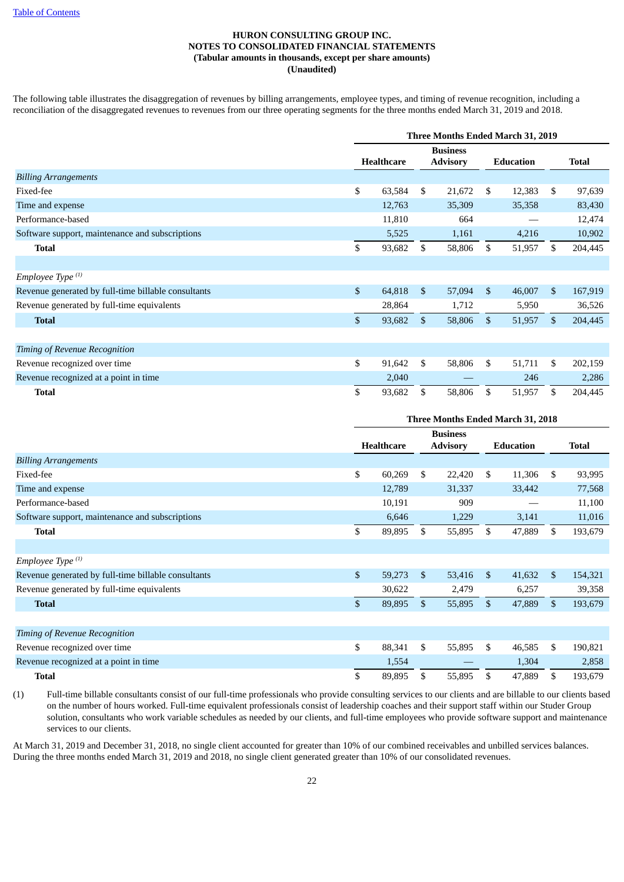[Table of Contents](#)

**HURON CONSULTING GROUP INC.**
**NOTES TO CONSOLIDATED FINANCIAL STATEMENTS**
**(Tabular amounts in thousands, except per share amounts)**
**(Unaudited)**

The following table illustrates the disaggregation of revenues by billing arrangements, employee types, and timing of revenue recognition, including a reconciliation of the disaggregated revenues to revenues from our three operating segments for the three months ended March 31, 2019 and 2018.

| | Three Months Ended March 31, 2019 | | | |
|---|---|---|---|---|
| | **Healthcare** | **Business Advisory** | **Education** | **Total** |
| *Billing Arrangements* | | | | |
| Fixed-fee | $ 63,584 | $ 21,672 | $ 12,383 | $ 97,639 |
| Time and expense | 12,763 | 35,309 | 35,358 | 83,430 |
| Performance-based | 11,810 | 664 | — | 12,474 |
| Software support, maintenance and subscriptions | 5,525 | 1,161 | 4,216 | 10,902 |
| **Total** | $ 93,682 | $ 58,806 | $ 51,957 | $ 204,445 |
| | | | | |
| *Employee Type* [(1)] | | | | |
| Revenue generated by full-time billable consultants | $ 64,818 | $ 57,094 | $ 46,007 | $ 167,919 |
| Revenue generated by full-time equivalents | 28,864 | 1,712 | 5,950 | 36,526 |
| **Total** | $ 93,682 | $ 58,806 | $ 51,957 | $ 204,445 |
| | | | | |
| *Timing of Revenue Recognition* | | | | |
| Revenue recognized over time | $ 91,642 | $ 58,806 | $ 51,711 | $ 202,159 |
| Revenue recognized at a point in time | 2,040 | — | 246 | 2,286 |
| **Total** | $ 93,682 | $ 58,806 | $ 51,957 | $ 204,445 |

| | Three Months Ended March 31, 2018 | | | |
|---|---|---|---|---|
| | **Healthcare** | **Business Advisory** | **Education** | **Total** |
| *Billing Arrangements* | | | | |
| Fixed-fee | $ 60,269 | $ 22,420 | $ 11,306 | $ 93,995 |
| Time and expense | 12,789 | 31,337 | 33,442 | 77,568 |
| Performance-based | 10,191 | 909 | — | 11,100 |
| Software support, maintenance and subscriptions | 6,646 | 1,229 | 3,141 | 11,016 |
| **Total** | $ 89,895 | $ 55,895 | $ 47,889 | $ 193,679 |
| | | | | |
| *Employee Type* [(1)] | | | | |
| Revenue generated by full-time billable consultants | $ 59,273 | $ 53,416 | $ 41,632 | $ 154,321 |
| Revenue generated by full-time equivalents | 30,622 | 2,479 | 6,257 | 39,358 |
| **Total** | $ 89,895 | $ 55,895 | $ 47,889 | $ 193,679 |
| | | | | |
| *Timing of Revenue Recognition* | | | | |
| Revenue recognized over time | $ 88,341 | $ 55,895 | $ 46,585 | $ 190,821 |
| Revenue recognized at a point in time | 1,554 | — | 1,304 | 2,858 |
| **Total** | $ 89,895 | $ 55,895 | $ 47,889 | $ 193,679 |

(1) Full-time billable consultants consist of our full-time professionals who provide consulting services to our clients and are billable to our clients based on the number of hours worked. Full-time equivalent professionals consist of leadership coaches and their support staff within our Studer Group solution, consultants who work variable schedules as needed by our clients, and full-time employees who provide software support and maintenance services to our clients.

At March 31, 2019 and December 31, 2018, no single client accounted for greater than 10% of our combined receivables and unbilled services balances. During the three months ended March 31, 2019 and 2018, no single client generated greater than 10% of our consolidated revenues.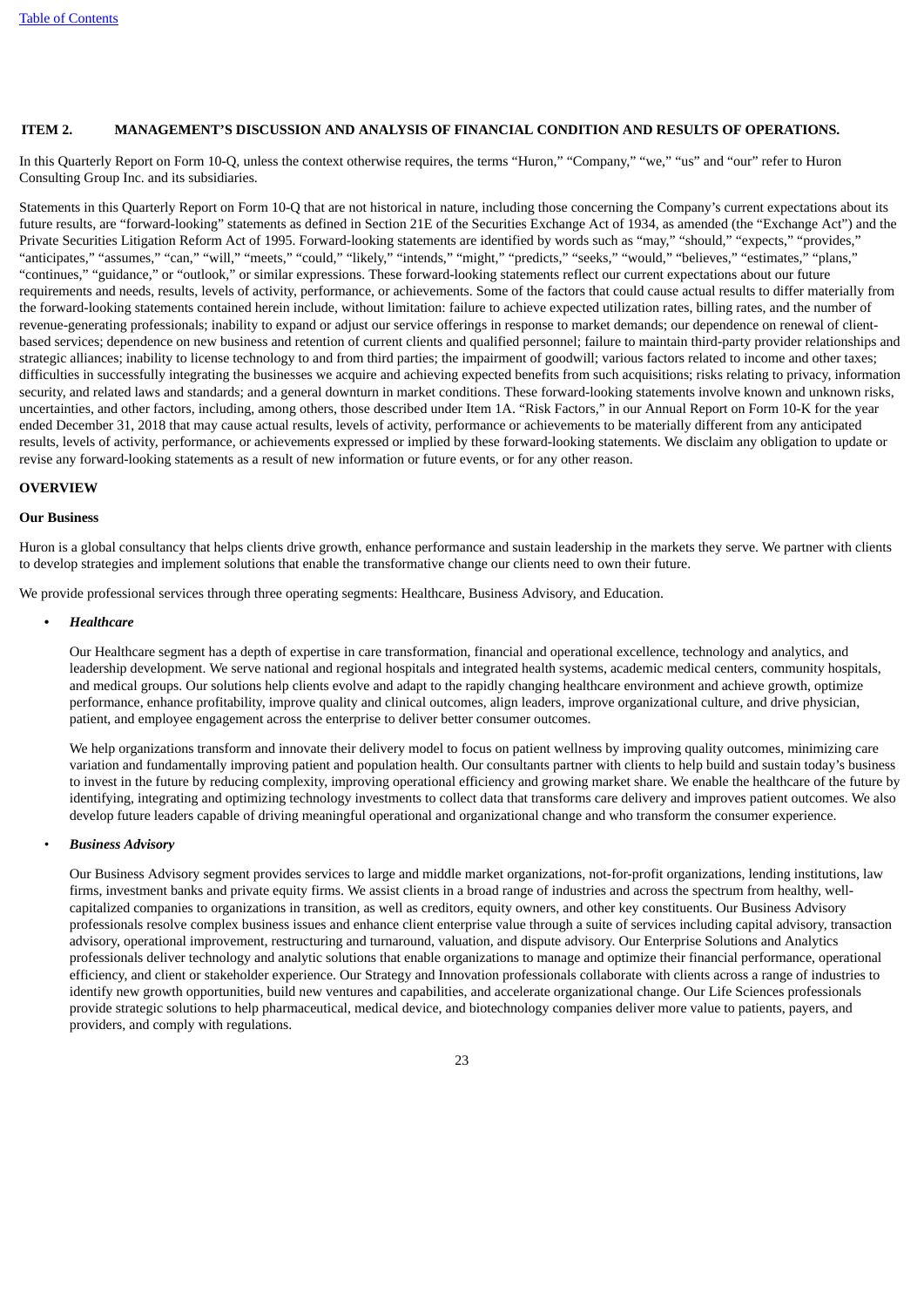## ITEM 2. MANAGEMENT'S DISCUSSION AND ANALYSIS OF FINANCIAL CONDITION AND RESULTS OF OPERATIONS.

In this Quarterly Report on Form 10-Q, unless the context otherwise requires, the terms "Huron," "Company," "we," "us" and "our" refer to Huron Consulting Group Inc. and its subsidiaries.

Statements in this Quarterly Report on Form 10-Q that are not historical in nature, including those concerning the Company's current expectations about its future results, are "forward-looking" statements as defined in Section 21E of the Securities Exchange Act of 1934, as amended (the "Exchange Act") and the Private Securities Litigation Reform Act of 1995. Forward-looking statements are identified by words such as "may," "should," "expects," "provides," "anticipates," "assumes," "can," "will," "meets," "could," "likely," "intends," "might," "predicts," "seeks," "would," "believes," "estimates," "plans," "continues," "guidance," or "outlook," or similar expressions. These forward-looking statements reflect our current expectations about our future requirements and needs, results, levels of activity, performance, or achievements. Some of the factors that could cause actual results to differ materially from the forward-looking statements contained herein include, without limitation: failure to achieve expected utilization rates, billing rates, and the number of revenue-generating professionals; inability to expand or adjust our service offerings in response to market demands; our dependence on renewal of client-based services; dependence on new business and retention of current clients and qualified personnel; failure to maintain third-party provider relationships and strategic alliances; inability to license technology to and from third parties; the impairment of goodwill; various factors related to income and other taxes; difficulties in successfully integrating the businesses we acquire and achieving expected benefits from such acquisitions; risks relating to privacy, information security, and related laws and standards; and a general downturn in market conditions. These forward-looking statements involve known and unknown risks, uncertainties, and other factors, including, among others, those described under Item 1A. "Risk Factors," in our Annual Report on Form 10-K for the year ended December 31, 2018 that may cause actual results, levels of activity, performance or achievements to be materially different from any anticipated results, levels of activity, performance, or achievements expressed or implied by these forward-looking statements. We disclaim any obligation to update or revise any forward-looking statements as a result of new information or future events, or for any other reason.

### OVERVIEW

#### Our Business

Huron is a global consultancy that helps clients drive growth, enhance performance and sustain leadership in the markets they serve. We partner with clients to develop strategies and implement solutions that enable the transformative change our clients need to own their future.

We provide professional services through three operating segments: Healthcare, Business Advisory, and Education.

- ***Healthcare***

  Our Healthcare segment has a depth of expertise in care transformation, financial and operational excellence, technology and analytics, and leadership development. We serve national and regional hospitals and integrated health systems, academic medical centers, community hospitals, and medical groups. Our solutions help clients evolve and adapt to the rapidly changing healthcare environment and achieve growth, optimize performance, enhance profitability, improve quality and clinical outcomes, align leaders, improve organizational culture, and drive physician, patient, and employee engagement across the enterprise to deliver better consumer outcomes.

  We help organizations transform and innovate their delivery model to focus on patient wellness by improving quality outcomes, minimizing care variation and fundamentally improving patient and population health. Our consultants partner with clients to help build and sustain today's business to invest in the future by reducing complexity, improving operational efficiency and growing market share. We enable the healthcare of the future by identifying, integrating and optimizing technology investments to collect data that transforms care delivery and improves patient outcomes. We also develop future leaders capable of driving meaningful operational and organizational change and who transform the consumer experience.

- ***Business Advisory***

  Our Business Advisory segment provides services to large and middle market organizations, not-for-profit organizations, lending institutions, law firms, investment banks and private equity firms. We assist clients in a broad range of industries and across the spectrum from healthy, well-capitalized companies to organizations in transition, as well as creditors, equity owners, and other key constituents. Our Business Advisory professionals resolve complex business issues and enhance client enterprise value through a suite of services including capital advisory, transaction advisory, operational improvement, restructuring and turnaround, valuation, and dispute advisory. Our Enterprise Solutions and Analytics professionals deliver technology and analytic solutions that enable organizations to manage and optimize their financial performance, operational efficiency, and client or stakeholder experience. Our Strategy and Innovation professionals collaborate with clients across a range of industries to identify new growth opportunities, build new ventures and capabilities, and accelerate organizational change. Our Life Sciences professionals provide strategic solutions to help pharmaceutical, medical device, and biotechnology companies deliver more value to patients, payers, and providers, and comply with regulations.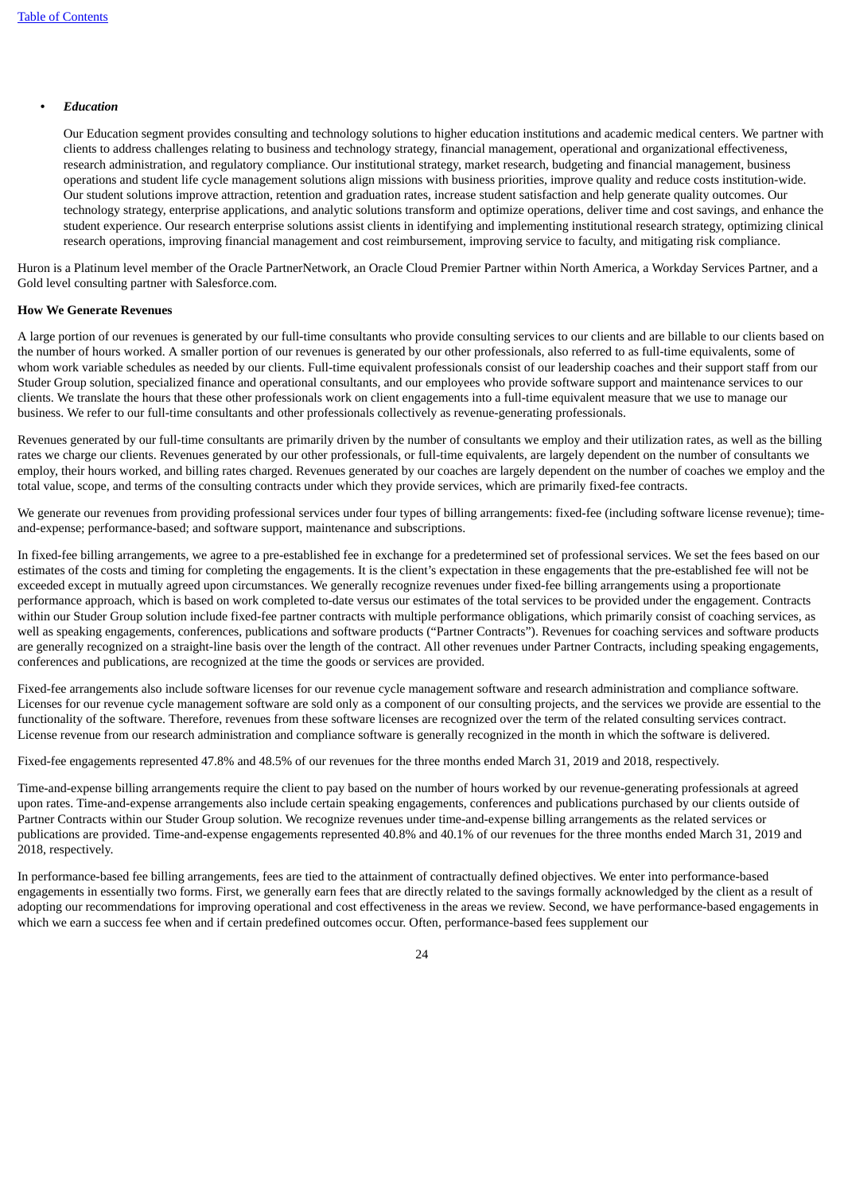- ***Education***

  Our Education segment provides consulting and technology solutions to higher education institutions and academic medical centers. We partner with clients to address challenges relating to business and technology strategy, financial management, operational and organizational effectiveness, research administration, and regulatory compliance. Our institutional strategy, market research, budgeting and financial management, business operations and student life cycle management solutions align missions with business priorities, improve quality and reduce costs institution-wide. Our student solutions improve attraction, retention and graduation rates, increase student satisfaction and help generate quality outcomes. Our technology strategy, enterprise applications, and analytic solutions transform and optimize operations, deliver time and cost savings, and enhance the student experience. Our research enterprise solutions assist clients in identifying and implementing institutional research strategy, optimizing clinical research operations, improving financial management and cost reimbursement, improving service to faculty, and mitigating risk compliance.

Huron is a Platinum level member of the Oracle PartnerNetwork, an Oracle Cloud Premier Partner within North America, a Workday Services Partner, and a Gold level consulting partner with Salesforce.com.

**How We Generate Revenues**

A large portion of our revenues is generated by our full-time consultants who provide consulting services to our clients and are billable to our clients based on the number of hours worked. A smaller portion of our revenues is generated by our other professionals, also referred to as full-time equivalents, some of whom work variable schedules as needed by our clients. Full-time equivalent professionals consist of our leadership coaches and their support staff from our Studer Group solution, specialized finance and operational consultants, and our employees who provide software support and maintenance services to our clients. We translate the hours that these other professionals work on client engagements into a full-time equivalent measure that we use to manage our business. We refer to our full-time consultants and other professionals collectively as revenue-generating professionals.

Revenues generated by our full-time consultants are primarily driven by the number of consultants we employ and their utilization rates, as well as the billing rates we charge our clients. Revenues generated by our other professionals, or full-time equivalents, are largely dependent on the number of consultants we employ, their hours worked, and billing rates charged. Revenues generated by our coaches are largely dependent on the number of coaches we employ and the total value, scope, and terms of the consulting contracts under which they provide services, which are primarily fixed-fee contracts.

We generate our revenues from providing professional services under four types of billing arrangements: fixed-fee (including software license revenue); time-and-expense; performance-based; and software support, maintenance and subscriptions.

In fixed-fee billing arrangements, we agree to a pre-established fee in exchange for a predetermined set of professional services. We set the fees based on our estimates of the costs and timing for completing the engagements. It is the client's expectation in these engagements that the pre-established fee will not be exceeded except in mutually agreed upon circumstances. We generally recognize revenues under fixed-fee billing arrangements using a proportionate performance approach, which is based on work completed to-date versus our estimates of the total services to be provided under the engagement. Contracts within our Studer Group solution include fixed-fee partner contracts with multiple performance obligations, which primarily consist of coaching services, as well as speaking engagements, conferences, publications and software products ("Partner Contracts"). Revenues for coaching services and software products are generally recognized on a straight-line basis over the length of the contract. All other revenues under Partner Contracts, including speaking engagements, conferences and publications, are recognized at the time the goods or services are provided.

Fixed-fee arrangements also include software licenses for our revenue cycle management software and research administration and compliance software. Licenses for our revenue cycle management software are sold only as a component of our consulting projects, and the services we provide are essential to the functionality of the software. Therefore, revenues from these software licenses are recognized over the term of the related consulting services contract. License revenue from our research administration and compliance software is generally recognized in the month in which the software is delivered.

Fixed-fee engagements represented 47.8% and 48.5% of our revenues for the three months ended March 31, 2019 and 2018, respectively.

Time-and-expense billing arrangements require the client to pay based on the number of hours worked by our revenue-generating professionals at agreed upon rates. Time-and-expense arrangements also include certain speaking engagements, conferences and publications purchased by our clients outside of Partner Contracts within our Studer Group solution. We recognize revenues under time-and-expense billing arrangements as the related services or publications are provided. Time-and-expense engagements represented 40.8% and 40.1% of our revenues for the three months ended March 31, 2019 and 2018, respectively.

In performance-based fee billing arrangements, fees are tied to the attainment of contractually defined objectives. We enter into performance-based engagements in essentially two forms. First, we generally earn fees that are directly related to the savings formally acknowledged by the client as a result of adopting our recommendations for improving operational and cost effectiveness in the areas we review. Second, we have performance-based engagements in which we earn a success fee when and if certain predefined outcomes occur. Often, performance-based fees supplement our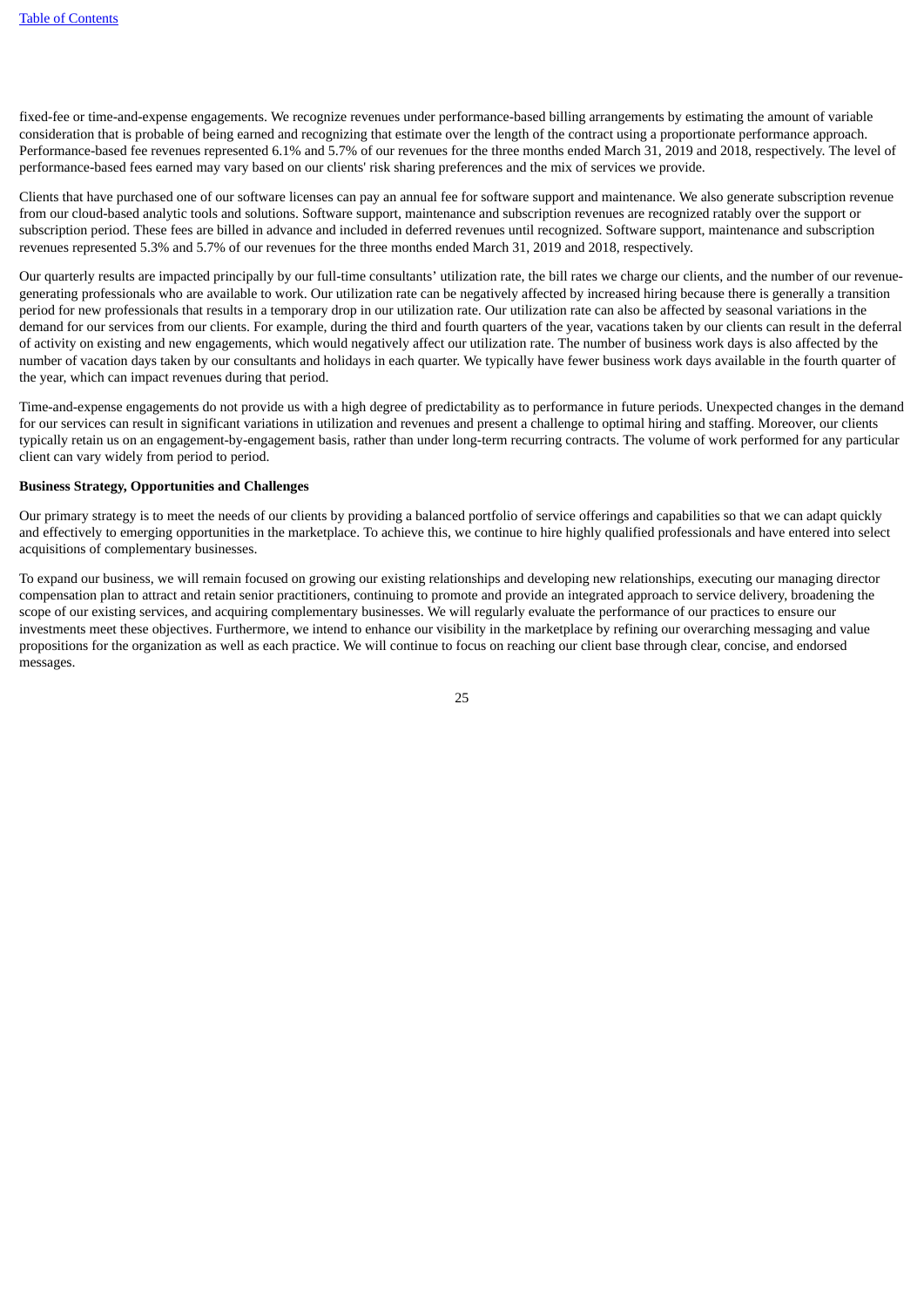fixed-fee or time-and-expense engagements. We recognize revenues under performance-based billing arrangements by estimating the amount of variable consideration that is probable of being earned and recognizing that estimate over the length of the contract using a proportionate performance approach. Performance-based fee revenues represented 6.1% and 5.7% of our revenues for the three months ended March 31, 2019 and 2018, respectively. The level of performance-based fees earned may vary based on our clients' risk sharing preferences and the mix of services we provide.

Clients that have purchased one of our software licenses can pay an annual fee for software support and maintenance. We also generate subscription revenue from our cloud-based analytic tools and solutions. Software support, maintenance and subscription revenues are recognized ratably over the support or subscription period. These fees are billed in advance and included in deferred revenues until recognized. Software support, maintenance and subscription revenues represented 5.3% and 5.7% of our revenues for the three months ended March 31, 2019 and 2018, respectively.

Our quarterly results are impacted principally by our full-time consultants' utilization rate, the bill rates we charge our clients, and the number of our revenue-generating professionals who are available to work. Our utilization rate can be negatively affected by increased hiring because there is generally a transition period for new professionals that results in a temporary drop in our utilization rate. Our utilization rate can also be affected by seasonal variations in the demand for our services from our clients. For example, during the third and fourth quarters of the year, vacations taken by our clients can result in the deferral of activity on existing and new engagements, which would negatively affect our utilization rate. The number of business work days is also affected by the number of vacation days taken by our consultants and holidays in each quarter. We typically have fewer business work days available in the fourth quarter of the year, which can impact revenues during that period.

Time-and-expense engagements do not provide us with a high degree of predictability as to performance in future periods. Unexpected changes in the demand for our services can result in significant variations in utilization and revenues and present a challenge to optimal hiring and staffing. Moreover, our clients typically retain us on an engagement-by-engagement basis, rather than under long-term recurring contracts. The volume of work performed for any particular client can vary widely from period to period.

**Business Strategy, Opportunities and Challenges**

Our primary strategy is to meet the needs of our clients by providing a balanced portfolio of service offerings and capabilities so that we can adapt quickly and effectively to emerging opportunities in the marketplace. To achieve this, we continue to hire highly qualified professionals and have entered into select acquisitions of complementary businesses.

To expand our business, we will remain focused on growing our existing relationships and developing new relationships, executing our managing director compensation plan to attract and retain senior practitioners, continuing to promote and provide an integrated approach to service delivery, broadening the scope of our existing services, and acquiring complementary businesses. We will regularly evaluate the performance of our practices to ensure our investments meet these objectives. Furthermore, we intend to enhance our visibility in the marketplace by refining our overarching messaging and value propositions for the organization as well as each practice. We will continue to focus on reaching our client base through clear, concise, and endorsed messages.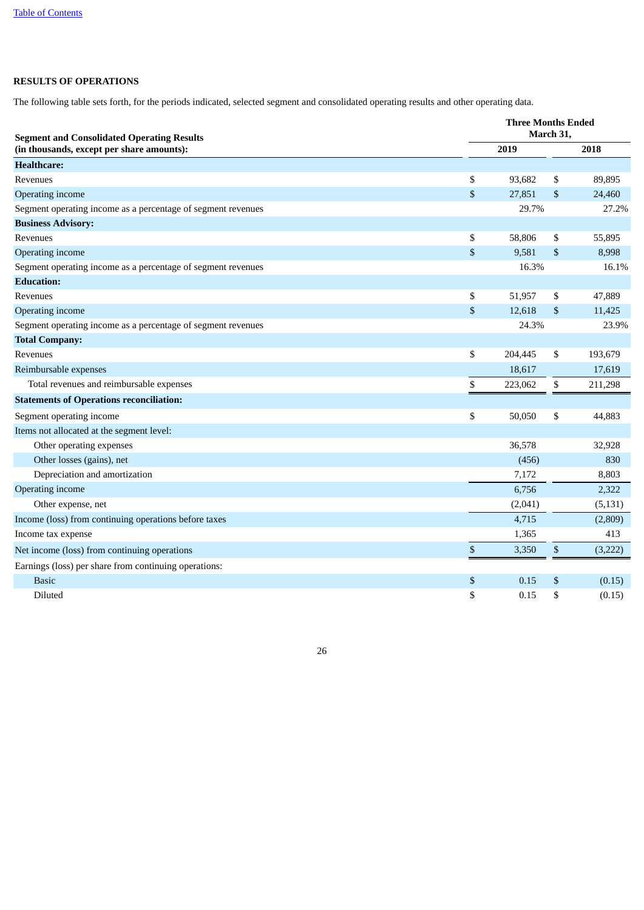## RESULTS OF OPERATIONS

The following table sets forth, for the periods indicated, selected segment and consolidated operating results and other operating data.

| Segment and Consolidated Operating Results (in thousands, except per share amounts): | Three Months Ended March 31, 2019 | Three Months Ended March 31, 2018 |
|---|---|---|
| **Healthcare:** | | |
| Revenues | $ 93,682 | $ 89,895 |
| Operating income | $ 27,851 | $ 24,460 |
| Segment operating income as a percentage of segment revenues | 29.7% | 27.2% |
| **Business Advisory:** | | |
| Revenues | $ 58,806 | $ 55,895 |
| Operating income | $ 9,581 | $ 8,998 |
| Segment operating income as a percentage of segment revenues | 16.3% | 16.1% |
| **Education:** | | |
| Revenues | $ 51,957 | $ 47,889 |
| Operating income | $ 12,618 | $ 11,425 |
| Segment operating income as a percentage of segment revenues | 24.3% | 23.9% |
| **Total Company:** | | |
| Revenues | $ 204,445 | $ 193,679 |
| Reimbursable expenses | 18,617 | 17,619 |
| Total revenues and reimbursable expenses | $ 223,062 | $ 211,298 |
| **Statements of Operations reconciliation:** | | |
| Segment operating income | $ 50,050 | $ 44,883 |
| Items not allocated at the segment level: | | |
| Other operating expenses | 36,578 | 32,928 |
| Other losses (gains), net | (456) | 830 |
| Depreciation and amortization | 7,172 | 8,803 |
| Operating income | 6,756 | 2,322 |
| Other expense, net | (2,041) | (5,131) |
| Income (loss) from continuing operations before taxes | 4,715 | (2,809) |
| Income tax expense | 1,365 | 413 |
| Net income (loss) from continuing operations | $ 3,350 | $ (3,222) |
| Earnings (loss) per share from continuing operations: | | |
| Basic | $ 0.15 | $ (0.15) |
| Diluted | $ 0.15 | $ (0.15) |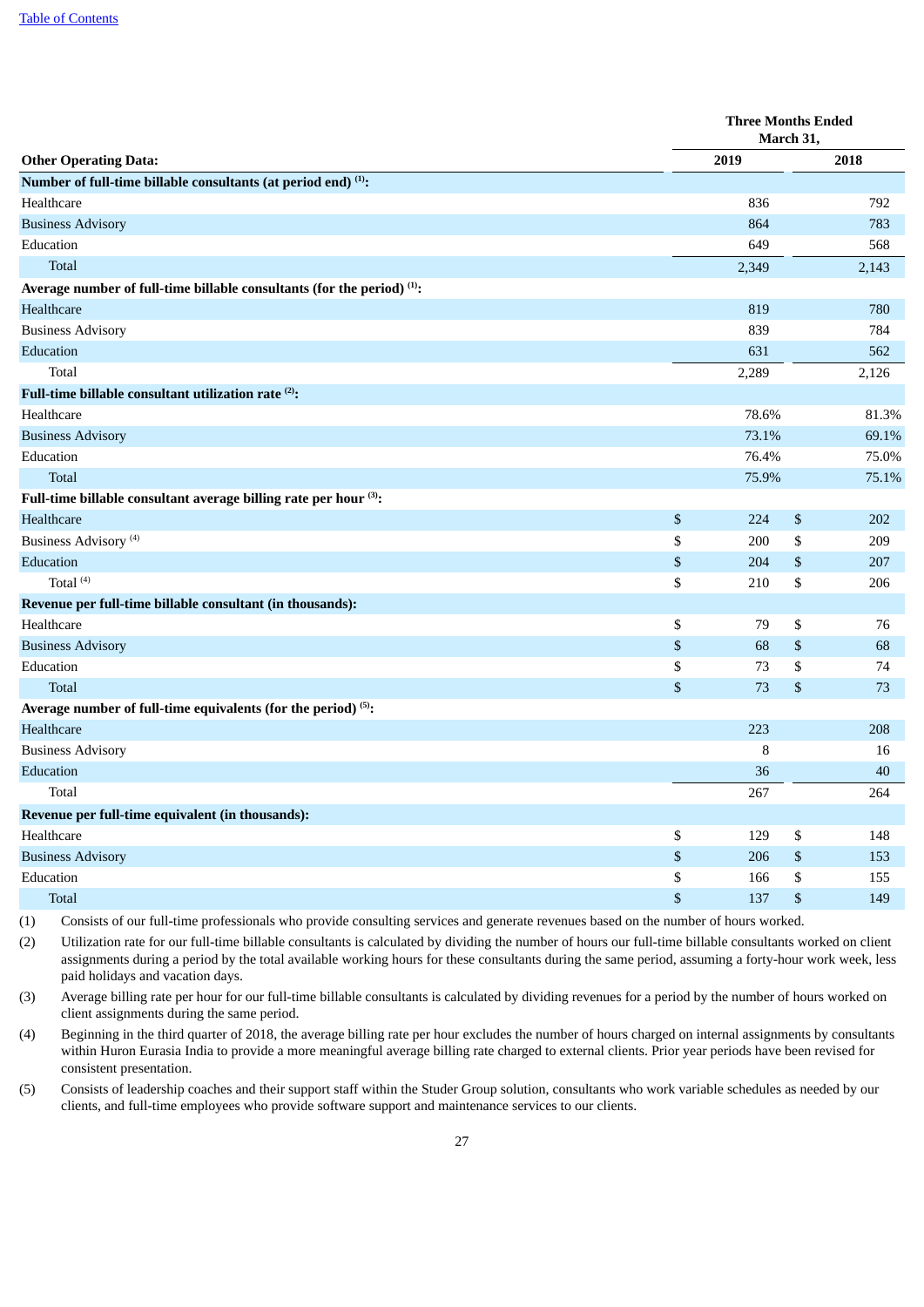| Other Operating Data: | Three Months Ended March 31, 2019 | Three Months Ended March 31, 2018 |
|---|---|---|
| **Number of full-time billable consultants (at period end) [(1)]:** | | |
| Healthcare | 836 | 792 |
| Business Advisory | 864 | 783 |
| Education | 649 | 568 |
| Total | 2,349 | 2,143 |
| **Average number of full-time billable consultants (for the period) [(1)]:** | | |
| Healthcare | 819 | 780 |
| Business Advisory | 839 | 784 |
| Education | 631 | 562 |
| Total | 2,289 | 2,126 |
| **Full-time billable consultant utilization rate [(2)]:** | | |
| Healthcare | 78.6% | 81.3% |
| Business Advisory | 73.1% | 69.1% |
| Education | 76.4% | 75.0% |
| Total | 75.9% | 75.1% |
| **Full-time billable consultant average billing rate per hour [(3)]:** | | |
| Healthcare | $ 224 | $ 202 |
| Business Advisory [(4)] | $ 200 | $ 209 |
| Education | $ 204 | $ 207 |
| Total [(4)] | $ 210 | $ 206 |
| **Revenue per full-time billable consultant (in thousands):** | | |
| Healthcare | $ 79 | $ 76 |
| Business Advisory | $ 68 | $ 68 |
| Education | $ 73 | $ 74 |
| Total | $ 73 | $ 73 |
| **Average number of full-time equivalents (for the period) [(5)]:** | | |
| Healthcare | 223 | 208 |
| Business Advisory | 8 | 16 |
| Education | 36 | 40 |
| Total | 267 | 264 |
| **Revenue per full-time equivalent (in thousands):** | | |
| Healthcare | $ 129 | $ 148 |
| Business Advisory | $ 206 | $ 153 |
| Education | $ 166 | $ 155 |
| Total | $ 137 | $ 149 |

(1) Consists of our full-time professionals who provide consulting services and generate revenues based on the number of hours worked.

(2) Utilization rate for our full-time billable consultants is calculated by dividing the number of hours our full-time billable consultants worked on client assignments during a period by the total available working hours for these consultants during the same period, assuming a forty-hour work week, less paid holidays and vacation days.

(3) Average billing rate per hour for our full-time billable consultants is calculated by dividing revenues for a period by the number of hours worked on client assignments during the same period.

(4) Beginning in the third quarter of 2018, the average billing rate per hour excludes the number of hours charged on internal assignments by consultants within Huron Eurasia India to provide a more meaningful average billing rate charged to external clients. Prior year periods have been revised for consistent presentation.

(5) Consists of leadership coaches and their support staff within the Studer Group solution, consultants who work variable schedules as needed by our clients, and full-time employees who provide software support and maintenance services to our clients.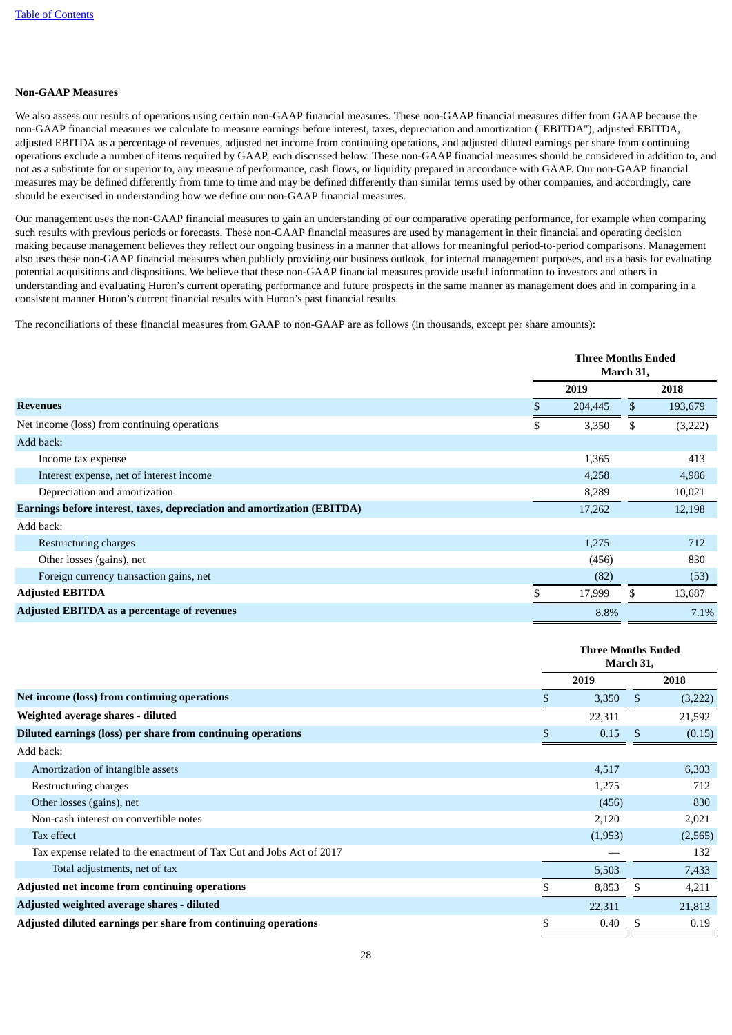## Non-GAAP Measures

We also assess our results of operations using certain non-GAAP financial measures. These non-GAAP financial measures differ from GAAP because the non-GAAP financial measures we calculate to measure earnings before interest, taxes, depreciation and amortization ("EBITDA"), adjusted EBITDA, adjusted EBITDA as a percentage of revenues, adjusted net income from continuing operations, and adjusted diluted earnings per share from continuing operations exclude a number of items required by GAAP, each discussed below. These non-GAAP financial measures should be considered in addition to, and not as a substitute for or superior to, any measure of performance, cash flows, or liquidity prepared in accordance with GAAP. Our non-GAAP financial measures may be defined differently from time to time and may be defined differently than similar terms used by other companies, and accordingly, care should be exercised in understanding how we define our non-GAAP financial measures.

Our management uses the non-GAAP financial measures to gain an understanding of our comparative operating performance, for example when comparing such results with previous periods or forecasts. These non-GAAP financial measures are used by management in their financial and operating decision making because management believes they reflect our ongoing business in a manner that allows for meaningful period-to-period comparisons. Management also uses these non-GAAP financial measures when publicly providing our business outlook, for internal management purposes, and as a basis for evaluating potential acquisitions and dispositions. We believe that these non-GAAP financial measures provide useful information to investors and others in understanding and evaluating Huron's current operating performance and future prospects in the same manner as management does and in comparing in a consistent manner Huron's current financial results with Huron's past financial results.

The reconciliations of these financial measures from GAAP to non-GAAP are as follows (in thousands, except per share amounts):

| | Three Months Ended March 31, | |
|---|---|---|
| | 2019 | 2018 |
| **Revenues** | $ 204,445 | $ 193,679 |
| Net income (loss) from continuing operations | $ 3,350 | $ (3,222) |
| Add back: | | |
| Income tax expense | 1,365 | 413 |
| Interest expense, net of interest income | 4,258 | 4,986 |
| Depreciation and amortization | 8,289 | 10,021 |
| **Earnings before interest, taxes, depreciation and amortization (EBITDA)** | 17,262 | 12,198 |
| Add back: | | |
| Restructuring charges | 1,275 | 712 |
| Other losses (gains), net | (456) | 830 |
| Foreign currency transaction gains, net | (82) | (53) |
| **Adjusted EBITDA** | $ 17,999 | $ 13,687 |
| **Adjusted EBITDA as a percentage of revenues** | 8.8% | 7.1% |

| | Three Months Ended March 31, | |
|---|---|---|
| | 2019 | 2018 |
| **Net income (loss) from continuing operations** | $ 3,350 | $ (3,222) |
| **Weighted average shares - diluted** | 22,311 | 21,592 |
| **Diluted earnings (loss) per share from continuing operations** | $ 0.15 | $ (0.15) |
| Add back: | | |
| Amortization of intangible assets | 4,517 | 6,303 |
| Restructuring charges | 1,275 | 712 |
| Other losses (gains), net | (456) | 830 |
| Non-cash interest on convertible notes | 2,120 | 2,021 |
| Tax effect | (1,953) | (2,565) |
| Tax expense related to the enactment of Tax Cut and Jobs Act of 2017 | — | 132 |
| Total adjustments, net of tax | 5,503 | 7,433 |
| **Adjusted net income from continuing operations** | $ 8,853 | $ 4,211 |
| **Adjusted weighted average shares - diluted** | 22,311 | 21,813 |
| **Adjusted diluted earnings per share from continuing operations** | $ 0.40 | $ 0.19 |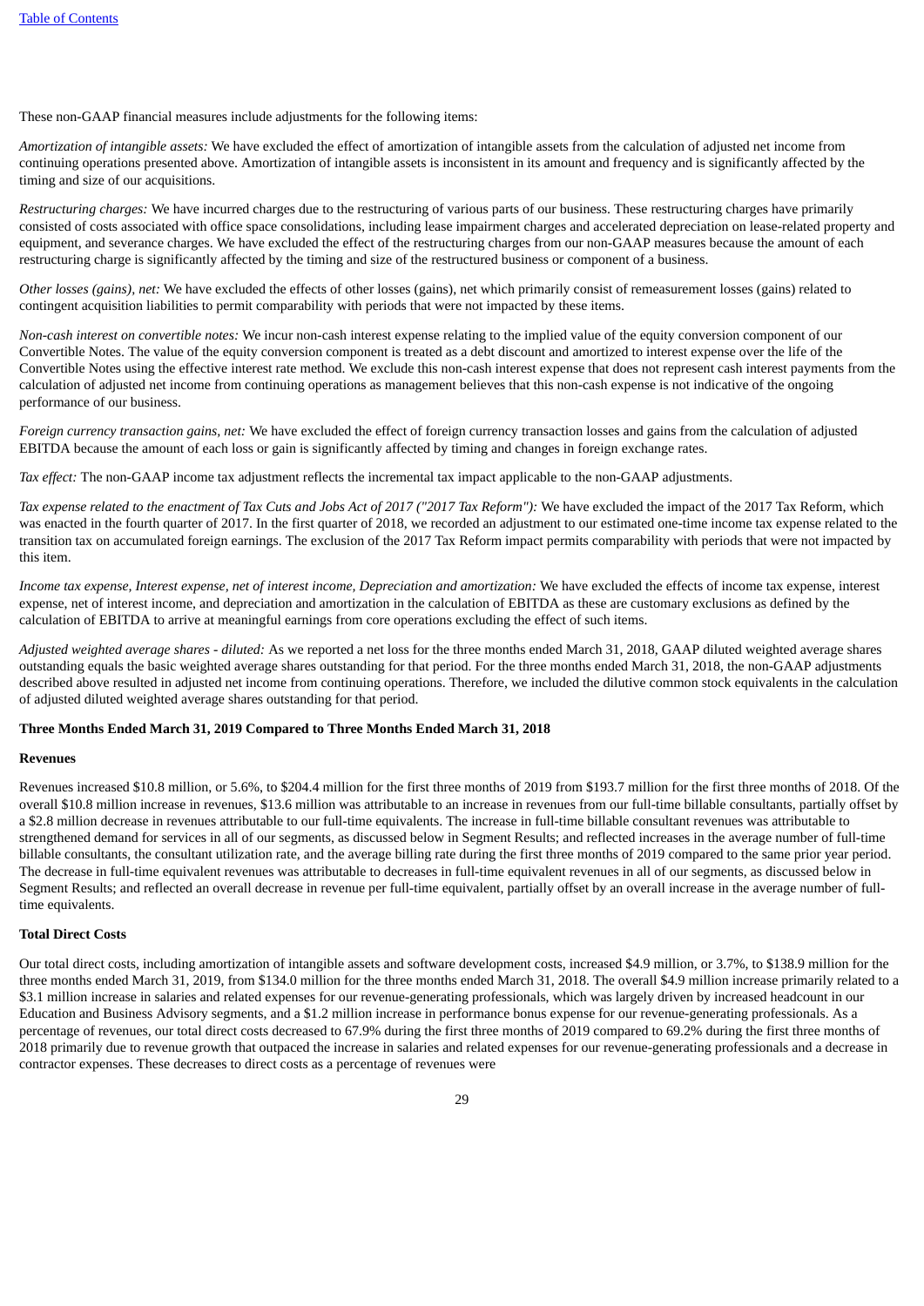These non-GAAP financial measures include adjustments for the following items:

*Amortization of intangible assets:* We have excluded the effect of amortization of intangible assets from the calculation of adjusted net income from continuing operations presented above. Amortization of intangible assets is inconsistent in its amount and frequency and is significantly affected by the timing and size of our acquisitions.

*Restructuring charges:* We have incurred charges due to the restructuring of various parts of our business. These restructuring charges have primarily consisted of costs associated with office space consolidations, including lease impairment charges and accelerated depreciation on lease-related property and equipment, and severance charges. We have excluded the effect of the restructuring charges from our non-GAAP measures because the amount of each restructuring charge is significantly affected by the timing and size of the restructured business or component of a business.

*Other losses (gains), net:* We have excluded the effects of other losses (gains), net which primarily consist of remeasurement losses (gains) related to contingent acquisition liabilities to permit comparability with periods that were not impacted by these items.

*Non-cash interest on convertible notes:* We incur non-cash interest expense relating to the implied value of the equity conversion component of our Convertible Notes. The value of the equity conversion component is treated as a debt discount and amortized to interest expense over the life of the Convertible Notes using the effective interest rate method. We exclude this non-cash interest expense that does not represent cash interest payments from the calculation of adjusted net income from continuing operations as management believes that this non-cash expense is not indicative of the ongoing performance of our business.

*Foreign currency transaction gains, net:* We have excluded the effect of foreign currency transaction losses and gains from the calculation of adjusted EBITDA because the amount of each loss or gain is significantly affected by timing and changes in foreign exchange rates.

*Tax effect:* The non-GAAP income tax adjustment reflects the incremental tax impact applicable to the non-GAAP adjustments.

*Tax expense related to the enactment of Tax Cuts and Jobs Act of 2017 ("2017 Tax Reform"):* We have excluded the impact of the 2017 Tax Reform, which was enacted in the fourth quarter of 2017. In the first quarter of 2018, we recorded an adjustment to our estimated one-time income tax expense related to the transition tax on accumulated foreign earnings. The exclusion of the 2017 Tax Reform impact permits comparability with periods that were not impacted by this item.

*Income tax expense, Interest expense, net of interest income, Depreciation and amortization:* We have excluded the effects of income tax expense, interest expense, net of interest income, and depreciation and amortization in the calculation of EBITDA as these are customary exclusions as defined by the calculation of EBITDA to arrive at meaningful earnings from core operations excluding the effect of such items.

*Adjusted weighted average shares - diluted:* As we reported a net loss for the three months ended March 31, 2018, GAAP diluted weighted average shares outstanding equals the basic weighted average shares outstanding for that period. For the three months ended March 31, 2018, the non-GAAP adjustments described above resulted in adjusted net income from continuing operations. Therefore, we included the dilutive common stock equivalents in the calculation of adjusted diluted weighted average shares outstanding for that period.

**Three Months Ended March 31, 2019 Compared to Three Months Ended March 31, 2018**

**Revenues**

Revenues increased $10.8 million, or 5.6%, to $204.4 million for the first three months of 2019 from $193.7 million for the first three months of 2018. Of the overall $10.8 million increase in revenues, $13.6 million was attributable to an increase in revenues from our full-time billable consultants, partially offset by a $2.8 million decrease in revenues attributable to our full-time equivalents. The increase in full-time billable consultant revenues was attributable to strengthened demand for services in all of our segments, as discussed below in Segment Results; and reflected increases in the average number of full-time billable consultants, the consultant utilization rate, and the average billing rate during the first three months of 2019 compared to the same prior year period. The decrease in full-time equivalent revenues was attributable to decreases in full-time equivalent revenues in all of our segments, as discussed below in Segment Results; and reflected an overall decrease in revenue per full-time equivalent, partially offset by an overall increase in the average number of full-time equivalents.

**Total Direct Costs**

Our total direct costs, including amortization of intangible assets and software development costs, increased $4.9 million, or 3.7%, to $138.9 million for the three months ended March 31, 2019, from $134.0 million for the three months ended March 31, 2018. The overall $4.9 million increase primarily related to a $3.1 million increase in salaries and related expenses for our revenue-generating professionals, which was largely driven by increased headcount in our Education and Business Advisory segments, and a $1.2 million increase in performance bonus expense for our revenue-generating professionals. As a percentage of revenues, our total direct costs decreased to 67.9% during the first three months of 2019 compared to 69.2% during the first three months of 2018 primarily due to revenue growth that outpaced the increase in salaries and related expenses for our revenue-generating professionals and a decrease in contractor expenses. These decreases to direct costs as a percentage of revenues were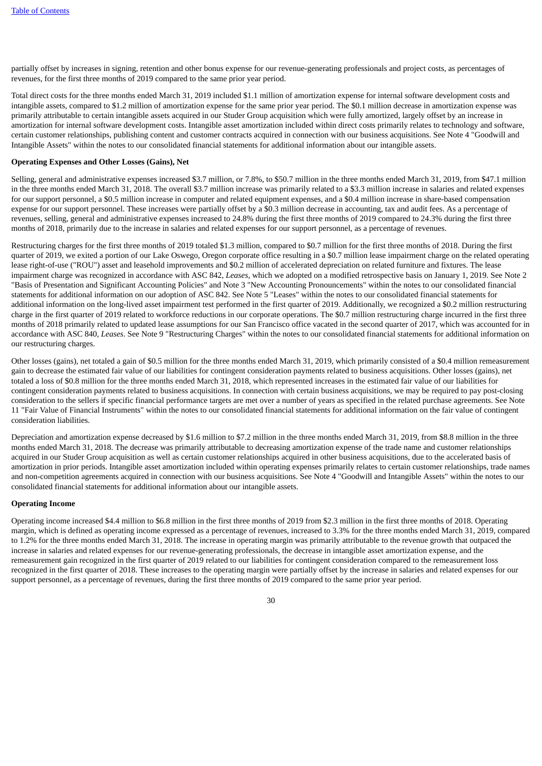partially offset by increases in signing, retention and other bonus expense for our revenue-generating professionals and project costs, as percentages of revenues, for the first three months of 2019 compared to the same prior year period.

Total direct costs for the three months ended March 31, 2019 included $1.1 million of amortization expense for internal software development costs and intangible assets, compared to $1.2 million of amortization expense for the same prior year period. The $0.1 million decrease in amortization expense was primarily attributable to certain intangible assets acquired in our Studer Group acquisition which were fully amortized, largely offset by an increase in amortization for internal software development costs. Intangible asset amortization included within direct costs primarily relates to technology and software, certain customer relationships, publishing content and customer contracts acquired in connection with our business acquisitions. See Note 4 "Goodwill and Intangible Assets" within the notes to our consolidated financial statements for additional information about our intangible assets.

**Operating Expenses and Other Losses (Gains), Net**

Selling, general and administrative expenses increased $3.7 million, or 7.8%, to $50.7 million in the three months ended March 31, 2019, from $47.1 million in the three months ended March 31, 2018. The overall $3.7 million increase was primarily related to a $3.3 million increase in salaries and related expenses for our support personnel, a $0.5 million increase in computer and related equipment expenses, and a $0.4 million increase in share-based compensation expense for our support personnel. These increases were partially offset by a $0.3 million decrease in accounting, tax and audit fees. As a percentage of revenues, selling, general and administrative expenses increased to 24.8% during the first three months of 2019 compared to 24.3% during the first three months of 2018, primarily due to the increase in salaries and related expenses for our support personnel, as a percentage of revenues.

Restructuring charges for the first three months of 2019 totaled $1.3 million, compared to $0.7 million for the first three months of 2018. During the first quarter of 2019, we exited a portion of our Lake Oswego, Oregon corporate office resulting in a $0.7 million lease impairment charge on the related operating lease right-of-use ("ROU") asset and leasehold improvements and $0.2 million of accelerated depreciation on related furniture and fixtures. The lease impairment charge was recognized in accordance with ASC 842, *Leases*, which we adopted on a modified retrospective basis on January 1, 2019. See Note 2 "Basis of Presentation and Significant Accounting Policies" and Note 3 "New Accounting Pronouncements" within the notes to our consolidated financial statements for additional information on our adoption of ASC 842. See Note 5 "Leases" within the notes to our consolidated financial statements for additional information on the long-lived asset impairment test performed in the first quarter of 2019. Additionally, we recognized a $0.2 million restructuring charge in the first quarter of 2019 related to workforce reductions in our corporate operations. The $0.7 million restructuring charge incurred in the first three months of 2018 primarily related to updated lease assumptions for our San Francisco office vacated in the second quarter of 2017, which was accounted for in accordance with ASC 840, *Leases*. See Note 9 "Restructuring Charges" within the notes to our consolidated financial statements for additional information on our restructuring charges.

Other losses (gains), net totaled a gain of $0.5 million for the three months ended March 31, 2019, which primarily consisted of a $0.4 million remeasurement gain to decrease the estimated fair value of our liabilities for contingent consideration payments related to business acquisitions. Other losses (gains), net totaled a loss of $0.8 million for the three months ended March 31, 2018, which represented increases in the estimated fair value of our liabilities for contingent consideration payments related to business acquisitions. In connection with certain business acquisitions, we may be required to pay post-closing consideration to the sellers if specific financial performance targets are met over a number of years as specified in the related purchase agreements. See Note 11 "Fair Value of Financial Instruments" within the notes to our consolidated financial statements for additional information on the fair value of contingent consideration liabilities.

Depreciation and amortization expense decreased by $1.6 million to $7.2 million in the three months ended March 31, 2019, from $8.8 million in the three months ended March 31, 2018. The decrease was primarily attributable to decreasing amortization expense of the trade name and customer relationships acquired in our Studer Group acquisition as well as certain customer relationships acquired in other business acquisitions, due to the accelerated basis of amortization in prior periods. Intangible asset amortization included within operating expenses primarily relates to certain customer relationships, trade names and non-competition agreements acquired in connection with our business acquisitions. See Note 4 "Goodwill and Intangible Assets" within the notes to our consolidated financial statements for additional information about our intangible assets.

**Operating Income**

Operating income increased $4.4 million to $6.8 million in the first three months of 2019 from $2.3 million in the first three months of 2018. Operating margin, which is defined as operating income expressed as a percentage of revenues, increased to 3.3% for the three months ended March 31, 2019, compared to 1.2% for the three months ended March 31, 2018. The increase in operating margin was primarily attributable to the revenue growth that outpaced the increase in salaries and related expenses for our revenue-generating professionals, the decrease in intangible asset amortization expense, and the remeasurement gain recognized in the first quarter of 2019 related to our liabilities for contingent consideration compared to the remeasurement loss recognized in the first quarter of 2018. These increases to the operating margin were partially offset by the increase in salaries and related expenses for our support personnel, as a percentage of revenues, during the first three months of 2019 compared to the same prior year period.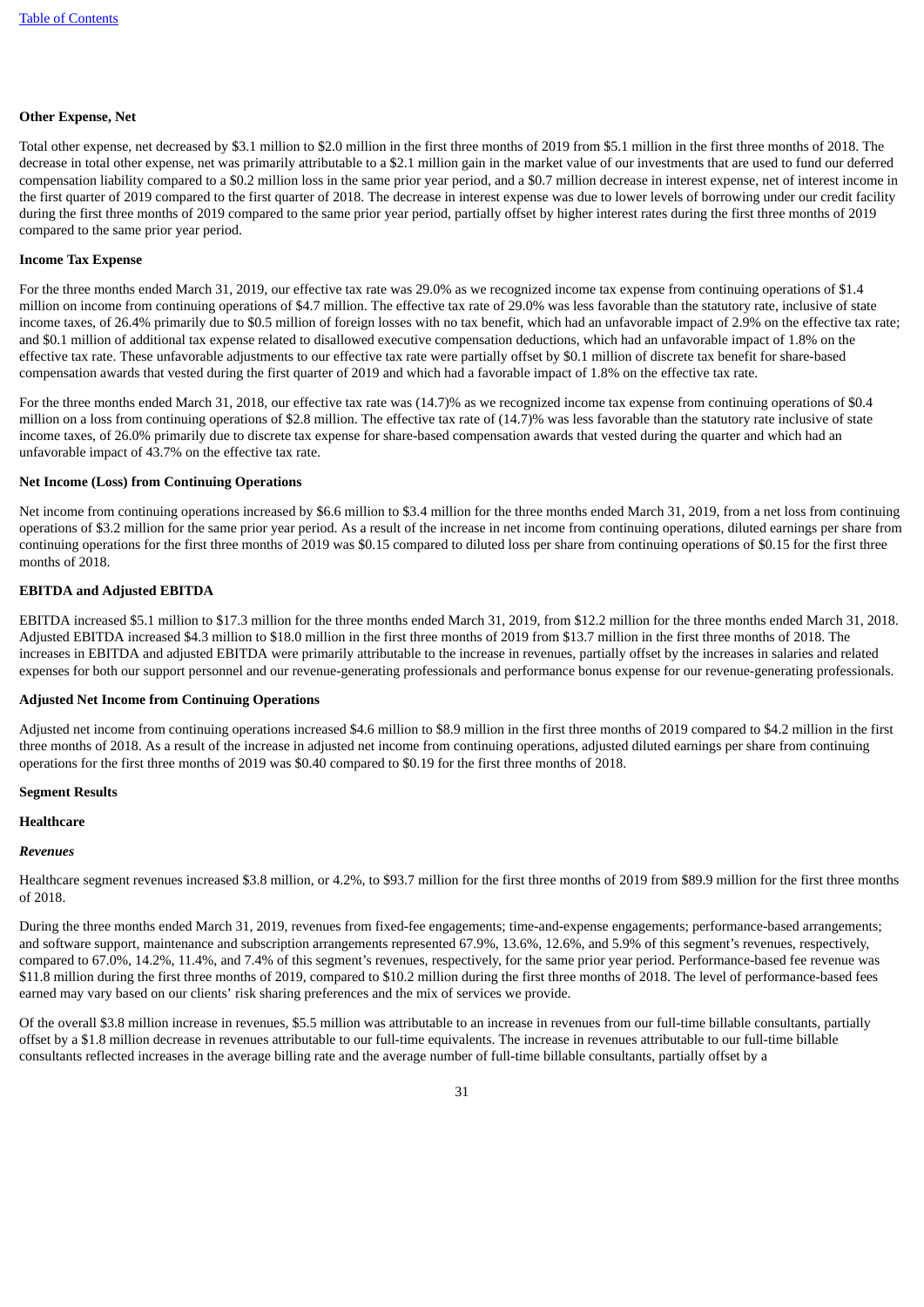**Other Expense, Net**

Total other expense, net decreased by $3.1 million to $2.0 million in the first three months of 2019 from $5.1 million in the first three months of 2018. The decrease in total other expense, net was primarily attributable to a $2.1 million gain in the market value of our investments that are used to fund our deferred compensation liability compared to a $0.2 million loss in the same prior year period, and a $0.7 million decrease in interest expense, net of interest income in the first quarter of 2019 compared to the first quarter of 2018. The decrease in interest expense was due to lower levels of borrowing under our credit facility during the first three months of 2019 compared to the same prior year period, partially offset by higher interest rates during the first three months of 2019 compared to the same prior year period.

**Income Tax Expense**

For the three months ended March 31, 2019, our effective tax rate was 29.0% as we recognized income tax expense from continuing operations of $1.4 million on income from continuing operations of $4.7 million. The effective tax rate of 29.0% was less favorable than the statutory rate, inclusive of state income taxes, of 26.4% primarily due to $0.5 million of foreign losses with no tax benefit, which had an unfavorable impact of 2.9% on the effective tax rate; and $0.1 million of additional tax expense related to disallowed executive compensation deductions, which had an unfavorable impact of 1.8% on the effective tax rate. These unfavorable adjustments to our effective tax rate were partially offset by $0.1 million of discrete tax benefit for share-based compensation awards that vested during the first quarter of 2019 and which had a favorable impact of 1.8% on the effective tax rate.

For the three months ended March 31, 2018, our effective tax rate was (14.7)% as we recognized income tax expense from continuing operations of $0.4 million on a loss from continuing operations of $2.8 million. The effective tax rate of (14.7)% was less favorable than the statutory rate inclusive of state income taxes, of 26.0% primarily due to discrete tax expense for share-based compensation awards that vested during the quarter and which had an unfavorable impact of 43.7% on the effective tax rate.

**Net Income (Loss) from Continuing Operations**

Net income from continuing operations increased by $6.6 million to $3.4 million for the three months ended March 31, 2019, from a net loss from continuing operations of $3.2 million for the same prior year period. As a result of the increase in net income from continuing operations, diluted earnings per share from continuing operations for the first three months of 2019 was $0.15 compared to diluted loss per share from continuing operations of $0.15 for the first three months of 2018.

**EBITDA and Adjusted EBITDA**

EBITDA increased $5.1 million to $17.3 million for the three months ended March 31, 2019, from $12.2 million for the three months ended March 31, 2018. Adjusted EBITDA increased $4.3 million to $18.0 million in the first three months of 2019 from $13.7 million in the first three months of 2018. The increases in EBITDA and adjusted EBITDA were primarily attributable to the increase in revenues, partially offset by the increases in salaries and related expenses for both our support personnel and our revenue-generating professionals and performance bonus expense for our revenue-generating professionals.

**Adjusted Net Income from Continuing Operations**

Adjusted net income from continuing operations increased $4.6 million to $8.9 million in the first three months of 2019 compared to $4.2 million in the first three months of 2018. As a result of the increase in adjusted net income from continuing operations, adjusted diluted earnings per share from continuing operations for the first three months of 2019 was $0.40 compared to $0.19 for the first three months of 2018.

**Segment Results**

**Healthcare**

***Revenues***

Healthcare segment revenues increased $3.8 million, or 4.2%, to $93.7 million for the first three months of 2019 from $89.9 million for the first three months of 2018.

During the three months ended March 31, 2019, revenues from fixed-fee engagements; time-and-expense engagements; performance-based arrangements; and software support, maintenance and subscription arrangements represented 67.9%, 13.6%, 12.6%, and 5.9% of this segment's revenues, respectively, compared to 67.0%, 14.2%, 11.4%, and 7.4% of this segment's revenues, respectively, for the same prior year period. Performance-based fee revenue was $11.8 million during the first three months of 2019, compared to $10.2 million during the first three months of 2018. The level of performance-based fees earned may vary based on our clients' risk sharing preferences and the mix of services we provide.

Of the overall $3.8 million increase in revenues, $5.5 million was attributable to an increase in revenues from our full-time billable consultants, partially offset by a $1.8 million decrease in revenues attributable to our full-time equivalents. The increase in revenues attributable to our full-time billable consultants reflected increases in the average billing rate and the average number of full-time billable consultants, partially offset by a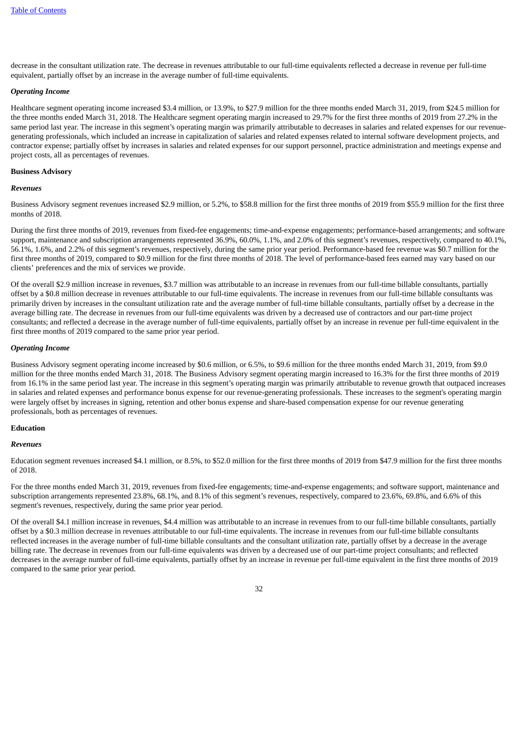decrease in the consultant utilization rate. The decrease in revenues attributable to our full-time equivalents reflected a decrease in revenue per full-time equivalent, partially offset by an increase in the average number of full-time equivalents.

*Operating Income*

Healthcare segment operating income increased $3.4 million, or 13.9%, to $27.9 million for the three months ended March 31, 2019, from $24.5 million for the three months ended March 31, 2018. The Healthcare segment operating margin increased to 29.7% for the first three months of 2019 from 27.2% in the same period last year. The increase in this segment's operating margin was primarily attributable to decreases in salaries and related expenses for our revenue-generating professionals, which included an increase in capitalization of salaries and related expenses related to internal software development projects, and contractor expense; partially offset by increases in salaries and related expenses for our support personnel, practice administration and meetings expense and project costs, all as percentages of revenues.

**Business Advisory**

*Revenues*

Business Advisory segment revenues increased $2.9 million, or 5.2%, to $58.8 million for the first three months of 2019 from $55.9 million for the first three months of 2018.

During the first three months of 2019, revenues from fixed-fee engagements; time-and-expense engagements; performance-based arrangements; and software support, maintenance and subscription arrangements represented 36.9%, 60.0%, 1.1%, and 2.0% of this segment's revenues, respectively, compared to 40.1%, 56.1%, 1.6%, and 2.2% of this segment's revenues, respectively, during the same prior year period. Performance-based fee revenue was $0.7 million for the first three months of 2019, compared to $0.9 million for the first three months of 2018. The level of performance-based fees earned may vary based on our clients' preferences and the mix of services we provide.

Of the overall $2.9 million increase in revenues, $3.7 million was attributable to an increase in revenues from our full-time billable consultants, partially offset by a $0.8 million decrease in revenues attributable to our full-time equivalents. The increase in revenues from our full-time billable consultants was primarily driven by increases in the consultant utilization rate and the average number of full-time billable consultants, partially offset by a decrease in the average billing rate. The decrease in revenues from our full-time equivalents was driven by a decreased use of contractors and our part-time project consultants; and reflected a decrease in the average number of full-time equivalents, partially offset by an increase in revenue per full-time equivalent in the first three months of 2019 compared to the same prior year period.

*Operating Income*

Business Advisory segment operating income increased by $0.6 million, or 6.5%, to $9.6 million for the three months ended March 31, 2019, from $9.0 million for the three months ended March 31, 2018. The Business Advisory segment operating margin increased to 16.3% for the first three months of 2019 from 16.1% in the same period last year. The increase in this segment's operating margin was primarily attributable to revenue growth that outpaced increases in salaries and related expenses and performance bonus expense for our revenue-generating professionals. These increases to the segment's operating margin were largely offset by increases in signing, retention and other bonus expense and share-based compensation expense for our revenue generating professionals, both as percentages of revenues.

**Education**

*Revenues*

Education segment revenues increased $4.1 million, or 8.5%, to $52.0 million for the first three months of 2019 from $47.9 million for the first three months of 2018.

For the three months ended March 31, 2019, revenues from fixed-fee engagements; time-and-expense engagements; and software support, maintenance and subscription arrangements represented 23.8%, 68.1%, and 8.1% of this segment's revenues, respectively, compared to 23.6%, 69.8%, and 6.6% of this segment's revenues, respectively, during the same prior year period.

Of the overall $4.1 million increase in revenues, $4.4 million was attributable to an increase in revenues from to our full-time billable consultants, partially offset by a $0.3 million decrease in revenues attributable to our full-time equivalents. The increase in revenues from our full-time billable consultants reflected increases in the average number of full-time billable consultants and the consultant utilization rate, partially offset by a decrease in the average billing rate. The decrease in revenues from our full-time equivalents was driven by a decreased use of our part-time project consultants; and reflected decreases in the average number of full-time equivalents, partially offset by an increase in revenue per full-time equivalent in the first three months of 2019 compared to the same prior year period.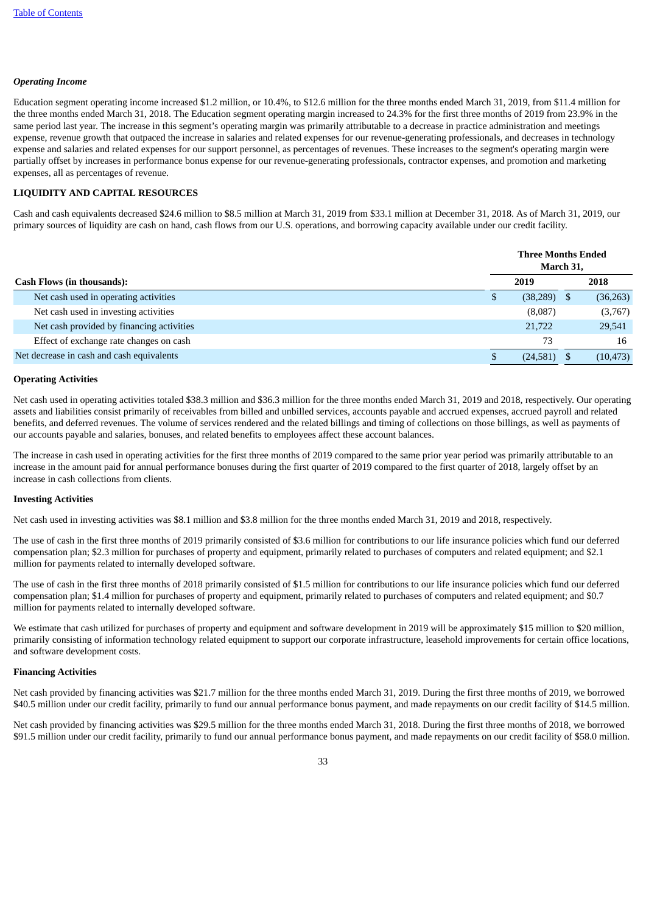***Operating Income***

Education segment operating income increased $1.2 million, or 10.4%, to $12.6 million for the three months ended March 31, 2019, from $11.4 million for the three months ended March 31, 2018. The Education segment operating margin increased to 24.3% for the first three months of 2019 from 23.9% in the same period last year. The increase in this segment's operating margin was primarily attributable to a decrease in practice administration and meetings expense, revenue growth that outpaced the increase in salaries and related expenses for our revenue-generating professionals, and decreases in technology expense and salaries and related expenses for our support personnel, as percentages of revenues. These increases to the segment's operating margin were partially offset by increases in performance bonus expense for our revenue-generating professionals, contractor expenses, and promotion and marketing expenses, all as percentages of revenue.

**LIQUIDITY AND CAPITAL RESOURCES**

Cash and cash equivalents decreased $24.6 million to $8.5 million at March 31, 2019 from $33.1 million at December 31, 2018. As of March 31, 2019, our primary sources of liquidity are cash on hand, cash flows from our U.S. operations, and borrowing capacity available under our credit facility.

| | Three Months Ended March 31, | |
|---|---|---|
| **Cash Flows (in thousands):** | **2019** | **2018** |
| Net cash used in operating activities | $ (38,289) | $ (36,263) |
| Net cash used in investing activities | (8,087) | (3,767) |
| Net cash provided by financing activities | 21,722 | 29,541 |
| Effect of exchange rate changes on cash | 73 | 16 |
| Net decrease in cash and cash equivalents | $ (24,581) | $ (10,473) |

**Operating Activities**

Net cash used in operating activities totaled $38.3 million and $36.3 million for the three months ended March 31, 2019 and 2018, respectively. Our operating assets and liabilities consist primarily of receivables from billed and unbilled services, accounts payable and accrued expenses, accrued payroll and related benefits, and deferred revenues. The volume of services rendered and the related billings and timing of collections on those billings, as well as payments of our accounts payable and salaries, bonuses, and related benefits to employees affect these account balances.

The increase in cash used in operating activities for the first three months of 2019 compared to the same prior year period was primarily attributable to an increase in the amount paid for annual performance bonuses during the first quarter of 2019 compared to the first quarter of 2018, largely offset by an increase in cash collections from clients.

**Investing Activities**

Net cash used in investing activities was $8.1 million and $3.8 million for the three months ended March 31, 2019 and 2018, respectively.

The use of cash in the first three months of 2019 primarily consisted of $3.6 million for contributions to our life insurance policies which fund our deferred compensation plan; $2.3 million for purchases of property and equipment, primarily related to purchases of computers and related equipment; and $2.1 million for payments related to internally developed software.

The use of cash in the first three months of 2018 primarily consisted of $1.5 million for contributions to our life insurance policies which fund our deferred compensation plan; $1.4 million for purchases of property and equipment, primarily related to purchases of computers and related equipment; and $0.7 million for payments related to internally developed software.

We estimate that cash utilized for purchases of property and equipment and software development in 2019 will be approximately $15 million to $20 million, primarily consisting of information technology related equipment to support our corporate infrastructure, leasehold improvements for certain office locations, and software development costs.

**Financing Activities**

Net cash provided by financing activities was $21.7 million for the three months ended March 31, 2019. During the first three months of 2019, we borrowed $40.5 million under our credit facility, primarily to fund our annual performance bonus payment, and made repayments on our credit facility of $14.5 million.

Net cash provided by financing activities was $29.5 million for the three months ended March 31, 2018. During the first three months of 2018, we borrowed $91.5 million under our credit facility, primarily to fund our annual performance bonus payment, and made repayments on our credit facility of $58.0 million.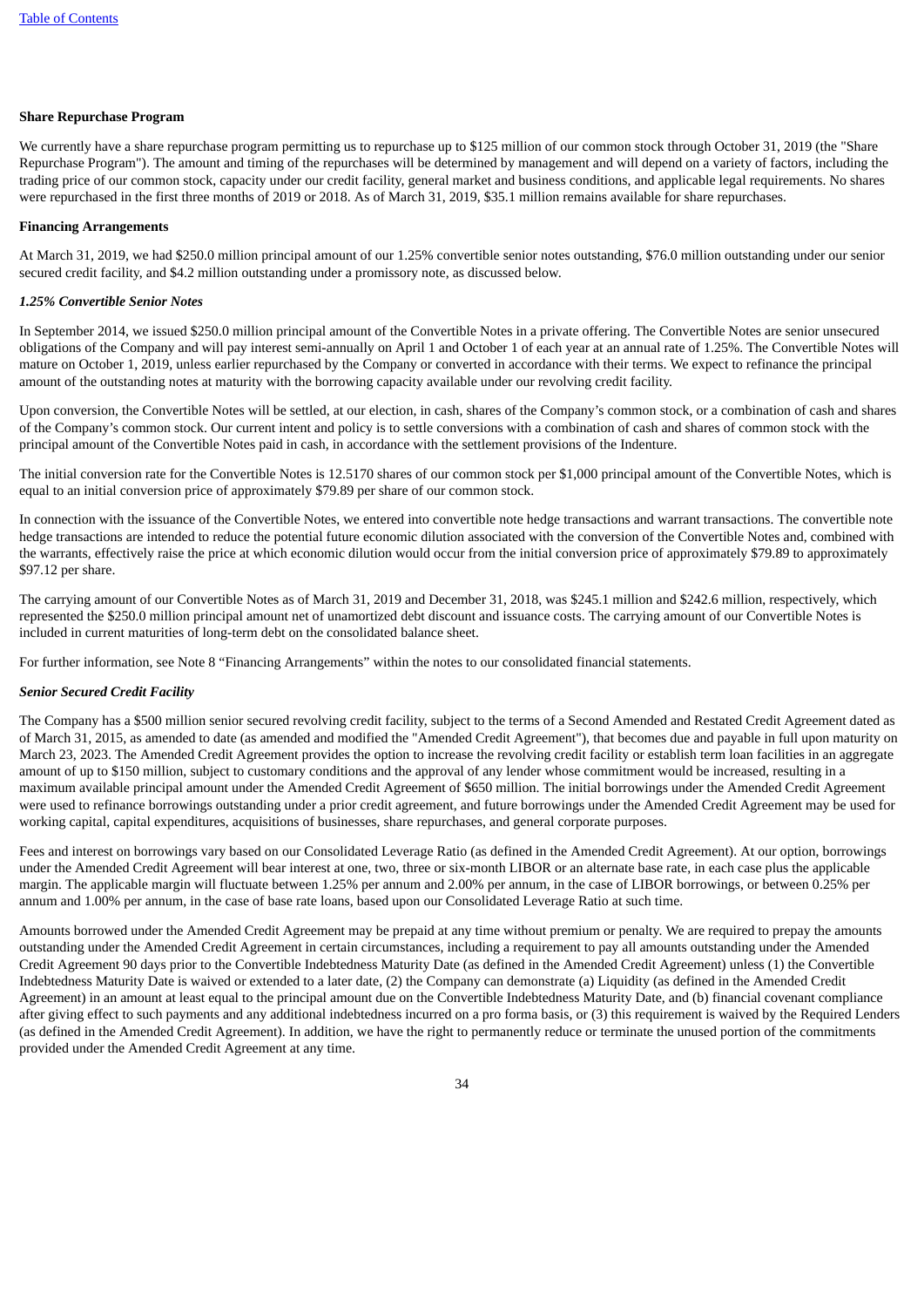**Share Repurchase Program**

We currently have a share repurchase program permitting us to repurchase up to $125 million of our common stock through October 31, 2019 (the "Share Repurchase Program"). The amount and timing of the repurchases will be determined by management and will depend on a variety of factors, including the trading price of our common stock, capacity under our credit facility, general market and business conditions, and applicable legal requirements. No shares were repurchased in the first three months of 2019 or 2018. As of March 31, 2019, $35.1 million remains available for share repurchases.

**Financing Arrangements**

At March 31, 2019, we had $250.0 million principal amount of our 1.25% convertible senior notes outstanding, $76.0 million outstanding under our senior secured credit facility, and $4.2 million outstanding under a promissory note, as discussed below.

***1.25% Convertible Senior Notes***

In September 2014, we issued $250.0 million principal amount of the Convertible Notes in a private offering. The Convertible Notes are senior unsecured obligations of the Company and will pay interest semi-annually on April 1 and October 1 of each year at an annual rate of 1.25%. The Convertible Notes will mature on October 1, 2019, unless earlier repurchased by the Company or converted in accordance with their terms. We expect to refinance the principal amount of the outstanding notes at maturity with the borrowing capacity available under our revolving credit facility.

Upon conversion, the Convertible Notes will be settled, at our election, in cash, shares of the Company's common stock, or a combination of cash and shares of the Company's common stock. Our current intent and policy is to settle conversions with a combination of cash and shares of common stock with the principal amount of the Convertible Notes paid in cash, in accordance with the settlement provisions of the Indenture.

The initial conversion rate for the Convertible Notes is 12.5170 shares of our common stock per $1,000 principal amount of the Convertible Notes, which is equal to an initial conversion price of approximately $79.89 per share of our common stock.

In connection with the issuance of the Convertible Notes, we entered into convertible note hedge transactions and warrant transactions. The convertible note hedge transactions are intended to reduce the potential future economic dilution associated with the conversion of the Convertible Notes and, combined with the warrants, effectively raise the price at which economic dilution would occur from the initial conversion price of approximately $79.89 to approximately $97.12 per share.

The carrying amount of our Convertible Notes as of March 31, 2019 and December 31, 2018, was $245.1 million and $242.6 million, respectively, which represented the $250.0 million principal amount net of unamortized debt discount and issuance costs. The carrying amount of our Convertible Notes is included in current maturities of long-term debt on the consolidated balance sheet.

For further information, see Note 8 "Financing Arrangements" within the notes to our consolidated financial statements.

***Senior Secured Credit Facility***

The Company has a $500 million senior secured revolving credit facility, subject to the terms of a Second Amended and Restated Credit Agreement dated as of March 31, 2015, as amended to date (as amended and modified the "Amended Credit Agreement"), that becomes due and payable in full upon maturity on March 23, 2023. The Amended Credit Agreement provides the option to increase the revolving credit facility or establish term loan facilities in an aggregate amount of up to $150 million, subject to customary conditions and the approval of any lender whose commitment would be increased, resulting in a maximum available principal amount under the Amended Credit Agreement of $650 million. The initial borrowings under the Amended Credit Agreement were used to refinance borrowings outstanding under a prior credit agreement, and future borrowings under the Amended Credit Agreement may be used for working capital, capital expenditures, acquisitions of businesses, share repurchases, and general corporate purposes.

Fees and interest on borrowings vary based on our Consolidated Leverage Ratio (as defined in the Amended Credit Agreement). At our option, borrowings under the Amended Credit Agreement will bear interest at one, two, three or six-month LIBOR or an alternate base rate, in each case plus the applicable margin. The applicable margin will fluctuate between 1.25% per annum and 2.00% per annum, in the case of LIBOR borrowings, or between 0.25% per annum and 1.00% per annum, in the case of base rate loans, based upon our Consolidated Leverage Ratio at such time.

Amounts borrowed under the Amended Credit Agreement may be prepaid at any time without premium or penalty. We are required to prepay the amounts outstanding under the Amended Credit Agreement in certain circumstances, including a requirement to pay all amounts outstanding under the Amended Credit Agreement 90 days prior to the Convertible Indebtedness Maturity Date (as defined in the Amended Credit Agreement) unless (1) the Convertible Indebtedness Maturity Date is waived or extended to a later date, (2) the Company can demonstrate (a) Liquidity (as defined in the Amended Credit Agreement) in an amount at least equal to the principal amount due on the Convertible Indebtedness Maturity Date, and (b) financial covenant compliance after giving effect to such payments and any additional indebtedness incurred on a pro forma basis, or (3) this requirement is waived by the Required Lenders (as defined in the Amended Credit Agreement). In addition, we have the right to permanently reduce or terminate the unused portion of the commitments provided under the Amended Credit Agreement at any time.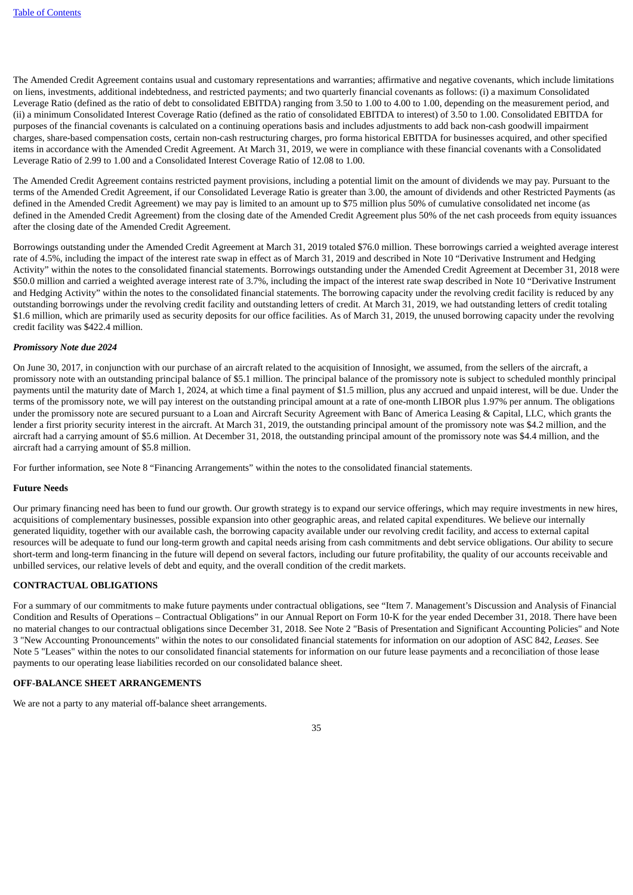The Amended Credit Agreement contains usual and customary representations and warranties; affirmative and negative covenants, which include limitations on liens, investments, additional indebtedness, and restricted payments; and two quarterly financial covenants as follows: (i) a maximum Consolidated Leverage Ratio (defined as the ratio of debt to consolidated EBITDA) ranging from 3.50 to 1.00 to 4.00 to 1.00, depending on the measurement period, and (ii) a minimum Consolidated Interest Coverage Ratio (defined as the ratio of consolidated EBITDA to interest) of 3.50 to 1.00. Consolidated EBITDA for purposes of the financial covenants is calculated on a continuing operations basis and includes adjustments to add back non-cash goodwill impairment charges, share-based compensation costs, certain non-cash restructuring charges, pro forma historical EBITDA for businesses acquired, and other specified items in accordance with the Amended Credit Agreement. At March 31, 2019, we were in compliance with these financial covenants with a Consolidated Leverage Ratio of 2.99 to 1.00 and a Consolidated Interest Coverage Ratio of 12.08 to 1.00.

The Amended Credit Agreement contains restricted payment provisions, including a potential limit on the amount of dividends we may pay. Pursuant to the terms of the Amended Credit Agreement, if our Consolidated Leverage Ratio is greater than 3.00, the amount of dividends and other Restricted Payments (as defined in the Amended Credit Agreement) we may pay is limited to an amount up to $75 million plus 50% of cumulative consolidated net income (as defined in the Amended Credit Agreement) from the closing date of the Amended Credit Agreement plus 50% of the net cash proceeds from equity issuances after the closing date of the Amended Credit Agreement.

Borrowings outstanding under the Amended Credit Agreement at March 31, 2019 totaled $76.0 million. These borrowings carried a weighted average interest rate of 4.5%, including the impact of the interest rate swap in effect as of March 31, 2019 and described in Note 10 "Derivative Instrument and Hedging Activity" within the notes to the consolidated financial statements. Borrowings outstanding under the Amended Credit Agreement at December 31, 2018 were $50.0 million and carried a weighted average interest rate of 3.7%, including the impact of the interest rate swap described in Note 10 "Derivative Instrument and Hedging Activity" within the notes to the consolidated financial statements. The borrowing capacity under the revolving credit facility is reduced by any outstanding borrowings under the revolving credit facility and outstanding letters of credit. At March 31, 2019, we had outstanding letters of credit totaling $1.6 million, which are primarily used as security deposits for our office facilities. As of March 31, 2019, the unused borrowing capacity under the revolving credit facility was $422.4 million.

***Promissory Note due 2024***

On June 30, 2017, in conjunction with our purchase of an aircraft related to the acquisition of Innosight, we assumed, from the sellers of the aircraft, a promissory note with an outstanding principal balance of $5.1 million. The principal balance of the promissory note is subject to scheduled monthly principal payments until the maturity date of March 1, 2024, at which time a final payment of $1.5 million, plus any accrued and unpaid interest, will be due. Under the terms of the promissory note, we will pay interest on the outstanding principal amount at a rate of one-month LIBOR plus 1.97% per annum. The obligations under the promissory note are secured pursuant to a Loan and Aircraft Security Agreement with Banc of America Leasing & Capital, LLC, which grants the lender a first priority security interest in the aircraft. At March 31, 2019, the outstanding principal amount of the promissory note was $4.2 million, and the aircraft had a carrying amount of $5.6 million. At December 31, 2018, the outstanding principal amount of the promissory note was $4.4 million, and the aircraft had a carrying amount of $5.8 million.

For further information, see Note 8 "Financing Arrangements" within the notes to the consolidated financial statements.

**Future Needs**

Our primary financing need has been to fund our growth. Our growth strategy is to expand our service offerings, which may require investments in new hires, acquisitions of complementary businesses, possible expansion into other geographic areas, and related capital expenditures. We believe our internally generated liquidity, together with our available cash, the borrowing capacity available under our revolving credit facility, and access to external capital resources will be adequate to fund our long-term growth and capital needs arising from cash commitments and debt service obligations. Our ability to secure short-term and long-term financing in the future will depend on several factors, including our future profitability, the quality of our accounts receivable and unbilled services, our relative levels of debt and equity, and the overall condition of the credit markets.

## CONTRACTUAL OBLIGATIONS

For a summary of our commitments to make future payments under contractual obligations, see "Item 7. Management's Discussion and Analysis of Financial Condition and Results of Operations – Contractual Obligations" in our Annual Report on Form 10-K for the year ended December 31, 2018. There have been no material changes to our contractual obligations since December 31, 2018. See Note 2 "Basis of Presentation and Significant Accounting Policies" and Note 3 "New Accounting Pronouncements" within the notes to our consolidated financial statements for information on our adoption of ASC 842, *Leases*. See Note 5 "Leases" within the notes to our consolidated financial statements for information on our future lease payments and a reconciliation of those lease payments to our operating lease liabilities recorded on our consolidated balance sheet.

## OFF-BALANCE SHEET ARRANGEMENTS

We are not a party to any material off-balance sheet arrangements.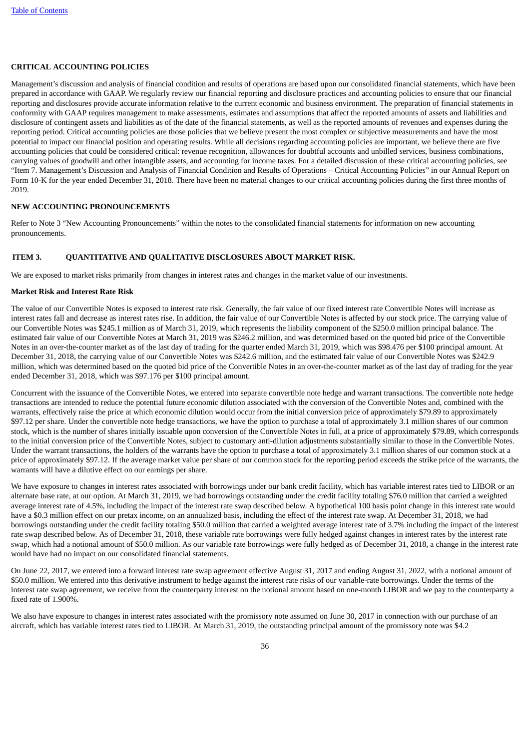## CRITICAL ACCOUNTING POLICIES

Management's discussion and analysis of financial condition and results of operations are based upon our consolidated financial statements, which have been prepared in accordance with GAAP. We regularly review our financial reporting and disclosure practices and accounting policies to ensure that our financial reporting and disclosures provide accurate information relative to the current economic and business environment. The preparation of financial statements in conformity with GAAP requires management to make assessments, estimates and assumptions that affect the reported amounts of assets and liabilities and disclosure of contingent assets and liabilities as of the date of the financial statements, as well as the reported amounts of revenues and expenses during the reporting period. Critical accounting policies are those policies that we believe present the most complex or subjective measurements and have the most potential to impact our financial position and operating results. While all decisions regarding accounting policies are important, we believe there are five accounting policies that could be considered critical: revenue recognition, allowances for doubtful accounts and unbilled services, business combinations, carrying values of goodwill and other intangible assets, and accounting for income taxes. For a detailed discussion of these critical accounting policies, see "Item 7. Management's Discussion and Analysis of Financial Condition and Results of Operations – Critical Accounting Policies" in our Annual Report on Form 10-K for the year ended December 31, 2018. There have been no material changes to our critical accounting policies during the first three months of 2019.

## NEW ACCOUNTING PRONOUNCEMENTS

Refer to Note 3 "New Accounting Pronouncements" within the notes to the consolidated financial statements for information on new accounting pronouncements.

## ITEM 3. QUANTITATIVE AND QUALITATIVE DISCLOSURES ABOUT MARKET RISK.

We are exposed to market risks primarily from changes in interest rates and changes in the market value of our investments.

### Market Risk and Interest Rate Risk

The value of our Convertible Notes is exposed to interest rate risk. Generally, the fair value of our fixed interest rate Convertible Notes will increase as interest rates fall and decrease as interest rates rise. In addition, the fair value of our Convertible Notes is affected by our stock price. The carrying value of our Convertible Notes was $245.1 million as of March 31, 2019, which represents the liability component of the $250.0 million principal balance. The estimated fair value of our Convertible Notes at March 31, 2019 was $246.2 million, and was determined based on the quoted bid price of the Convertible Notes in an over-the-counter market as of the last day of trading for the quarter ended March 31, 2019, which was $98.476 per $100 principal amount. At December 31, 2018, the carrying value of our Convertible Notes was $242.6 million, and the estimated fair value of our Convertible Notes was $242.9 million, which was determined based on the quoted bid price of the Convertible Notes in an over-the-counter market as of the last day of trading for the year ended December 31, 2018, which was $97.176 per $100 principal amount.

Concurrent with the issuance of the Convertible Notes, we entered into separate convertible note hedge and warrant transactions. The convertible note hedge transactions are intended to reduce the potential future economic dilution associated with the conversion of the Convertible Notes and, combined with the warrants, effectively raise the price at which economic dilution would occur from the initial conversion price of approximately $79.89 to approximately $97.12 per share. Under the convertible note hedge transactions, we have the option to purchase a total of approximately 3.1 million shares of our common stock, which is the number of shares initially issuable upon conversion of the Convertible Notes in full, at a price of approximately $79.89, which corresponds to the initial conversion price of the Convertible Notes, subject to customary anti-dilution adjustments substantially similar to those in the Convertible Notes. Under the warrant transactions, the holders of the warrants have the option to purchase a total of approximately 3.1 million shares of our common stock at a price of approximately $97.12. If the average market value per share of our common stock for the reporting period exceeds the strike price of the warrants, the warrants will have a dilutive effect on our earnings per share.

We have exposure to changes in interest rates associated with borrowings under our bank credit facility, which has variable interest rates tied to LIBOR or an alternate base rate, at our option. At March 31, 2019, we had borrowings outstanding under the credit facility totaling $76.0 million that carried a weighted average interest rate of 4.5%, including the impact of the interest rate swap described below. A hypothetical 100 basis point change in this interest rate would have a $0.3 million effect on our pretax income, on an annualized basis, including the effect of the interest rate swap. At December 31, 2018, we had borrowings outstanding under the credit facility totaling $50.0 million that carried a weighted average interest rate of 3.7% including the impact of the interest rate swap described below. As of December 31, 2018, these variable rate borrowings were fully hedged against changes in interest rates by the interest rate swap, which had a notional amount of $50.0 million. As our variable rate borrowings were fully hedged as of December 31, 2018, a change in the interest rate would have had no impact on our consolidated financial statements.

On June 22, 2017, we entered into a forward interest rate swap agreement effective August 31, 2017 and ending August 31, 2022, with a notional amount of $50.0 million. We entered into this derivative instrument to hedge against the interest rate risks of our variable-rate borrowings. Under the terms of the interest rate swap agreement, we receive from the counterparty interest on the notional amount based on one-month LIBOR and we pay to the counterparty a fixed rate of 1.900%.

We also have exposure to changes in interest rates associated with the promissory note assumed on June 30, 2017 in connection with our purchase of an aircraft, which has variable interest rates tied to LIBOR. At March 31, 2019, the outstanding principal amount of the promissory note was $4.2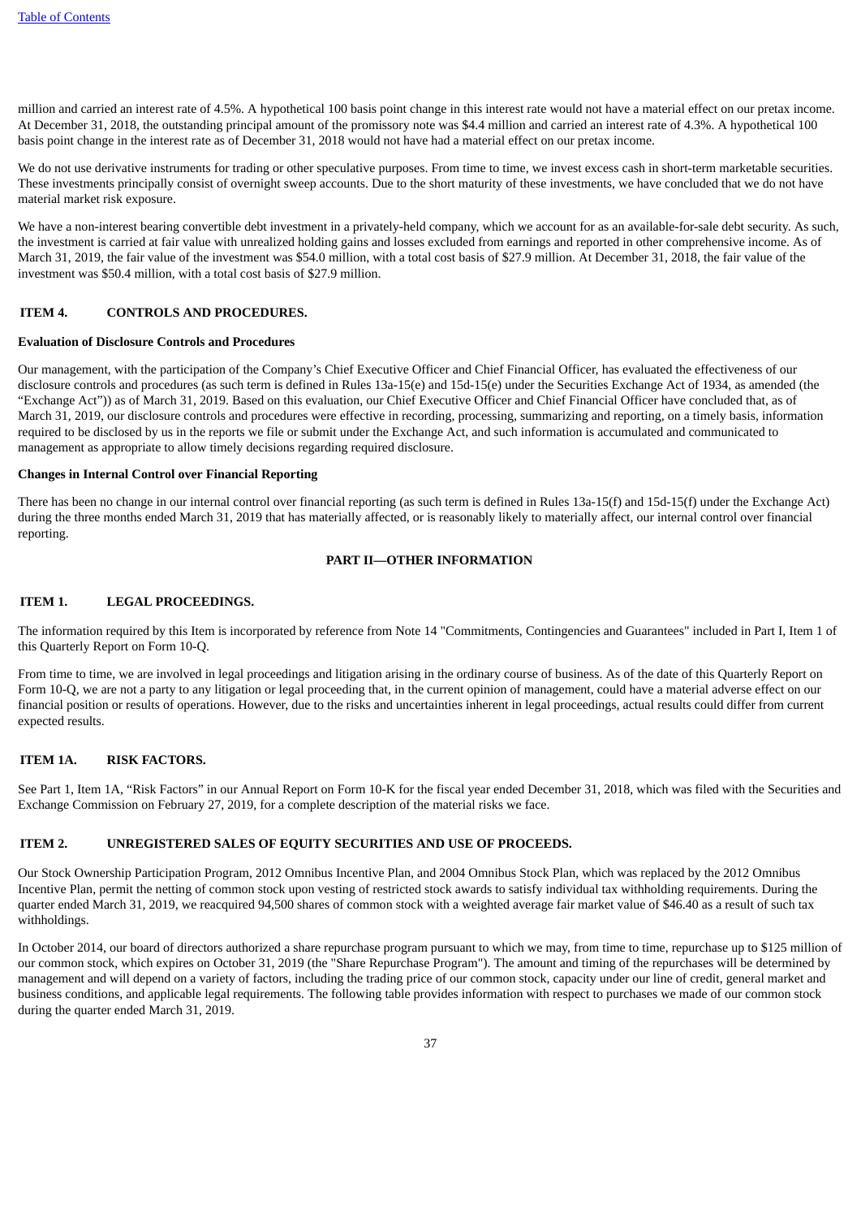million and carried an interest rate of 4.5%. A hypothetical 100 basis point change in this interest rate would not have a material effect on our pretax income. At December 31, 2018, the outstanding principal amount of the promissory note was $4.4 million and carried an interest rate of 4.3%. A hypothetical 100 basis point change in the interest rate as of December 31, 2018 would not have had a material effect on our pretax income.

We do not use derivative instruments for trading or other speculative purposes. From time to time, we invest excess cash in short-term marketable securities. These investments principally consist of overnight sweep accounts. Due to the short maturity of these investments, we have concluded that we do not have material market risk exposure.

We have a non-interest bearing convertible debt investment in a privately-held company, which we account for as an available-for-sale debt security. As such, the investment is carried at fair value with unrealized holding gains and losses excluded from earnings and reported in other comprehensive income. As of March 31, 2019, the fair value of the investment was $54.0 million, with a total cost basis of $27.9 million. At December 31, 2018, the fair value of the investment was $50.4 million, with a total cost basis of $27.9 million.

## ITEM 4. CONTROLS AND PROCEDURES.

**Evaluation of Disclosure Controls and Procedures**

Our management, with the participation of the Company's Chief Executive Officer and Chief Financial Officer, has evaluated the effectiveness of our disclosure controls and procedures (as such term is defined in Rules 13a-15(e) and 15d-15(e) under the Securities Exchange Act of 1934, as amended (the "Exchange Act")) as of March 31, 2019. Based on this evaluation, our Chief Executive Officer and Chief Financial Officer have concluded that, as of March 31, 2019, our disclosure controls and procedures were effective in recording, processing, summarizing and reporting, on a timely basis, information required to be disclosed by us in the reports we file or submit under the Exchange Act, and such information is accumulated and communicated to management as appropriate to allow timely decisions regarding required disclosure.

**Changes in Internal Control over Financial Reporting**

There has been no change in our internal control over financial reporting (as such term is defined in Rules 13a-15(f) and 15d-15(f) under the Exchange Act) during the three months ended March 31, 2019 that has materially affected, or is reasonably likely to materially affect, our internal control over financial reporting.

# PART II—OTHER INFORMATION

## ITEM 1. LEGAL PROCEEDINGS.

The information required by this Item is incorporated by reference from Note 14 "Commitments, Contingencies and Guarantees" included in Part I, Item 1 of this Quarterly Report on Form 10-Q.

From time to time, we are involved in legal proceedings and litigation arising in the ordinary course of business. As of the date of this Quarterly Report on Form 10-Q, we are not a party to any litigation or legal proceeding that, in the current opinion of management, could have a material adverse effect on our financial position or results of operations. However, due to the risks and uncertainties inherent in legal proceedings, actual results could differ from current expected results.

## ITEM 1A. RISK FACTORS.

See Part 1, Item 1A, "Risk Factors" in our Annual Report on Form 10-K for the fiscal year ended December 31, 2018, which was filed with the Securities and Exchange Commission on February 27, 2019, for a complete description of the material risks we face.

## ITEM 2. UNREGISTERED SALES OF EQUITY SECURITIES AND USE OF PROCEEDS.

Our Stock Ownership Participation Program, 2012 Omnibus Incentive Plan, and 2004 Omnibus Stock Plan, which was replaced by the 2012 Omnibus Incentive Plan, permit the netting of common stock upon vesting of restricted stock awards to satisfy individual tax withholding requirements. During the quarter ended March 31, 2019, we reacquired 94,500 shares of common stock with a weighted average fair market value of $46.40 as a result of such tax withholdings.

In October 2014, our board of directors authorized a share repurchase program pursuant to which we may, from time to time, repurchase up to $125 million of our common stock, which expires on October 31, 2019 (the "Share Repurchase Program"). The amount and timing of the repurchases will be determined by management and will depend on a variety of factors, including the trading price of our common stock, capacity under our line of credit, general market and business conditions, and applicable legal requirements. The following table provides information with respect to purchases we made of our common stock during the quarter ended March 31, 2019.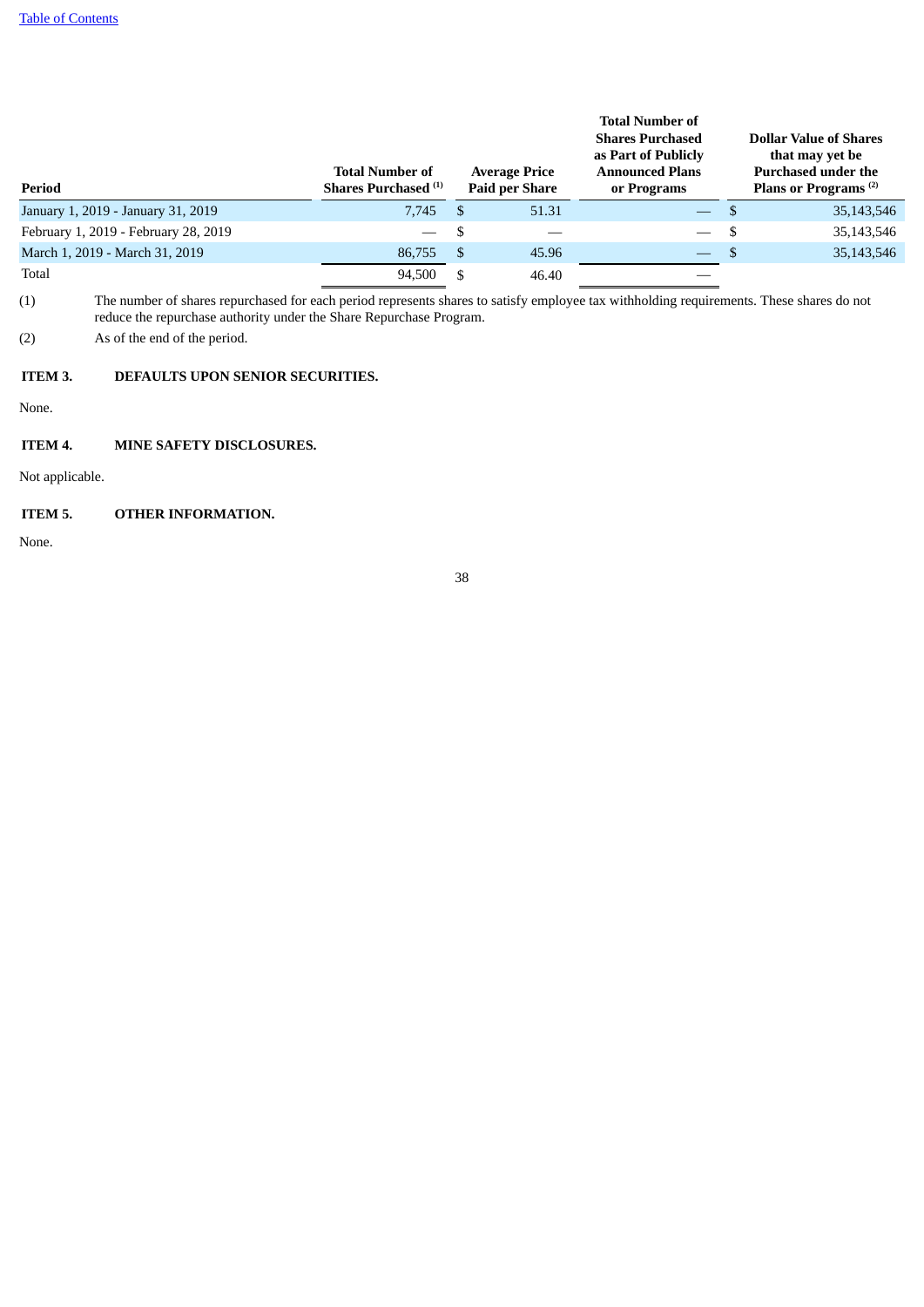| Period | Total Number of Shares Purchased [(1)] | Average Price Paid per Share | Total Number of Shares Purchased as Part of Publicly Announced Plans or Programs | Dollar Value of Shares that may yet be Purchased under the Plans or Programs [(2)] |
|---|---|---|---|---|
| January 1, 2019 - January 31, 2019 | 7,745 | $ 51.31 | — | $ 35,143,546 |
| February 1, 2019 - February 28, 2019 | — | $ — | — | $ 35,143,546 |
| March 1, 2019 - March 31, 2019 | 86,755 | $ 45.96 | — | $ 35,143,546 |
| Total | 94,500 | $ 46.40 | — | |

(1) The number of shares repurchased for each period represents shares to satisfy employee tax withholding requirements. These shares do not reduce the repurchase authority under the Share Repurchase Program.

(2) As of the end of the period.

## ITEM 3. DEFAULTS UPON SENIOR SECURITIES.

None.

## ITEM 4. MINE SAFETY DISCLOSURES.

Not applicable.

## ITEM 5. OTHER INFORMATION.

None.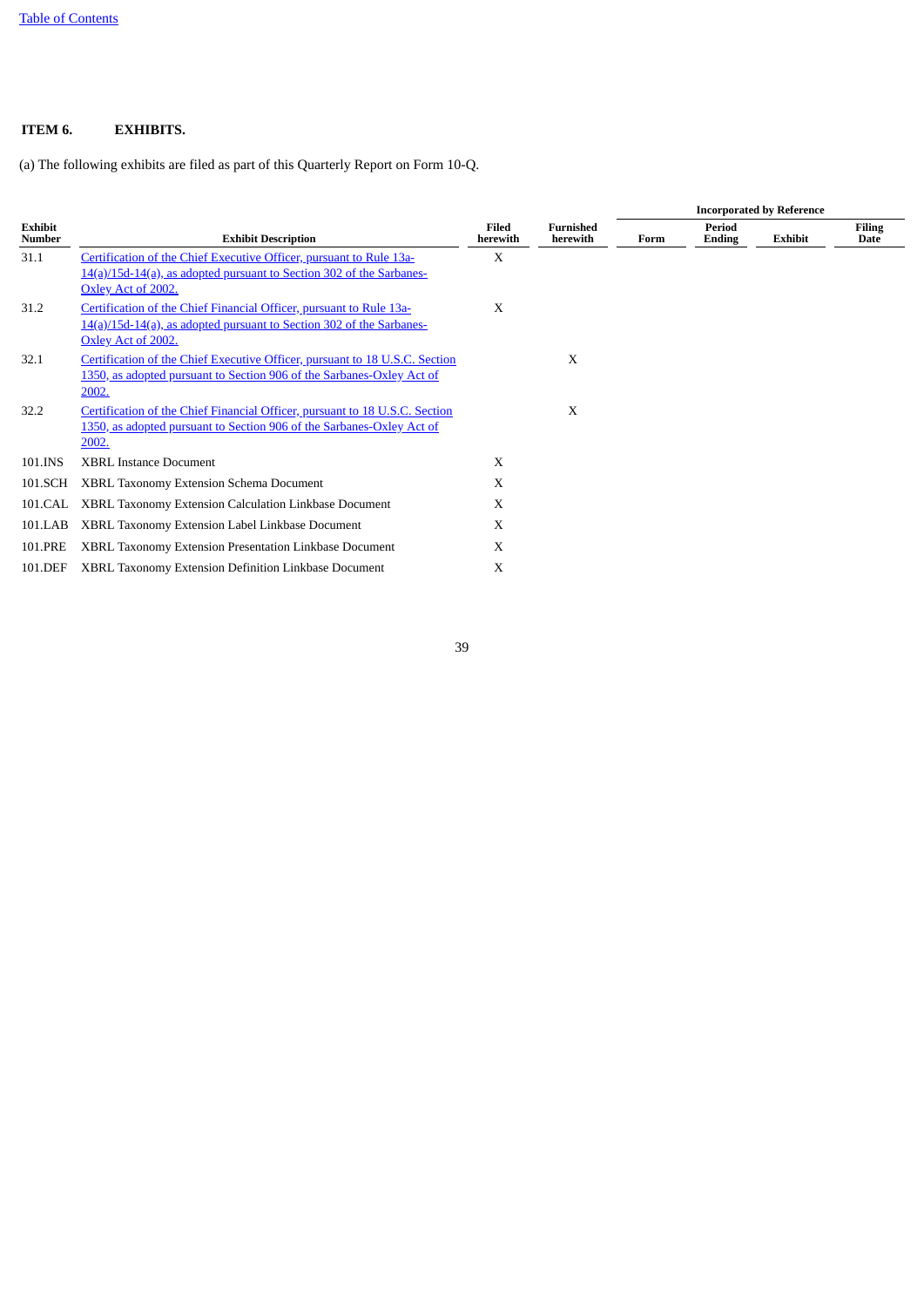**ITEM 6. EXHIBITS.**

(a) The following exhibits are filed as part of this Quarterly Report on Form 10-Q.

| Exhibit Number | Exhibit Description | Filed herewith | Furnished herewith | Incorporated by Reference | | | |
|---|---|---|---|---|---|---|---|
| | | | | Form | Period Ending | Exhibit | Filing Date |
| 31.1 | Certification of the Chief Executive Officer, pursuant to Rule 13a-14(a)/15d-14(a), as adopted pursuant to Section 302 of the Sarbanes-Oxley Act of 2002. | X | | | | | |
| 31.2 | Certification of the Chief Financial Officer, pursuant to Rule 13a-14(a)/15d-14(a), as adopted pursuant to Section 302 of the Sarbanes-Oxley Act of 2002. | X | | | | | |
| 32.1 | Certification of the Chief Executive Officer, pursuant to 18 U.S.C. Section 1350, as adopted pursuant to Section 906 of the Sarbanes-Oxley Act of 2002. | | X | | | | |
| 32.2 | Certification of the Chief Financial Officer, pursuant to 18 U.S.C. Section 1350, as adopted pursuant to Section 906 of the Sarbanes-Oxley Act of 2002. | | X | | | | |
| 101.INS | XBRL Instance Document | X | | | | | |
| 101.SCH | XBRL Taxonomy Extension Schema Document | X | | | | | |
| 101.CAL | XBRL Taxonomy Extension Calculation Linkbase Document | X | | | | | |
| 101.LAB | XBRL Taxonomy Extension Label Linkbase Document | X | | | | | |
| 101.PRE | XBRL Taxonomy Extension Presentation Linkbase Document | X | | | | | |
| 101.DEF | XBRL Taxonomy Extension Definition Linkbase Document | X | | | | | |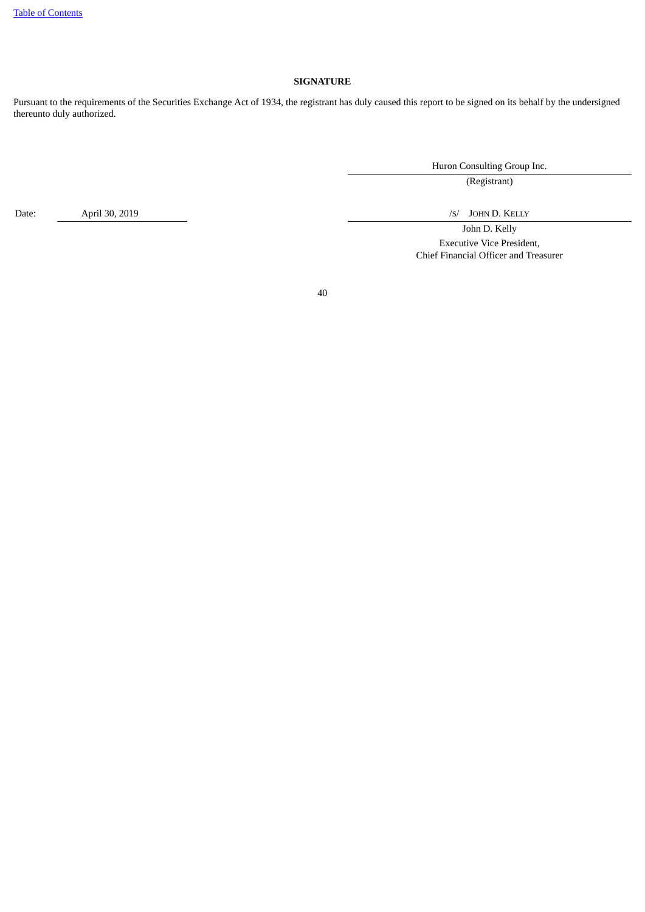Table of Contents

## SIGNATURE

Pursuant to the requirements of the Securities Exchange Act of 1934, the registrant has duly caused this report to be signed on its behalf by the undersigned thereunto duly authorized.

| | | |
|---|---|---|
| | | Huron Consulting Group Inc. |
| | | (Registrant) |
| Date: | April 30, 2019 | /S/ JOHN D. KELLY |
| | | John D. Kelly |
| | | Executive Vice President, Chief Financial Officer and Treasurer |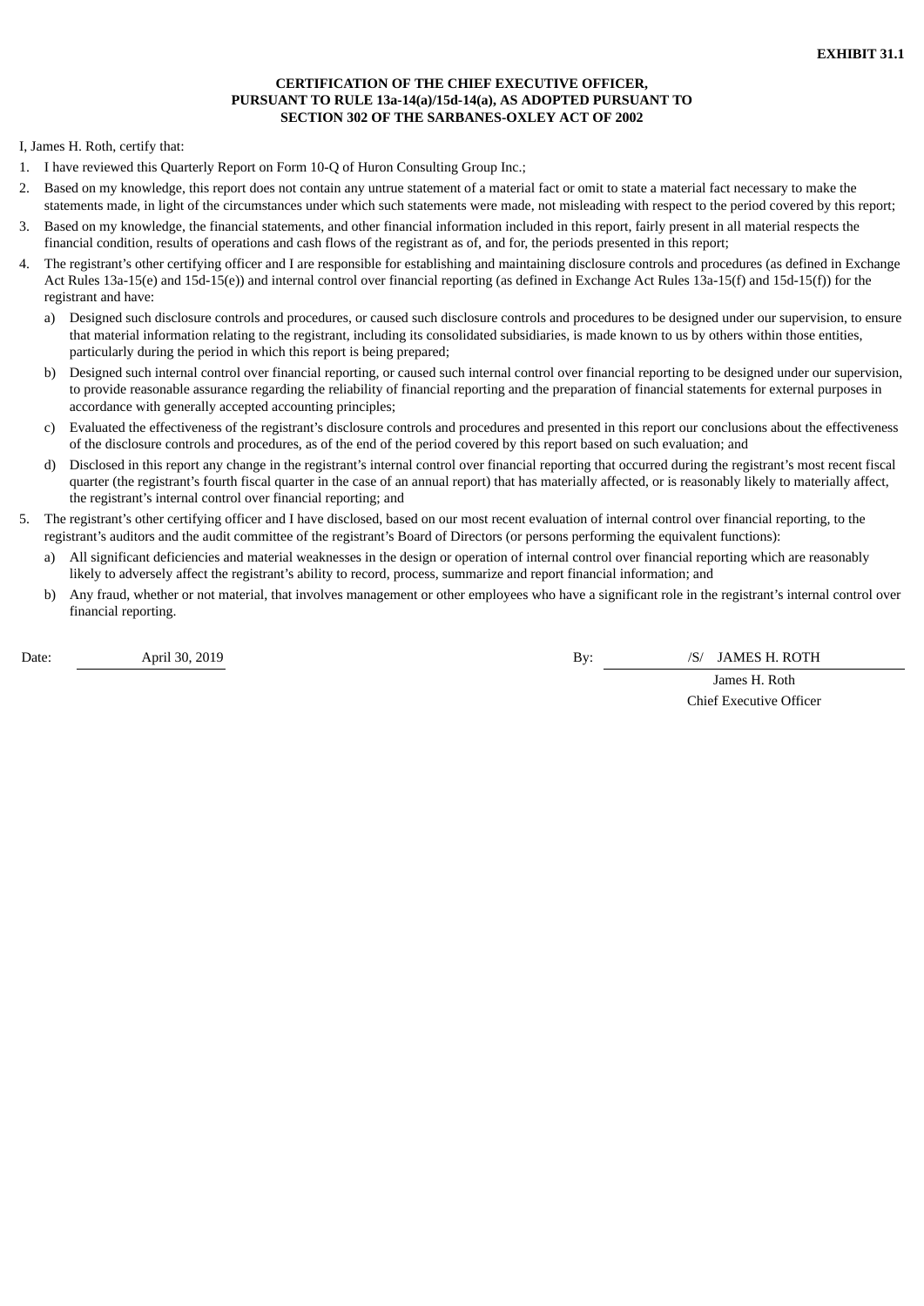**EXHIBIT 31.1**

**CERTIFICATION OF THE CHIEF EXECUTIVE OFFICER, PURSUANT TO RULE 13a-14(a)/15d-14(a), AS ADOPTED PURSUANT TO SECTION 302 OF THE SARBANES-OXLEY ACT OF 2002**

I, James H. Roth, certify that:

1. I have reviewed this Quarterly Report on Form 10-Q of Huron Consulting Group Inc.;
2. Based on my knowledge, this report does not contain any untrue statement of a material fact or omit to state a material fact necessary to make the statements made, in light of the circumstances under which such statements were made, not misleading with respect to the period covered by this report;
3. Based on my knowledge, the financial statements, and other financial information included in this report, fairly present in all material respects the financial condition, results of operations and cash flows of the registrant as of, and for, the periods presented in this report;
4. The registrant's other certifying officer and I are responsible for establishing and maintaining disclosure controls and procedures (as defined in Exchange Act Rules 13a-15(e) and 15d-15(e)) and internal control over financial reporting (as defined in Exchange Act Rules 13a-15(f) and 15d-15(f)) for the registrant and have:
   a) Designed such disclosure controls and procedures, or caused such disclosure controls and procedures to be designed under our supervision, to ensure that material information relating to the registrant, including its consolidated subsidiaries, is made known to us by others within those entities, particularly during the period in which this report is being prepared;
   b) Designed such internal control over financial reporting, or caused such internal control over financial reporting to be designed under our supervision, to provide reasonable assurance regarding the reliability of financial reporting and the preparation of financial statements for external purposes in accordance with generally accepted accounting principles;
   c) Evaluated the effectiveness of the registrant's disclosure controls and procedures and presented in this report our conclusions about the effectiveness of the disclosure controls and procedures, as of the end of the period covered by this report based on such evaluation; and
   d) Disclosed in this report any change in the registrant's internal control over financial reporting that occurred during the registrant's most recent fiscal quarter (the registrant's fourth fiscal quarter in the case of an annual report) that has materially affected, or is reasonably likely to materially affect, the registrant's internal control over financial reporting; and
5. The registrant's other certifying officer and I have disclosed, based on our most recent evaluation of internal control over financial reporting, to the registrant's auditors and the audit committee of the registrant's Board of Directors (or persons performing the equivalent functions):
   a) All significant deficiencies and material weaknesses in the design or operation of internal control over financial reporting which are reasonably likely to adversely affect the registrant's ability to record, process, summarize and report financial information; and
   b) Any fraud, whether or not material, that involves management or other employees who have a significant role in the registrant's internal control over financial reporting.

Date: April 30, 2019

By: /S/ JAMES H. ROTH

James H. Roth

Chief Executive Officer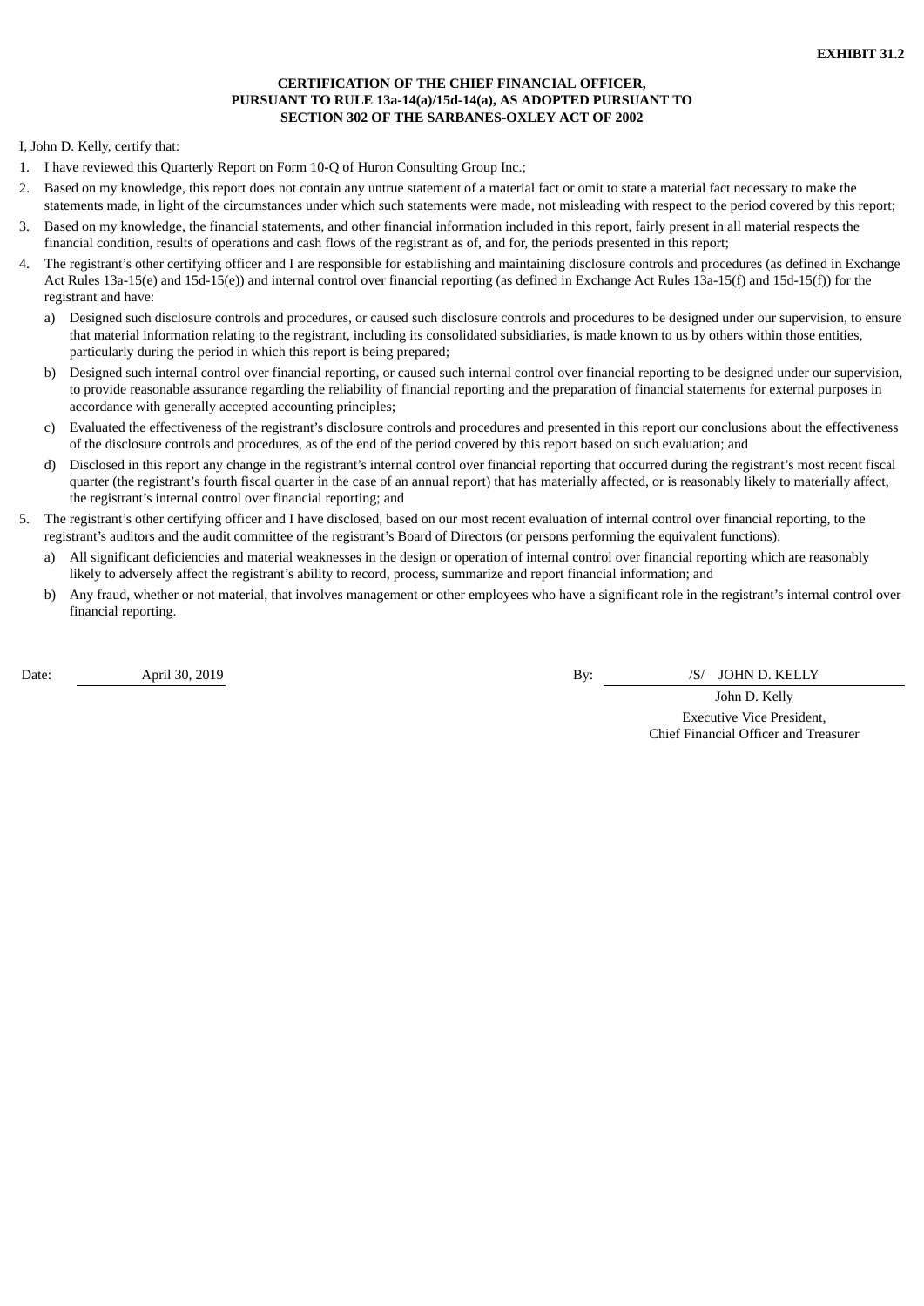**EXHIBIT 31.2**

**CERTIFICATION OF THE CHIEF FINANCIAL OFFICER,
PURSUANT TO RULE 13a-14(a)/15d-14(a), AS ADOPTED PURSUANT TO
SECTION 302 OF THE SARBANES-OXLEY ACT OF 2002**

I, John D. Kelly, certify that:

1. I have reviewed this Quarterly Report on Form 10-Q of Huron Consulting Group Inc.;
2. Based on my knowledge, this report does not contain any untrue statement of a material fact or omit to state a material fact necessary to make the statements made, in light of the circumstances under which such statements were made, not misleading with respect to the period covered by this report;
3. Based on my knowledge, the financial statements, and other financial information included in this report, fairly present in all material respects the financial condition, results of operations and cash flows of the registrant as of, and for, the periods presented in this report;
4. The registrant's other certifying officer and I are responsible for establishing and maintaining disclosure controls and procedures (as defined in Exchange Act Rules 13a-15(e) and 15d-15(e)) and internal control over financial reporting (as defined in Exchange Act Rules 13a-15(f) and 15d-15(f)) for the registrant and have:
   a) Designed such disclosure controls and procedures, or caused such disclosure controls and procedures to be designed under our supervision, to ensure that material information relating to the registrant, including its consolidated subsidiaries, is made known to us by others within those entities, particularly during the period in which this report is being prepared;
   b) Designed such internal control over financial reporting, or caused such internal control over financial reporting to be designed under our supervision, to provide reasonable assurance regarding the reliability of financial reporting and the preparation of financial statements for external purposes in accordance with generally accepted accounting principles;
   c) Evaluated the effectiveness of the registrant's disclosure controls and procedures and presented in this report our conclusions about the effectiveness of the disclosure controls and procedures, as of the end of the period covered by this report based on such evaluation; and
   d) Disclosed in this report any change in the registrant's internal control over financial reporting that occurred during the registrant's most recent fiscal quarter (the registrant's fourth fiscal quarter in the case of an annual report) that has materially affected, or is reasonably likely to materially affect, the registrant's internal control over financial reporting; and
5. The registrant's other certifying officer and I have disclosed, based on our most recent evaluation of internal control over financial reporting, to the registrant's auditors and the audit committee of the registrant's Board of Directors (or persons performing the equivalent functions):
   a) All significant deficiencies and material weaknesses in the design or operation of internal control over financial reporting which are reasonably likely to adversely affect the registrant's ability to record, process, summarize and report financial information; and
   b) Any fraud, whether or not material, that involves management or other employees who have a significant role in the registrant's internal control over financial reporting.

Date: April 30, 2019

By: /S/ JOHN D. KELLY

John D. Kelly
Executive Vice President,
Chief Financial Officer and Treasurer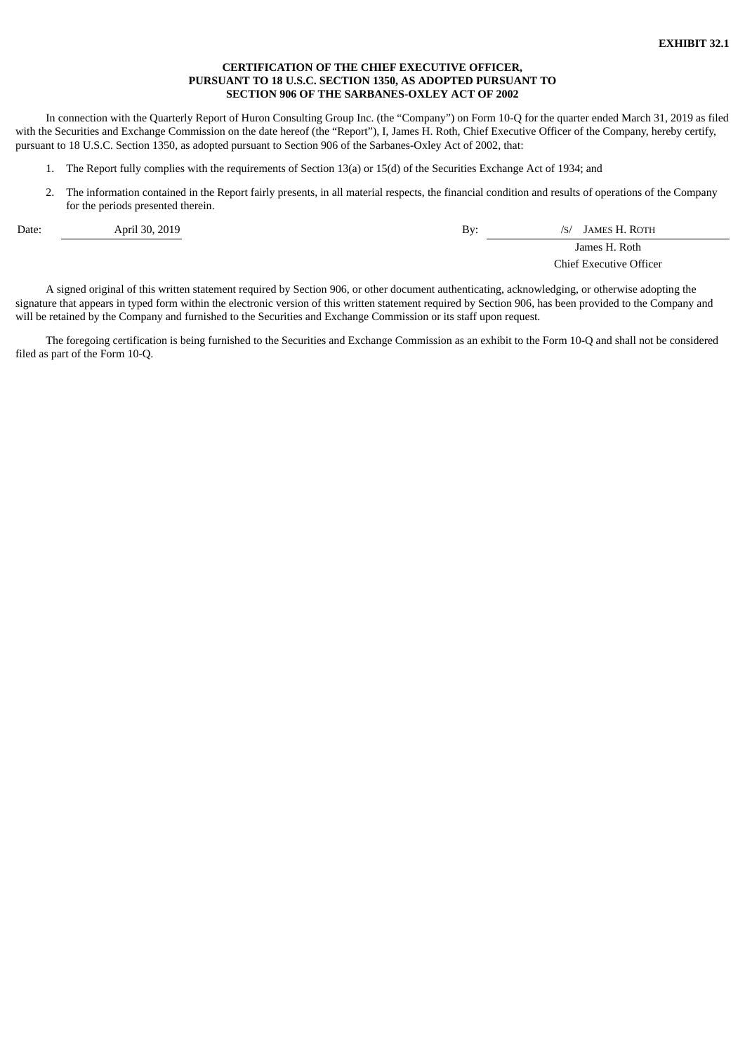**EXHIBIT 32.1**

**CERTIFICATION OF THE CHIEF EXECUTIVE OFFICER,**
**PURSUANT TO 18 U.S.C. SECTION 1350, AS ADOPTED PURSUANT TO**
**SECTION 906 OF THE SARBANES-OXLEY ACT OF 2002**

In connection with the Quarterly Report of Huron Consulting Group Inc. (the "Company") on Form 10-Q for the quarter ended March 31, 2019 as filed with the Securities and Exchange Commission on the date hereof (the "Report"), I, James H. Roth, Chief Executive Officer of the Company, hereby certify, pursuant to 18 U.S.C. Section 1350, as adopted pursuant to Section 906 of the Sarbanes-Oxley Act of 2002, that:

1. The Report fully complies with the requirements of Section 13(a) or 15(d) of the Securities Exchange Act of 1934; and
2. The information contained in the Report fairly presents, in all material respects, the financial condition and results of operations of the Company for the periods presented therein.

| | | | |
|---|---|---|---|
| Date: | April 30, 2019 | By: | /S/ JAMES H. ROTH |
| | | | James H. Roth |
| | | | Chief Executive Officer |

A signed original of this written statement required by Section 906, or other document authenticating, acknowledging, or otherwise adopting the signature that appears in typed form within the electronic version of this written statement required by Section 906, has been provided to the Company and will be retained by the Company and furnished to the Securities and Exchange Commission or its staff upon request.

The foregoing certification is being furnished to the Securities and Exchange Commission as an exhibit to the Form 10-Q and shall not be considered filed as part of the Form 10-Q.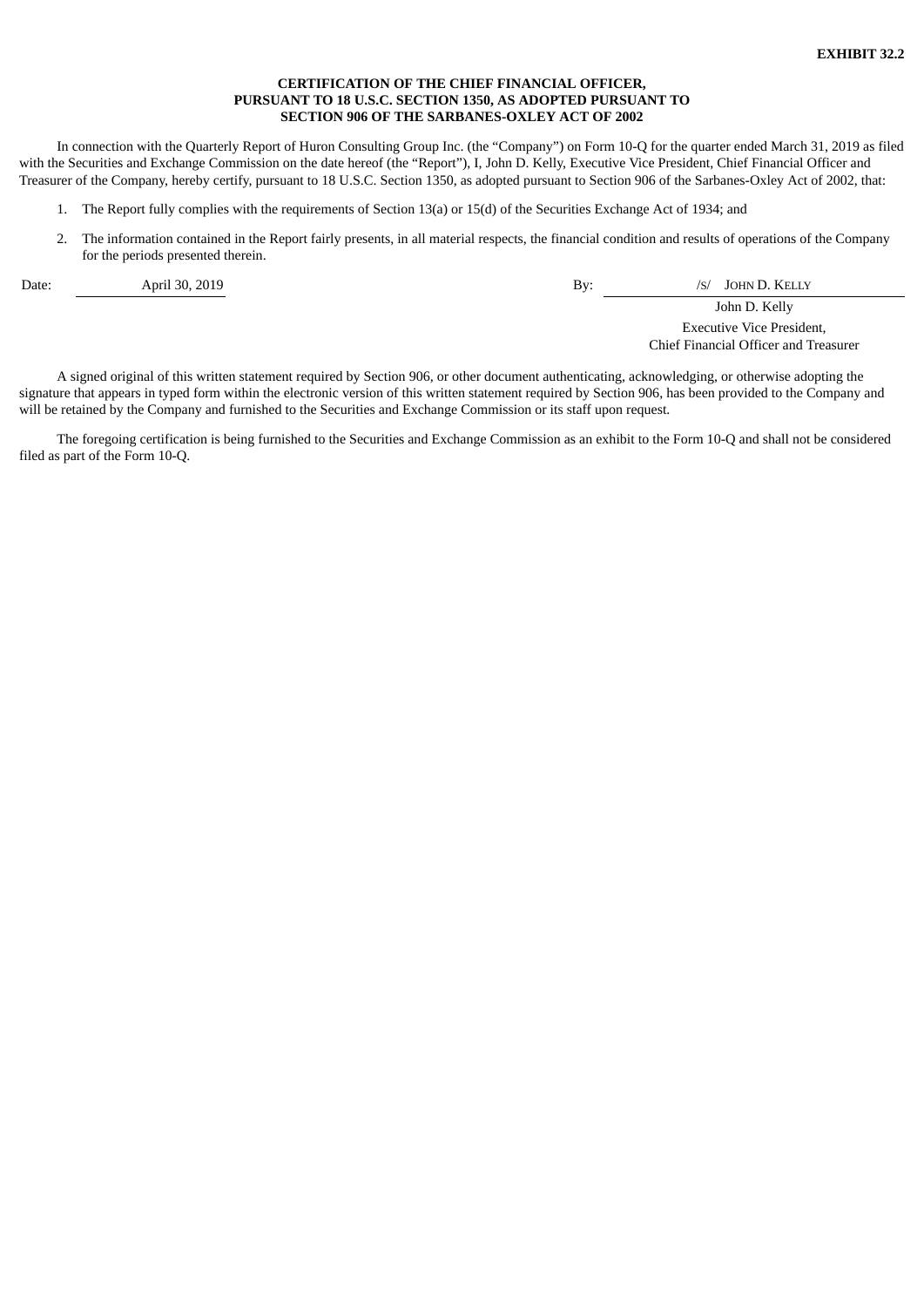**EXHIBIT 32.2**

**CERTIFICATION OF THE CHIEF FINANCIAL OFFICER, PURSUANT TO 18 U.S.C. SECTION 1350, AS ADOPTED PURSUANT TO SECTION 906 OF THE SARBANES-OXLEY ACT OF 2002**

In connection with the Quarterly Report of Huron Consulting Group Inc. (the "Company") on Form 10-Q for the quarter ended March 31, 2019 as filed with the Securities and Exchange Commission on the date hereof (the "Report"), I, John D. Kelly, Executive Vice President, Chief Financial Officer and Treasurer of the Company, hereby certify, pursuant to 18 U.S.C. Section 1350, as adopted pursuant to Section 906 of the Sarbanes-Oxley Act of 2002, that:

1. The Report fully complies with the requirements of Section 13(a) or 15(d) of the Securities Exchange Act of 1934; and
2. The information contained in the Report fairly presents, in all material respects, the financial condition and results of operations of the Company for the periods presented therein.

Date: April 30, 2019

By: /S/ JOHN D. KELLY

John D. Kelly

Executive Vice President,
Chief Financial Officer and Treasurer

A signed original of this written statement required by Section 906, or other document authenticating, acknowledging, or otherwise adopting the signature that appears in typed form within the electronic version of this written statement required by Section 906, has been provided to the Company and will be retained by the Company and furnished to the Securities and Exchange Commission or its staff upon request.

The foregoing certification is being furnished to the Securities and Exchange Commission as an exhibit to the Form 10-Q and shall not be considered filed as part of the Form 10-Q.